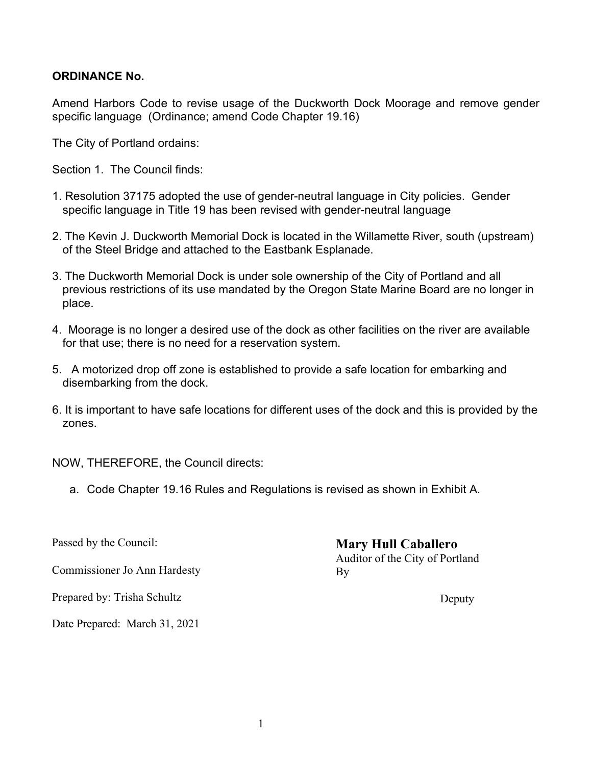**ORDINANCE No.**

Amend Harbors Code to revise usage of the Duckworth Dock Moorage and remove gender specific language (Ordinance; amend Code Chapter 19.16)

The City of Portland ordains:

Section 1. The Council finds:

1. Resolution 37175 adopted the use of gender-neutral language in City policies. Gender specific language in Title 19 has been revised with gender-neutral language

2. The Kevin J. Duckworth Memorial Dock is located in the Willamette River, south (upstream) of the Steel Bridge and attached to the Eastbank Esplanade.

3. The Duckworth Memorial Dock is under sole ownership of the City of Portland and all previous restrictions of its use mandated by the Oregon State Marine Board are no longer in place.

4. Moorage is no longer a desired use of the dock as other facilities on the river are available for that use; there is no need for a reservation system.

5. A motorized drop off zone is established to provide a safe location for embarking and disembarking from the dock.

6. It is important to have safe locations for different uses of the dock and this is provided by the zones.

NOW, THEREFORE, the Council directs:

a. Code Chapter 19.16 Rules and Regulations is revised as shown in Exhibit A.

Passed by the Council:

Commissioner Jo Ann Hardesty

Prepared by: Trisha Schultz

Date Prepared: March 31, 2021

**Mary Hull Caballero**
Auditor of the City of Portland
By

Deputy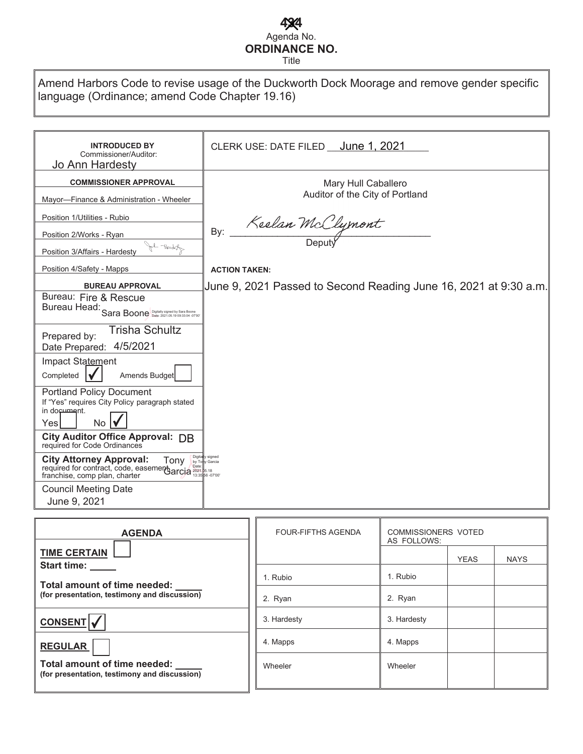434

Agenda No.

**ORDINANCE NO.**

Title

Amend Harbors Code to revise usage of the Duckworth Dock Moorage and remove gender specific language (Ordinance; amend Code Chapter 19.16)

| **INTRODUCED BY** Commissioner/Auditor: Jo Ann Hardesty | CLERK USE: DATE FILED June 1, 2021 |
|---|---|
| **COMMISSIONER APPROVAL** | Mary Hull Caballero<br>Auditor of the City of Portland |
| Mayor—Finance & Administration - Wheeler | |
| Position 1/Utilities - Rubio | By: Keelan McClymont<br>Deputy |
| Position 2/Works - Ryan | |
| Position 3/Affairs - Hardesty | |
| Position 4/Safety - Mapps | **ACTION TAKEN:** |
| **BUREAU APPROVAL**<br>Bureau: Fire & Rescue<br>Bureau Head: Sara Boone (Digitally signed by Sara Boone Date: 2021.05.19 09:33:04 -07'00') | June 9, 2021 Passed to Second Reading June 16, 2021 at 9:30 a.m. |
| Prepared by: Trisha Schultz<br>Date Prepared: 4/5/2021 | |
| Impact Statement<br>Completed ☑ Amends Budget ☐ | |
| Portland Policy Document<br>If "Yes" requires City Policy paragraph stated in document.<br>Yes ☐ No ☑ | |
| **City Auditor Office Approval:** DB<br>required for Code Ordinances | |
| **City Attorney Approval:** Tony Garcia (Digitally signed by Tony Garcia Date: 2021.05.18 13:35:56 -07'00')<br>required for contract, code, easement, franchise, comp plan, charter | |
| Council Meeting Date<br>June 9, 2021 | |

| **AGENDA** |
|---|
| **TIME CERTAIN** ☐<br>**Start time:** _____<br>**Total amount of time needed:** _____<br>**(for presentation, testimony and discussion)** |
| **CONSENT** ☑ |
| **REGULAR** ☐<br>**Total amount of time needed:** _____<br>**(for presentation, testimony and discussion)** |

| FOUR-FIFTHS AGENDA | COMMISSIONERS VOTED AS FOLLOWS: | YEAS | NAYS |
|---|---|---|---|
| 1. Rubio | 1. Rubio | | |
| 2. Ryan | 2. Ryan | | |
| 3. Hardesty | 3. Hardesty | | |
| 4. Mapps | 4. Mapps | | |
| Wheeler | Wheeler | | |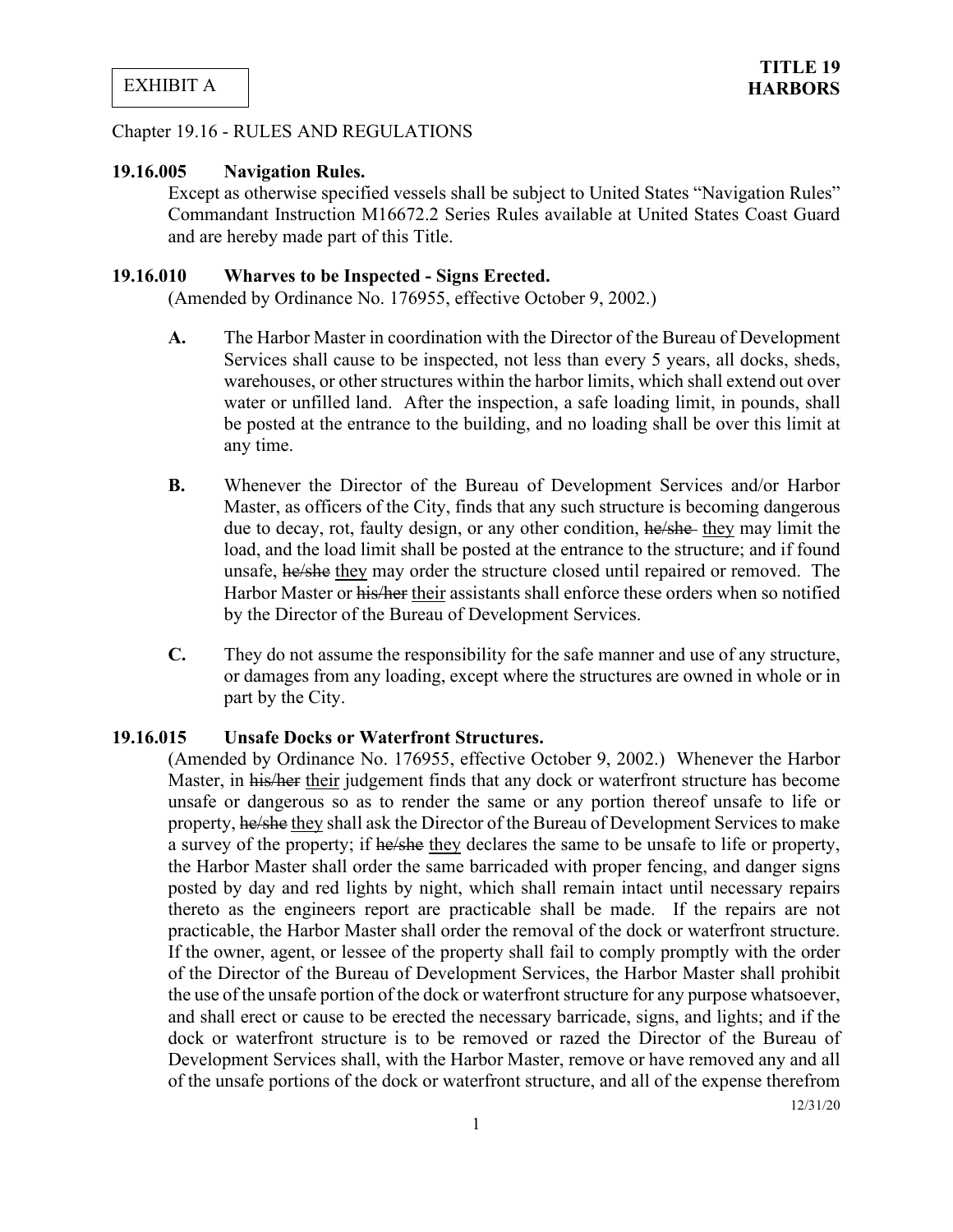EXHIBIT A

**TITLE 19**
**HARBORS**

Chapter 19.16 - RULES AND REGULATIONS

**19.16.005 Navigation Rules.**

Except as otherwise specified vessels shall be subject to United States "Navigation Rules" Commandant Instruction M16672.2 Series Rules available at United States Coast Guard and are hereby made part of this Title.

**19.16.010 Wharves to be Inspected - Signs Erected.**

(Amended by Ordinance No. 176955, effective October 9, 2002.)

**A.** The Harbor Master in coordination with the Director of the Bureau of Development Services shall cause to be inspected, not less than every 5 years, all docks, sheds, warehouses, or other structures within the harbor limits, which shall extend out over water or unfilled land. After the inspection, a safe loading limit, in pounds, shall be posted at the entrance to the building, and no loading shall be over this limit at any time.

**B.** Whenever the Director of the Bureau of Development Services and/or Harbor Master, as officers of the City, finds that any such structure is becoming dangerous due to decay, rot, faulty design, or any other condition, ~~he/she~~ <u>they</u> may limit the load, and the load limit shall be posted at the entrance to the structure; and if found unsafe, ~~he/she~~ <u>they</u> may order the structure closed until repaired or removed. The Harbor Master or ~~his/her~~ <u>their</u> assistants shall enforce these orders when so notified by the Director of the Bureau of Development Services.

**C.** They do not assume the responsibility for the safe manner and use of any structure, or damages from any loading, except where the structures are owned in whole or in part by the City.

**19.16.015 Unsafe Docks or Waterfront Structures.**

(Amended by Ordinance No. 176955, effective October 9, 2002.) Whenever the Harbor Master, in ~~his/her~~ <u>their</u> judgement finds that any dock or waterfront structure has become unsafe or dangerous so as to render the same or any portion thereof unsafe to life or property, ~~he/she~~ <u>they</u> shall ask the Director of the Bureau of Development Services to make a survey of the property; if ~~he/she~~ <u>they</u> declares the same to be unsafe to life or property, the Harbor Master shall order the same barricaded with proper fencing, and danger signs posted by day and red lights by night, which shall remain intact until necessary repairs thereto as the engineers report are practicable shall be made. If the repairs are not practicable, the Harbor Master shall order the removal of the dock or waterfront structure. If the owner, agent, or lessee of the property shall fail to comply promptly with the order of the Director of the Bureau of Development Services, the Harbor Master shall prohibit the use of the unsafe portion of the dock or waterfront structure for any purpose whatsoever, and shall erect or cause to be erected the necessary barricade, signs, and lights; and if the dock or waterfront structure is to be removed or razed the Director of the Bureau of Development Services shall, with the Harbor Master, remove or have removed any and all of the unsafe portions of the dock or waterfront structure, and all of the expense therefrom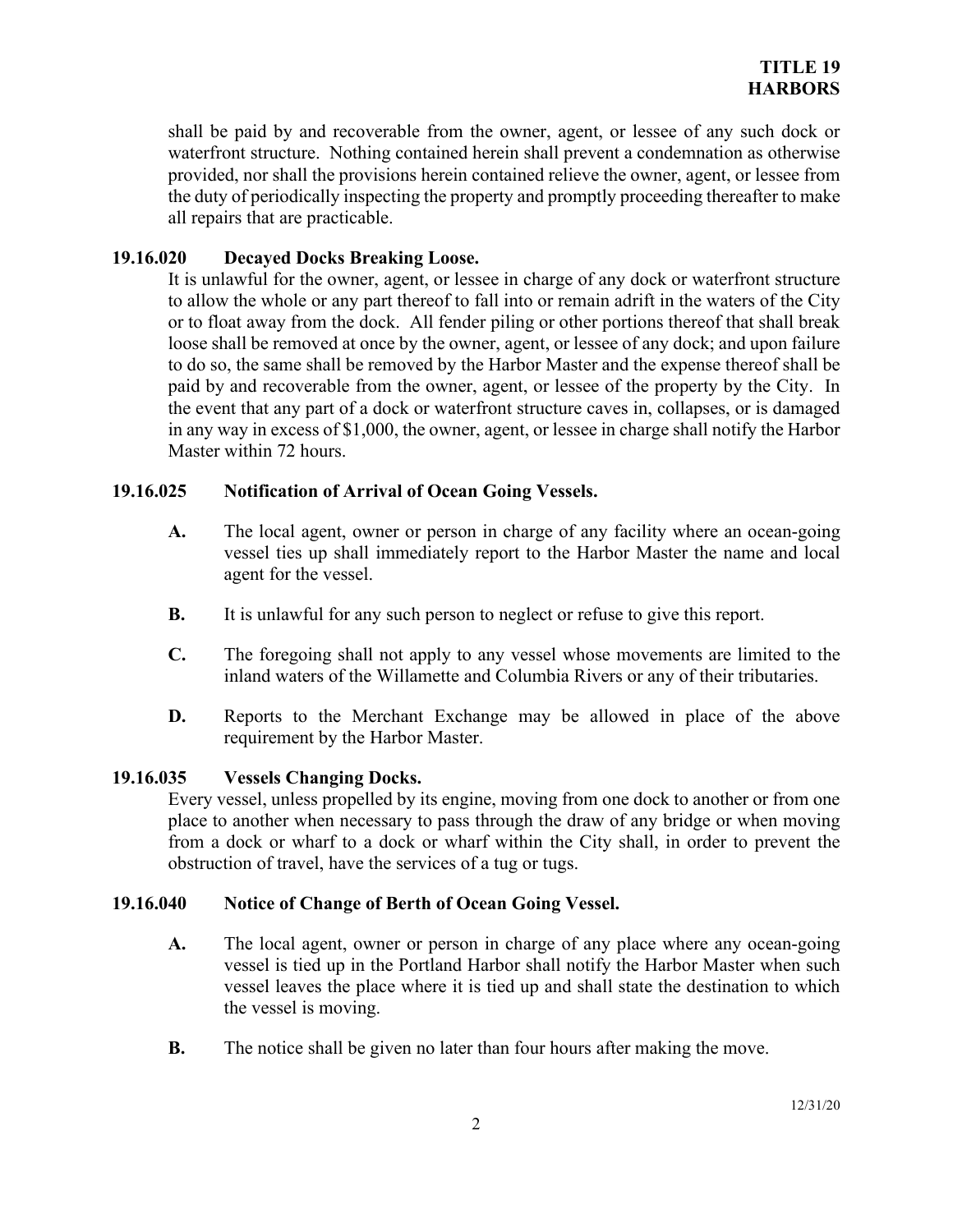shall be paid by and recoverable from the owner, agent, or lessee of any such dock or waterfront structure. Nothing contained herein shall prevent a condemnation as otherwise provided, nor shall the provisions herein contained relieve the owner, agent, or lessee from the duty of periodically inspecting the property and promptly proceeding thereafter to make all repairs that are practicable.

### 19.16.020 Decayed Docks Breaking Loose.

It is unlawful for the owner, agent, or lessee in charge of any dock or waterfront structure to allow the whole or any part thereof to fall into or remain adrift in the waters of the City or to float away from the dock. All fender piling or other portions thereof that shall break loose shall be removed at once by the owner, agent, or lessee of any dock; and upon failure to do so, the same shall be removed by the Harbor Master and the expense thereof shall be paid by and recoverable from the owner, agent, or lessee of the property by the City. In the event that any part of a dock or waterfront structure caves in, collapses, or is damaged in any way in excess of $1,000, the owner, agent, or lessee in charge shall notify the Harbor Master within 72 hours.

### 19.16.025 Notification of Arrival of Ocean Going Vessels.

**A.** The local agent, owner or person in charge of any facility where an ocean-going vessel ties up shall immediately report to the Harbor Master the name and local agent for the vessel.

**B.** It is unlawful for any such person to neglect or refuse to give this report.

**C.** The foregoing shall not apply to any vessel whose movements are limited to the inland waters of the Willamette and Columbia Rivers or any of their tributaries.

**D.** Reports to the Merchant Exchange may be allowed in place of the above requirement by the Harbor Master.

### 19.16.035 Vessels Changing Docks.

Every vessel, unless propelled by its engine, moving from one dock to another or from one place to another when necessary to pass through the draw of any bridge or when moving from a dock or wharf to a dock or wharf within the City shall, in order to prevent the obstruction of travel, have the services of a tug or tugs.

### 19.16.040 Notice of Change of Berth of Ocean Going Vessel.

**A.** The local agent, owner or person in charge of any place where any ocean-going vessel is tied up in the Portland Harbor shall notify the Harbor Master when such vessel leaves the place where it is tied up and shall state the destination to which the vessel is moving.

**B.** The notice shall be given no later than four hours after making the move.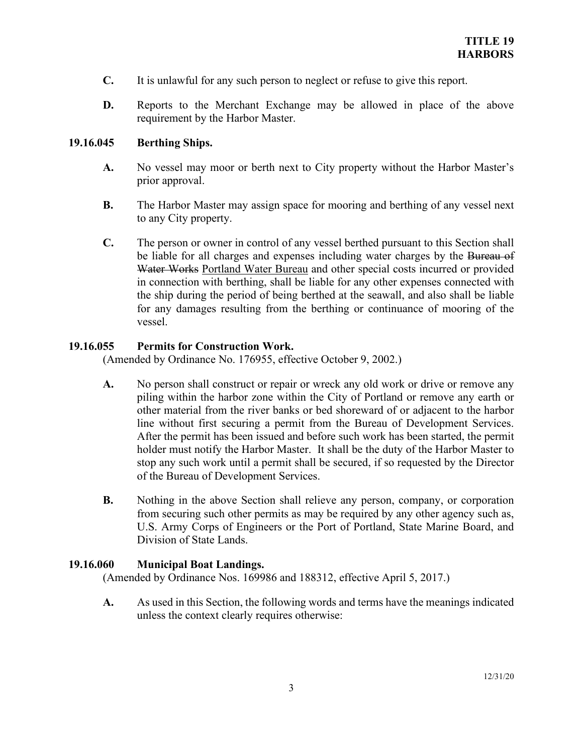**C.** It is unlawful for any such person to neglect or refuse to give this report.

**D.** Reports to the Merchant Exchange may be allowed in place of the above requirement by the Harbor Master.

### 19.16.045 Berthing Ships.

**A.** No vessel may moor or berth next to City property without the Harbor Master's prior approval.

**B.** The Harbor Master may assign space for mooring and berthing of any vessel next to any City property.

**C.** The person or owner in control of any vessel berthed pursuant to this Section shall be liable for all charges and expenses including water charges by the ~~Bureau of Water Works~~ Portland Water Bureau and other special costs incurred or provided in connection with berthing, shall be liable for any other expenses connected with the ship during the period of being berthed at the seawall, and also shall be liable for any damages resulting from the berthing or continuance of mooring of the vessel.

### 19.16.055 Permits for Construction Work.

(Amended by Ordinance No. 176955, effective October 9, 2002.)

**A.** No person shall construct or repair or wreck any old work or drive or remove any piling within the harbor zone within the City of Portland or remove any earth or other material from the river banks or bed shoreward of or adjacent to the harbor line without first securing a permit from the Bureau of Development Services. After the permit has been issued and before such work has been started, the permit holder must notify the Harbor Master. It shall be the duty of the Harbor Master to stop any such work until a permit shall be secured, if so requested by the Director of the Bureau of Development Services.

**B.** Nothing in the above Section shall relieve any person, company, or corporation from securing such other permits as may be required by any other agency such as, U.S. Army Corps of Engineers or the Port of Portland, State Marine Board, and Division of State Lands.

### 19.16.060 Municipal Boat Landings.

(Amended by Ordinance Nos. 169986 and 188312, effective April 5, 2017.)

**A.** As used in this Section, the following words and terms have the meanings indicated unless the context clearly requires otherwise: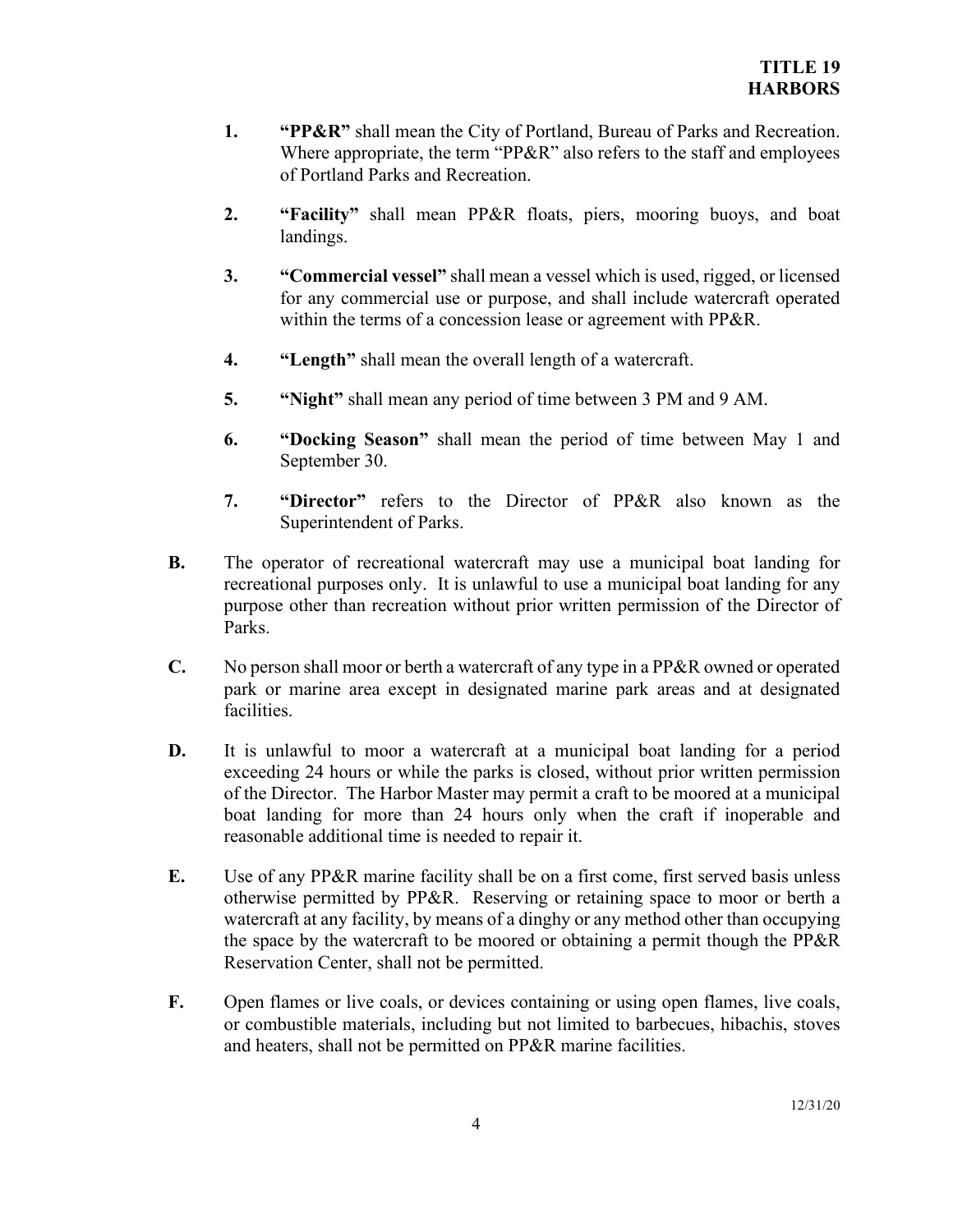1. **"PP&R"** shall mean the City of Portland, Bureau of Parks and Recreation. Where appropriate, the term "PP&R" also refers to the staff and employees of Portland Parks and Recreation.

2. **"Facility"** shall mean PP&R floats, piers, mooring buoys, and boat landings.

3. **"Commercial vessel"** shall mean a vessel which is used, rigged, or licensed for any commercial use or purpose, and shall include watercraft operated within the terms of a concession lease or agreement with PP&R.

4. **"Length"** shall mean the overall length of a watercraft.

5. **"Night"** shall mean any period of time between 3 PM and 9 AM.

6. **"Docking Season"** shall mean the period of time between May 1 and September 30.

7. **"Director"** refers to the Director of PP&R also known as the Superintendent of Parks.

**B.** The operator of recreational watercraft may use a municipal boat landing for recreational purposes only. It is unlawful to use a municipal boat landing for any purpose other than recreation without prior written permission of the Director of Parks.

**C.** No person shall moor or berth a watercraft of any type in a PP&R owned or operated park or marine area except in designated marine park areas and at designated facilities.

**D.** It is unlawful to moor a watercraft at a municipal boat landing for a period exceeding 24 hours or while the parks is closed, without prior written permission of the Director. The Harbor Master may permit a craft to be moored at a municipal boat landing for more than 24 hours only when the craft if inoperable and reasonable additional time is needed to repair it.

**E.** Use of any PP&R marine facility shall be on a first come, first served basis unless otherwise permitted by PP&R. Reserving or retaining space to moor or berth a watercraft at any facility, by means of a dinghy or any method other than occupying the space by the watercraft to be moored or obtaining a permit though the PP&R Reservation Center, shall not be permitted.

**F.** Open flames or live coals, or devices containing or using open flames, live coals, or combustible materials, including but not limited to barbecues, hibachis, stoves and heaters, shall not be permitted on PP&R marine facilities.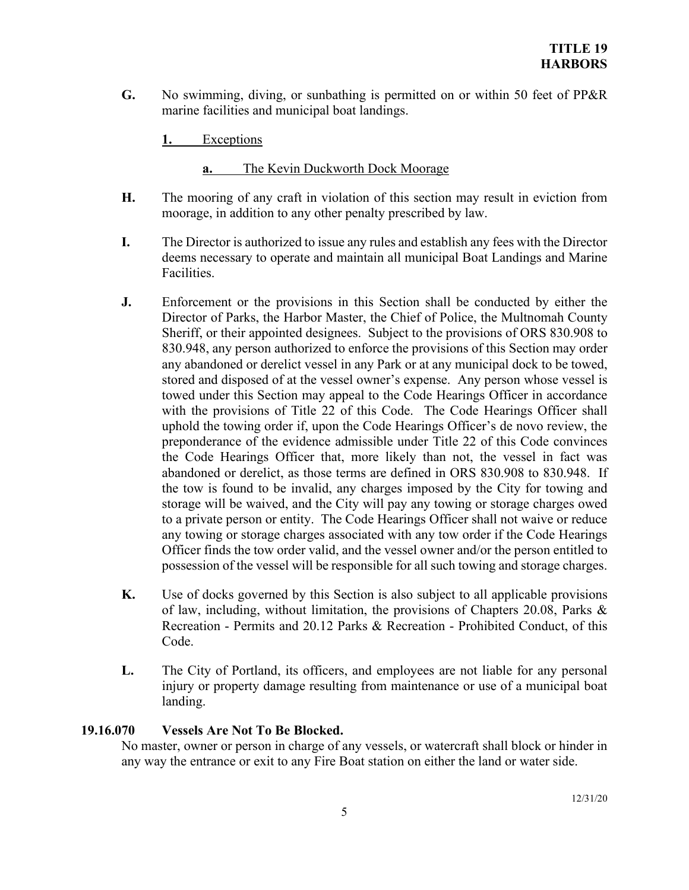**G.** No swimming, diving, or sunbathing is permitted on or within 50 feet of PP&R marine facilities and municipal boat landings.

**1.** Exceptions

**a.** The Kevin Duckworth Dock Moorage

**H.** The mooring of any craft in violation of this section may result in eviction from moorage, in addition to any other penalty prescribed by law.

**I.** The Director is authorized to issue any rules and establish any fees with the Director deems necessary to operate and maintain all municipal Boat Landings and Marine Facilities.

**J.** Enforcement or the provisions in this Section shall be conducted by either the Director of Parks, the Harbor Master, the Chief of Police, the Multnomah County Sheriff, or their appointed designees. Subject to the provisions of ORS 830.908 to 830.948, any person authorized to enforce the provisions of this Section may order any abandoned or derelict vessel in any Park or at any municipal dock to be towed, stored and disposed of at the vessel owner's expense. Any person whose vessel is towed under this Section may appeal to the Code Hearings Officer in accordance with the provisions of Title 22 of this Code. The Code Hearings Officer shall uphold the towing order if, upon the Code Hearings Officer's de novo review, the preponderance of the evidence admissible under Title 22 of this Code convinces the Code Hearings Officer that, more likely than not, the vessel in fact was abandoned or derelict, as those terms are defined in ORS 830.908 to 830.948. If the tow is found to be invalid, any charges imposed by the City for towing and storage will be waived, and the City will pay any towing or storage charges owed to a private person or entity. The Code Hearings Officer shall not waive or reduce any towing or storage charges associated with any tow order if the Code Hearings Officer finds the tow order valid, and the vessel owner and/or the person entitled to possession of the vessel will be responsible for all such towing and storage charges.

**K.** Use of docks governed by this Section is also subject to all applicable provisions of law, including, without limitation, the provisions of Chapters 20.08, Parks & Recreation - Permits and 20.12 Parks & Recreation - Prohibited Conduct, of this Code.

**L.** The City of Portland, its officers, and employees are not liable for any personal injury or property damage resulting from maintenance or use of a municipal boat landing.

### 19.16.070 Vessels Are Not To Be Blocked.

No master, owner or person in charge of any vessels, or watercraft shall block or hinder in any way the entrance or exit to any Fire Boat station on either the land or water side.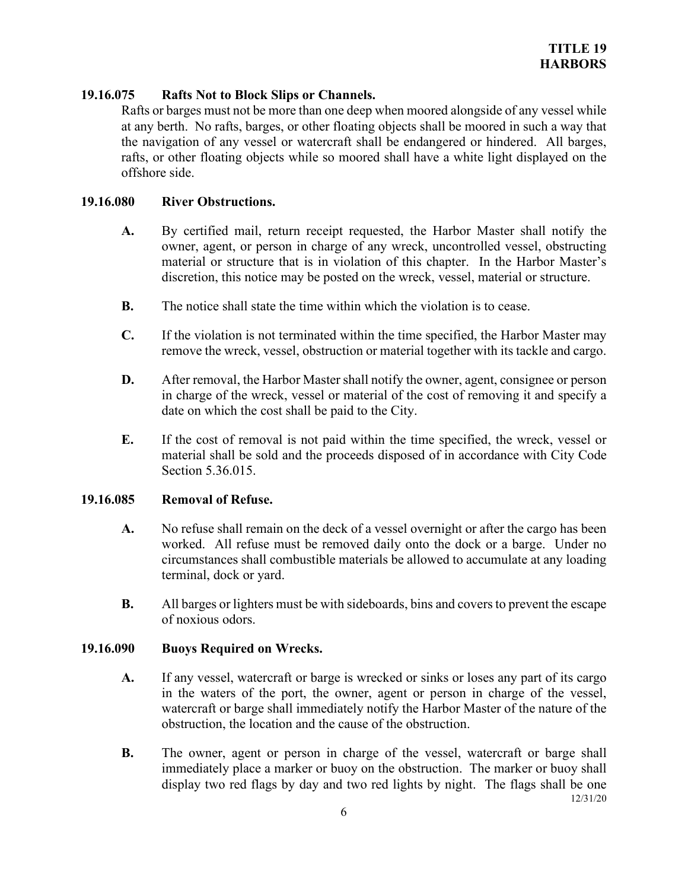### 19.16.075 Rafts Not to Block Slips or Channels.

Rafts or barges must not be more than one deep when moored alongside of any vessel while at any berth. No rafts, barges, or other floating objects shall be moored in such a way that the navigation of any vessel or watercraft shall be endangered or hindered. All barges, rafts, or other floating objects while so moored shall have a white light displayed on the offshore side.

### 19.16.080 River Obstructions.

**A.** By certified mail, return receipt requested, the Harbor Master shall notify the owner, agent, or person in charge of any wreck, uncontrolled vessel, obstructing material or structure that is in violation of this chapter. In the Harbor Master's discretion, this notice may be posted on the wreck, vessel, material or structure.

**B.** The notice shall state the time within which the violation is to cease.

**C.** If the violation is not terminated within the time specified, the Harbor Master may remove the wreck, vessel, obstruction or material together with its tackle and cargo.

**D.** After removal, the Harbor Master shall notify the owner, agent, consignee or person in charge of the wreck, vessel or material of the cost of removing it and specify a date on which the cost shall be paid to the City.

**E.** If the cost of removal is not paid within the time specified, the wreck, vessel or material shall be sold and the proceeds disposed of in accordance with City Code Section 5.36.015.

### 19.16.085 Removal of Refuse.

**A.** No refuse shall remain on the deck of a vessel overnight or after the cargo has been worked. All refuse must be removed daily onto the dock or a barge. Under no circumstances shall combustible materials be allowed to accumulate at any loading terminal, dock or yard.

**B.** All barges or lighters must be with sideboards, bins and covers to prevent the escape of noxious odors.

### 19.16.090 Buoys Required on Wrecks.

**A.** If any vessel, watercraft or barge is wrecked or sinks or loses any part of its cargo in the waters of the port, the owner, agent or person in charge of the vessel, watercraft or barge shall immediately notify the Harbor Master of the nature of the obstruction, the location and the cause of the obstruction.

**B.** The owner, agent or person in charge of the vessel, watercraft or barge shall immediately place a marker or buoy on the obstruction. The marker or buoy shall display two red flags by day and two red lights by night. The flags shall be one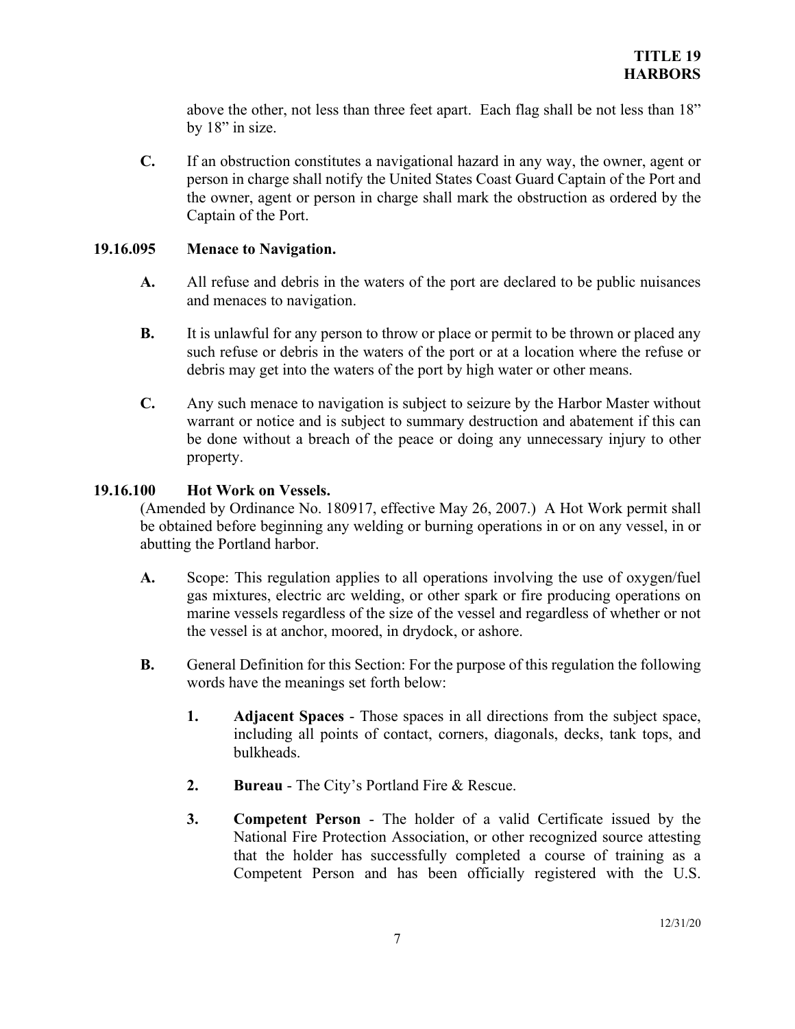above the other, not less than three feet apart. Each flag shall be not less than 18" by 18" in size.

**C.** If an obstruction constitutes a navigational hazard in any way, the owner, agent or person in charge shall notify the United States Coast Guard Captain of the Port and the owner, agent or person in charge shall mark the obstruction as ordered by the Captain of the Port.

### 19.16.095 Menace to Navigation.

**A.** All refuse and debris in the waters of the port are declared to be public nuisances and menaces to navigation.

**B.** It is unlawful for any person to throw or place or permit to be thrown or placed any such refuse or debris in the waters of the port or at a location where the refuse or debris may get into the waters of the port by high water or other means.

**C.** Any such menace to navigation is subject to seizure by the Harbor Master without warrant or notice and is subject to summary destruction and abatement if this can be done without a breach of the peace or doing any unnecessary injury to other property.

### 19.16.100 Hot Work on Vessels.

(Amended by Ordinance No. 180917, effective May 26, 2007.) A Hot Work permit shall be obtained before beginning any welding or burning operations in or on any vessel, in or abutting the Portland harbor.

**A.** Scope: This regulation applies to all operations involving the use of oxygen/fuel gas mixtures, electric arc welding, or other spark or fire producing operations on marine vessels regardless of the size of the vessel and regardless of whether or not the vessel is at anchor, moored, in drydock, or ashore.

**B.** General Definition for this Section: For the purpose of this regulation the following words have the meanings set forth below:

1. **Adjacent Spaces** - Those spaces in all directions from the subject space, including all points of contact, corners, diagonals, decks, tank tops, and bulkheads.

2. **Bureau** - The City's Portland Fire & Rescue.

3. **Competent Person** - The holder of a valid Certificate issued by the National Fire Protection Association, or other recognized source attesting that the holder has successfully completed a course of training as a Competent Person and has been officially registered with the U.S.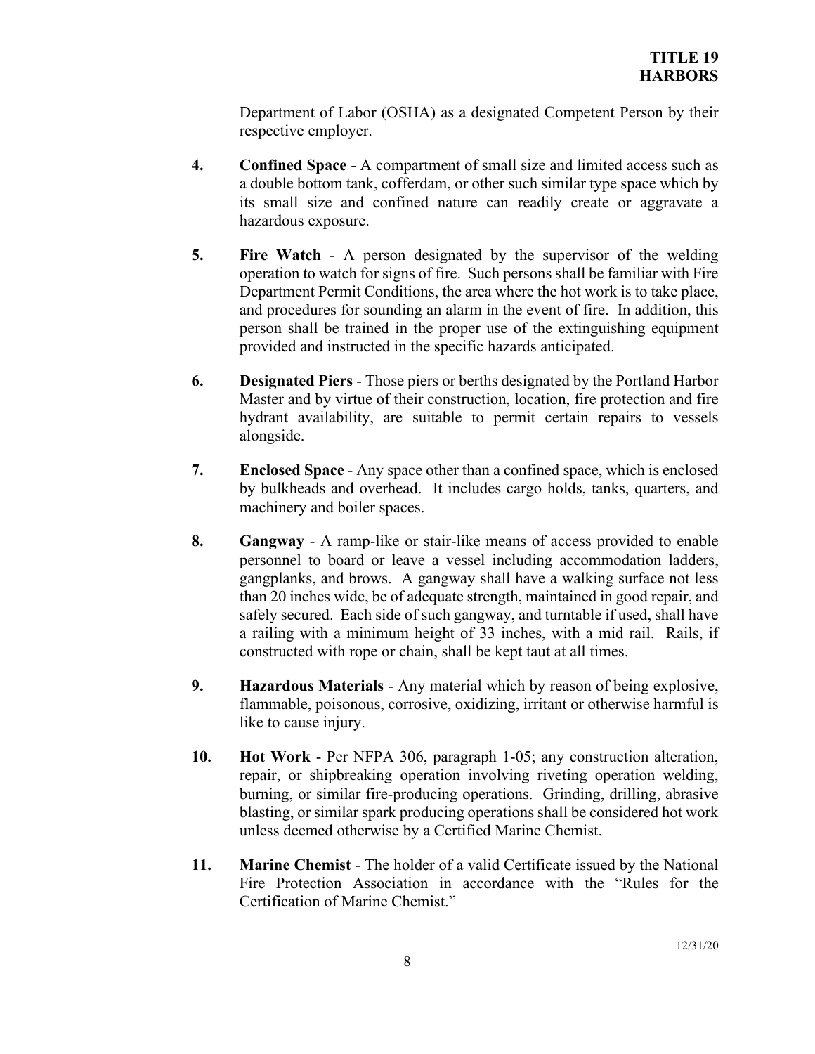Department of Labor (OSHA) as a designated Competent Person by their respective employer.

4. **Confined Space** - A compartment of small size and limited access such as a double bottom tank, cofferdam, or other such similar type space which by its small size and confined nature can readily create or aggravate a hazardous exposure.

5. **Fire Watch** - A person designated by the supervisor of the welding operation to watch for signs of fire. Such persons shall be familiar with Fire Department Permit Conditions, the area where the hot work is to take place, and procedures for sounding an alarm in the event of fire. In addition, this person shall be trained in the proper use of the extinguishing equipment provided and instructed in the specific hazards anticipated.

6. **Designated Piers** - Those piers or berths designated by the Portland Harbor Master and by virtue of their construction, location, fire protection and fire hydrant availability, are suitable to permit certain repairs to vessels alongside.

7. **Enclosed Space** - Any space other than a confined space, which is enclosed by bulkheads and overhead. It includes cargo holds, tanks, quarters, and machinery and boiler spaces.

8. **Gangway** - A ramp-like or stair-like means of access provided to enable personnel to board or leave a vessel including accommodation ladders, gangplanks, and brows. A gangway shall have a walking surface not less than 20 inches wide, be of adequate strength, maintained in good repair, and safely secured. Each side of such gangway, and turntable if used, shall have a railing with a minimum height of 33 inches, with a mid rail. Rails, if constructed with rope or chain, shall be kept taut at all times.

9. **Hazardous Materials** - Any material which by reason of being explosive, flammable, poisonous, corrosive, oxidizing, irritant or otherwise harmful is like to cause injury.

10. **Hot Work** - Per NFPA 306, paragraph 1-05; any construction alteration, repair, or shipbreaking operation involving riveting operation welding, burning, or similar fire-producing operations. Grinding, drilling, abrasive blasting, or similar spark producing operations shall be considered hot work unless deemed otherwise by a Certified Marine Chemist.

11. **Marine Chemist** - The holder of a valid Certificate issued by the National Fire Protection Association in accordance with the "Rules for the Certification of Marine Chemist."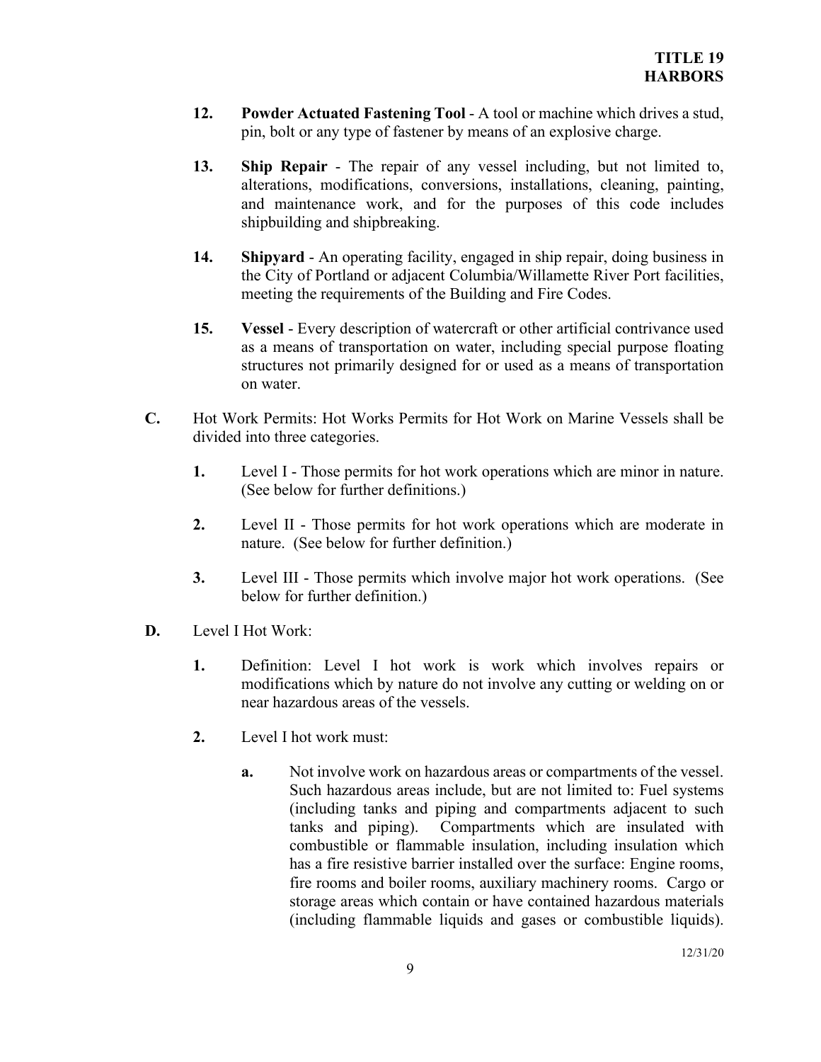12. **Powder Actuated Fastening Tool** - A tool or machine which drives a stud, pin, bolt or any type of fastener by means of an explosive charge.

13. **Ship Repair** - The repair of any vessel including, but not limited to, alterations, modifications, conversions, installations, cleaning, painting, and maintenance work, and for the purposes of this code includes shipbuilding and shipbreaking.

14. **Shipyard** - An operating facility, engaged in ship repair, doing business in the City of Portland or adjacent Columbia/Willamette River Port facilities, meeting the requirements of the Building and Fire Codes.

15. **Vessel** - Every description of watercraft or other artificial contrivance used as a means of transportation on water, including special purpose floating structures not primarily designed for or used as a means of transportation on water.

**C.** Hot Work Permits: Hot Works Permits for Hot Work on Marine Vessels shall be divided into three categories.

1. Level I - Those permits for hot work operations which are minor in nature. (See below for further definitions.)

2. Level II - Those permits for hot work operations which are moderate in nature. (See below for further definition.)

3. Level III - Those permits which involve major hot work operations. (See below for further definition.)

**D.** Level I Hot Work:

1. Definition: Level I hot work is work which involves repairs or modifications which by nature do not involve any cutting or welding on or near hazardous areas of the vessels.

2. Level I hot work must:

   a. Not involve work on hazardous areas or compartments of the vessel. Such hazardous areas include, but are not limited to: Fuel systems (including tanks and piping and compartments adjacent to such tanks and piping). Compartments which are insulated with combustible or flammable insulation, including insulation which has a fire resistive barrier installed over the surface: Engine rooms, fire rooms and boiler rooms, auxiliary machinery rooms. Cargo or storage areas which contain or have contained hazardous materials (including flammable liquids and gases or combustible liquids).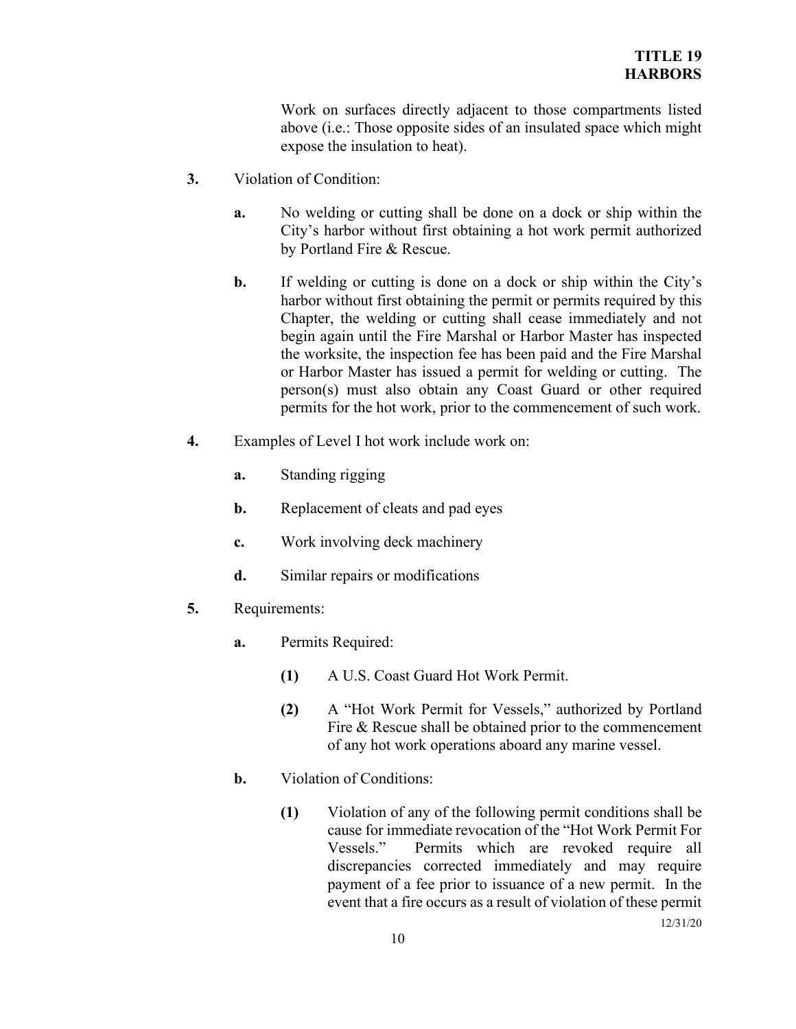Work on surfaces directly adjacent to those compartments listed above (i.e.: Those opposite sides of an insulated space which might expose the insulation to heat).

**3.** Violation of Condition:

**a.** No welding or cutting shall be done on a dock or ship within the City's harbor without first obtaining a hot work permit authorized by Portland Fire & Rescue.

**b.** If welding or cutting is done on a dock or ship within the City's harbor without first obtaining the permit or permits required by this Chapter, the welding or cutting shall cease immediately and not begin again until the Fire Marshal or Harbor Master has inspected the worksite, the inspection fee has been paid and the Fire Marshal or Harbor Master has issued a permit for welding or cutting. The person(s) must also obtain any Coast Guard or other required permits for the hot work, prior to the commencement of such work.

**4.** Examples of Level I hot work include work on:

**a.** Standing rigging

**b.** Replacement of cleats and pad eyes

**c.** Work involving deck machinery

**d.** Similar repairs or modifications

**5.** Requirements:

**a.** Permits Required:

**(1)** A U.S. Coast Guard Hot Work Permit.

**(2)** A "Hot Work Permit for Vessels," authorized by Portland Fire & Rescue shall be obtained prior to the commencement of any hot work operations aboard any marine vessel.

**b.** Violation of Conditions:

**(1)** Violation of any of the following permit conditions shall be cause for immediate revocation of the "Hot Work Permit For Vessels." Permits which are revoked require all discrepancies corrected immediately and may require payment of a fee prior to issuance of a new permit. In the event that a fire occurs as a result of violation of these permit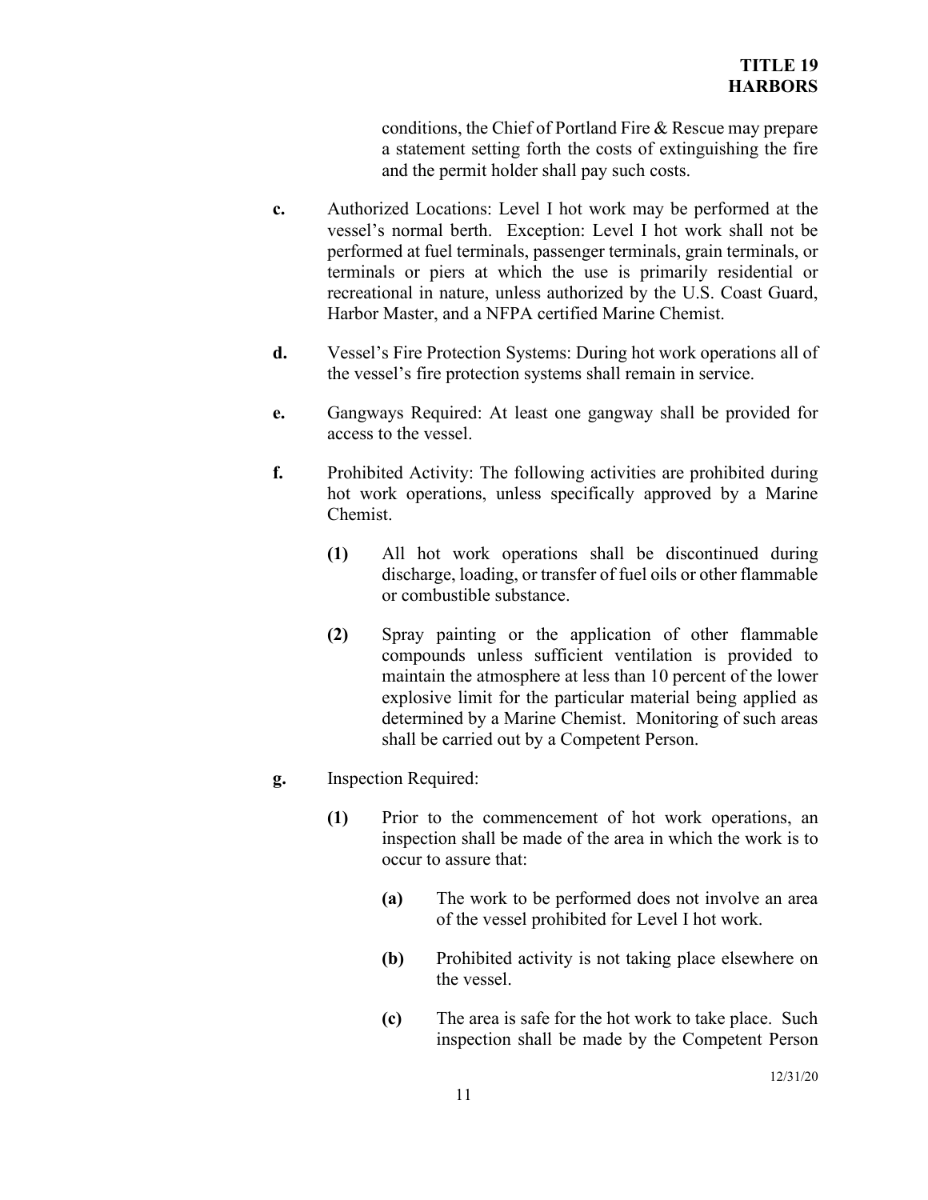conditions, the Chief of Portland Fire & Rescue may prepare a statement setting forth the costs of extinguishing the fire and the permit holder shall pay such costs.

**c.** Authorized Locations: Level I hot work may be performed at the vessel's normal berth. Exception: Level I hot work shall not be performed at fuel terminals, passenger terminals, grain terminals, or terminals or piers at which the use is primarily residential or recreational in nature, unless authorized by the U.S. Coast Guard, Harbor Master, and a NFPA certified Marine Chemist.

**d.** Vessel's Fire Protection Systems: During hot work operations all of the vessel's fire protection systems shall remain in service.

**e.** Gangways Required: At least one gangway shall be provided for access to the vessel.

**f.** Prohibited Activity: The following activities are prohibited during hot work operations, unless specifically approved by a Marine Chemist.

**(1)** All hot work operations shall be discontinued during discharge, loading, or transfer of fuel oils or other flammable or combustible substance.

**(2)** Spray painting or the application of other flammable compounds unless sufficient ventilation is provided to maintain the atmosphere at less than 10 percent of the lower explosive limit for the particular material being applied as determined by a Marine Chemist. Monitoring of such areas shall be carried out by a Competent Person.

**g.** Inspection Required:

**(1)** Prior to the commencement of hot work operations, an inspection shall be made of the area in which the work is to occur to assure that:

**(a)** The work to be performed does not involve an area of the vessel prohibited for Level I hot work.

**(b)** Prohibited activity is not taking place elsewhere on the vessel.

**(c)** The area is safe for the hot work to take place. Such inspection shall be made by the Competent Person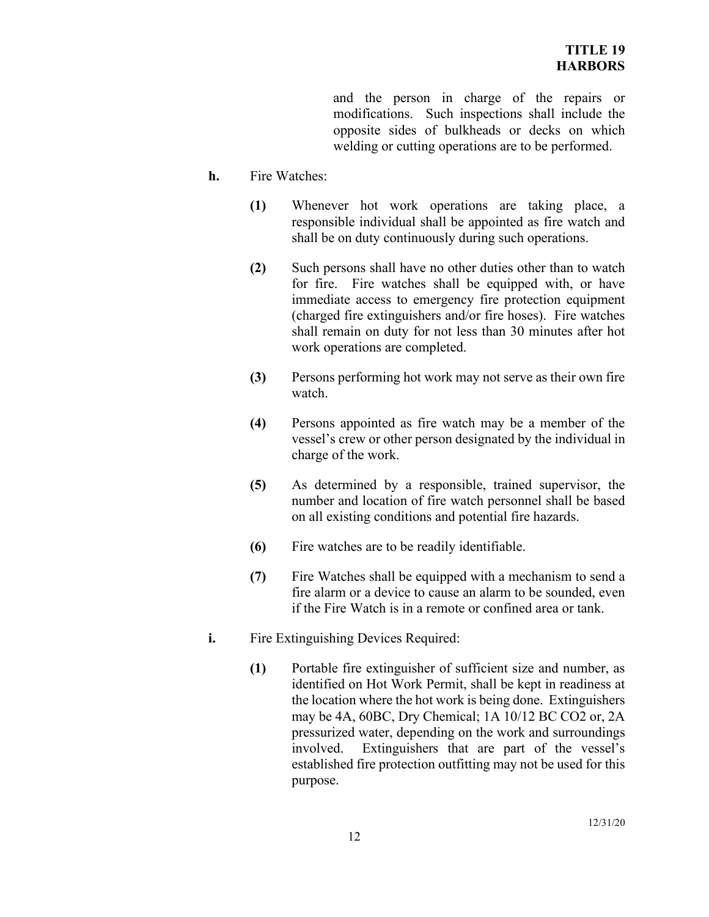and the person in charge of the repairs or modifications. Such inspections shall include the opposite sides of bulkheads or decks on which welding or cutting operations are to be performed.

**h.** Fire Watches:

**(1)** Whenever hot work operations are taking place, a responsible individual shall be appointed as fire watch and shall be on duty continuously during such operations.

**(2)** Such persons shall have no other duties other than to watch for fire. Fire watches shall be equipped with, or have immediate access to emergency fire protection equipment (charged fire extinguishers and/or fire hoses). Fire watches shall remain on duty for not less than 30 minutes after hot work operations are completed.

**(3)** Persons performing hot work may not serve as their own fire watch.

**(4)** Persons appointed as fire watch may be a member of the vessel's crew or other person designated by the individual in charge of the work.

**(5)** As determined by a responsible, trained supervisor, the number and location of fire watch personnel shall be based on all existing conditions and potential fire hazards.

**(6)** Fire watches are to be readily identifiable.

**(7)** Fire Watches shall be equipped with a mechanism to send a fire alarm or a device to cause an alarm to be sounded, even if the Fire Watch is in a remote or confined area or tank.

**i.** Fire Extinguishing Devices Required:

**(1)** Portable fire extinguisher of sufficient size and number, as identified on Hot Work Permit, shall be kept in readiness at the location where the hot work is being done. Extinguishers may be 4A, 60BC, Dry Chemical; 1A 10/12 BC CO2 or, 2A pressurized water, depending on the work and surroundings involved. Extinguishers that are part of the vessel's established fire protection outfitting may not be used for this purpose.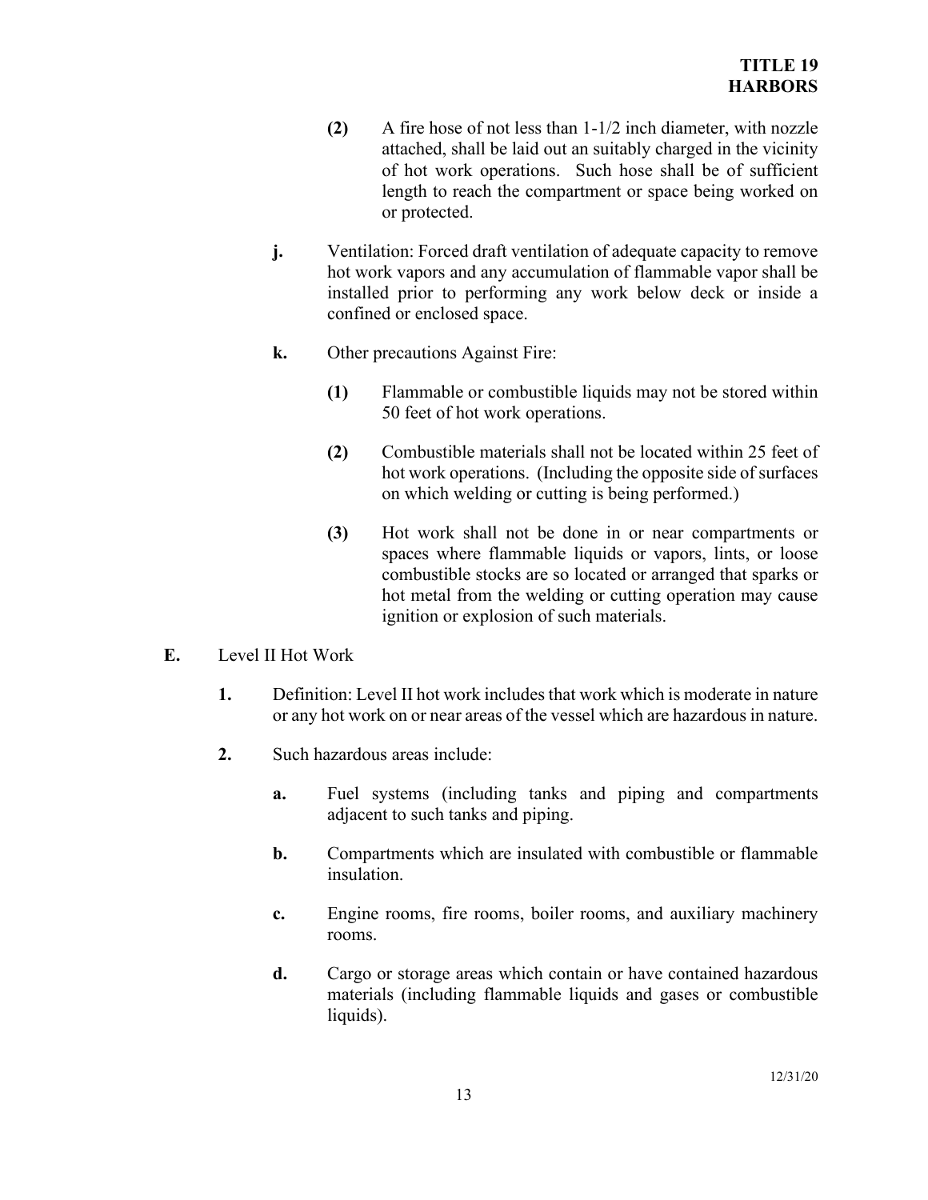**(2)** A fire hose of not less than 1-1/2 inch diameter, with nozzle attached, shall be laid out an suitably charged in the vicinity of hot work operations. Such hose shall be of sufficient length to reach the compartment or space being worked on or protected.

**j.** Ventilation: Forced draft ventilation of adequate capacity to remove hot work vapors and any accumulation of flammable vapor shall be installed prior to performing any work below deck or inside a confined or enclosed space.

**k.** Other precautions Against Fire:

**(1)** Flammable or combustible liquids may not be stored within 50 feet of hot work operations.

**(2)** Combustible materials shall not be located within 25 feet of hot work operations. (Including the opposite side of surfaces on which welding or cutting is being performed.)

**(3)** Hot work shall not be done in or near compartments or spaces where flammable liquids or vapors, lints, or loose combustible stocks are so located or arranged that sparks or hot metal from the welding or cutting operation may cause ignition or explosion of such materials.

**E.** Level II Hot Work

**1.** Definition: Level II hot work includes that work which is moderate in nature or any hot work on or near areas of the vessel which are hazardous in nature.

**2.** Such hazardous areas include:

**a.** Fuel systems (including tanks and piping and compartments adjacent to such tanks and piping.

**b.** Compartments which are insulated with combustible or flammable insulation.

**c.** Engine rooms, fire rooms, boiler rooms, and auxiliary machinery rooms.

**d.** Cargo or storage areas which contain or have contained hazardous materials (including flammable liquids and gases or combustible liquids).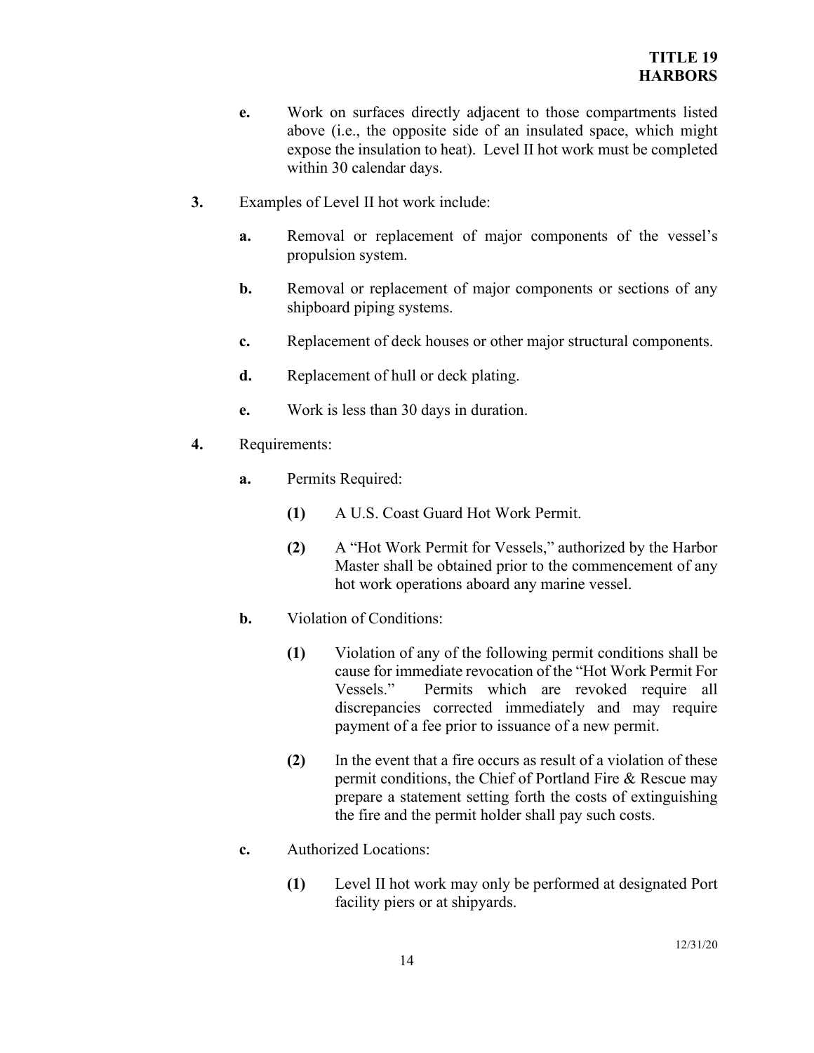**e.** Work on surfaces directly adjacent to those compartments listed above (i.e., the opposite side of an insulated space, which might expose the insulation to heat). Level II hot work must be completed within 30 calendar days.

**3.** Examples of Level II hot work include:

**a.** Removal or replacement of major components of the vessel's propulsion system.

**b.** Removal or replacement of major components or sections of any shipboard piping systems.

**c.** Replacement of deck houses or other major structural components.

**d.** Replacement of hull or deck plating.

**e.** Work is less than 30 days in duration.

**4.** Requirements:

**a.** Permits Required:

**(1)** A U.S. Coast Guard Hot Work Permit.

**(2)** A "Hot Work Permit for Vessels," authorized by the Harbor Master shall be obtained prior to the commencement of any hot work operations aboard any marine vessel.

**b.** Violation of Conditions:

**(1)** Violation of any of the following permit conditions shall be cause for immediate revocation of the "Hot Work Permit For Vessels." Permits which are revoked require all discrepancies corrected immediately and may require payment of a fee prior to issuance of a new permit.

**(2)** In the event that a fire occurs as result of a violation of these permit conditions, the Chief of Portland Fire & Rescue may prepare a statement setting forth the costs of extinguishing the fire and the permit holder shall pay such costs.

**c.** Authorized Locations:

**(1)** Level II hot work may only be performed at designated Port facility piers or at shipyards.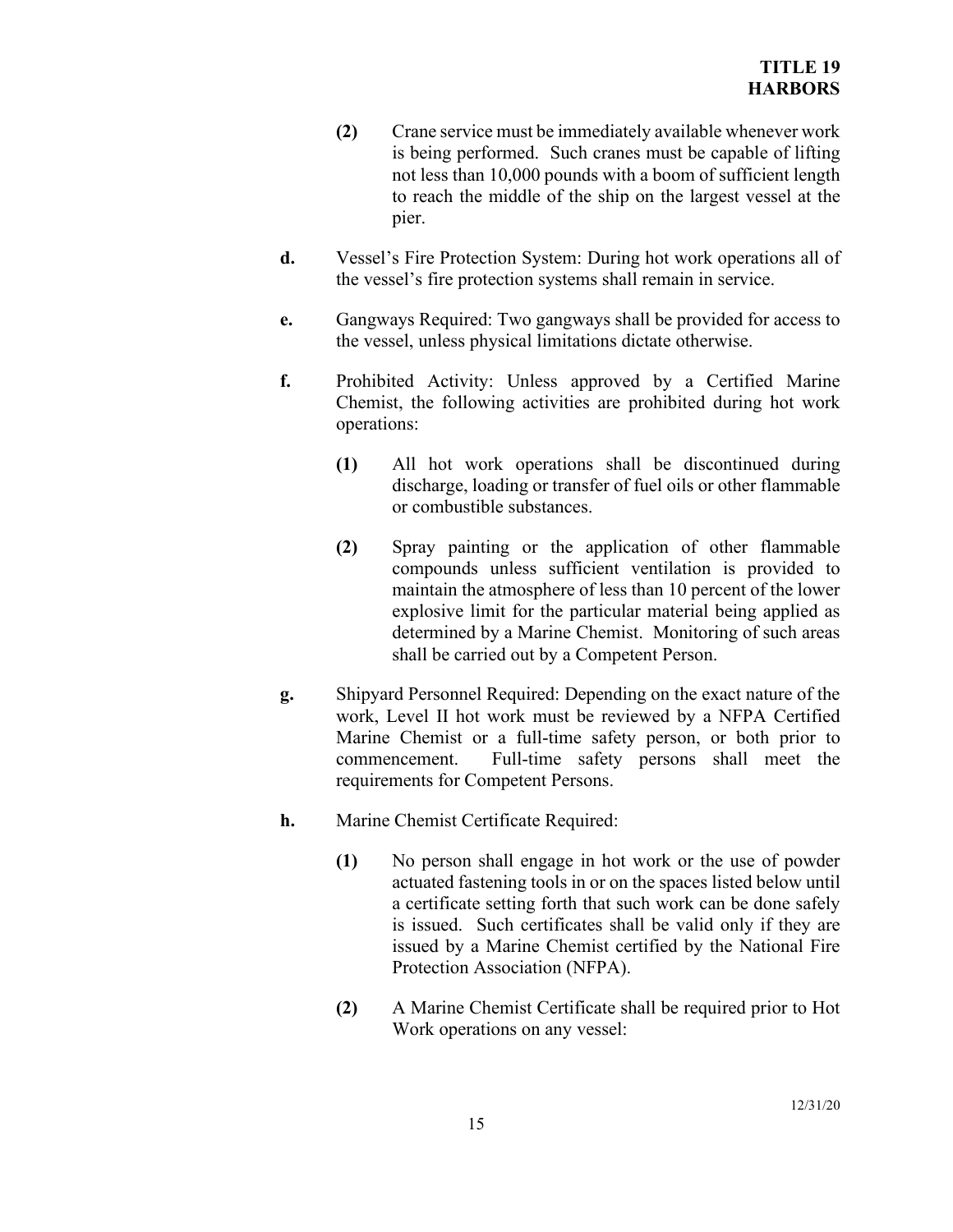**(2)** Crane service must be immediately available whenever work is being performed. Such cranes must be capable of lifting not less than 10,000 pounds with a boom of sufficient length to reach the middle of the ship on the largest vessel at the pier.

**d.** Vessel's Fire Protection System: During hot work operations all of the vessel's fire protection systems shall remain in service.

**e.** Gangways Required: Two gangways shall be provided for access to the vessel, unless physical limitations dictate otherwise.

**f.** Prohibited Activity: Unless approved by a Certified Marine Chemist, the following activities are prohibited during hot work operations:

**(1)** All hot work operations shall be discontinued during discharge, loading or transfer of fuel oils or other flammable or combustible substances.

**(2)** Spray painting or the application of other flammable compounds unless sufficient ventilation is provided to maintain the atmosphere of less than 10 percent of the lower explosive limit for the particular material being applied as determined by a Marine Chemist. Monitoring of such areas shall be carried out by a Competent Person.

**g.** Shipyard Personnel Required: Depending on the exact nature of the work, Level II hot work must be reviewed by a NFPA Certified Marine Chemist or a full-time safety person, or both prior to commencement. Full-time safety persons shall meet the requirements for Competent Persons.

**h.** Marine Chemist Certificate Required:

**(1)** No person shall engage in hot work or the use of powder actuated fastening tools in or on the spaces listed below until a certificate setting forth that such work can be done safely is issued. Such certificates shall be valid only if they are issued by a Marine Chemist certified by the National Fire Protection Association (NFPA).

**(2)** A Marine Chemist Certificate shall be required prior to Hot Work operations on any vessel: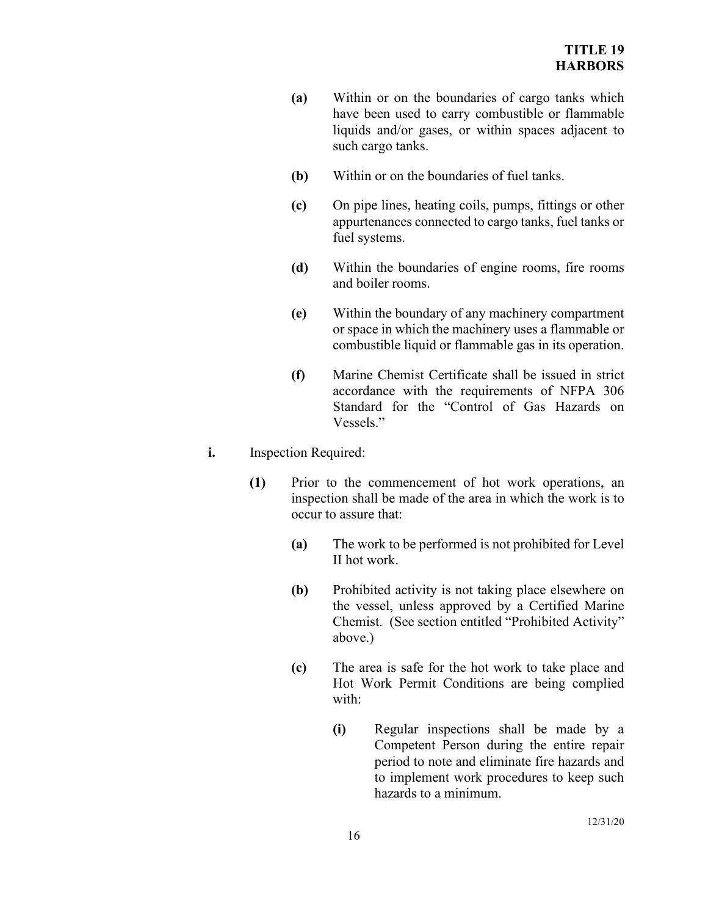**(a)** Within or on the boundaries of cargo tanks which have been used to carry combustible or flammable liquids and/or gases, or within spaces adjacent to such cargo tanks.

**(b)** Within or on the boundaries of fuel tanks.

**(c)** On pipe lines, heating coils, pumps, fittings or other appurtenances connected to cargo tanks, fuel tanks or fuel systems.

**(d)** Within the boundaries of engine rooms, fire rooms and boiler rooms.

**(e)** Within the boundary of any machinery compartment or space in which the machinery uses a flammable or combustible liquid or flammable gas in its operation.

**(f)** Marine Chemist Certificate shall be issued in strict accordance with the requirements of NFPA 306 Standard for the "Control of Gas Hazards on Vessels."

**i.** Inspection Required:

**(1)** Prior to the commencement of hot work operations, an inspection shall be made of the area in which the work is to occur to assure that:

**(a)** The work to be performed is not prohibited for Level II hot work.

**(b)** Prohibited activity is not taking place elsewhere on the vessel, unless approved by a Certified Marine Chemist. (See section entitled "Prohibited Activity" above.)

**(c)** The area is safe for the hot work to take place and Hot Work Permit Conditions are being complied with:

**(i)** Regular inspections shall be made by a Competent Person during the entire repair period to note and eliminate fire hazards and to implement work procedures to keep such hazards to a minimum.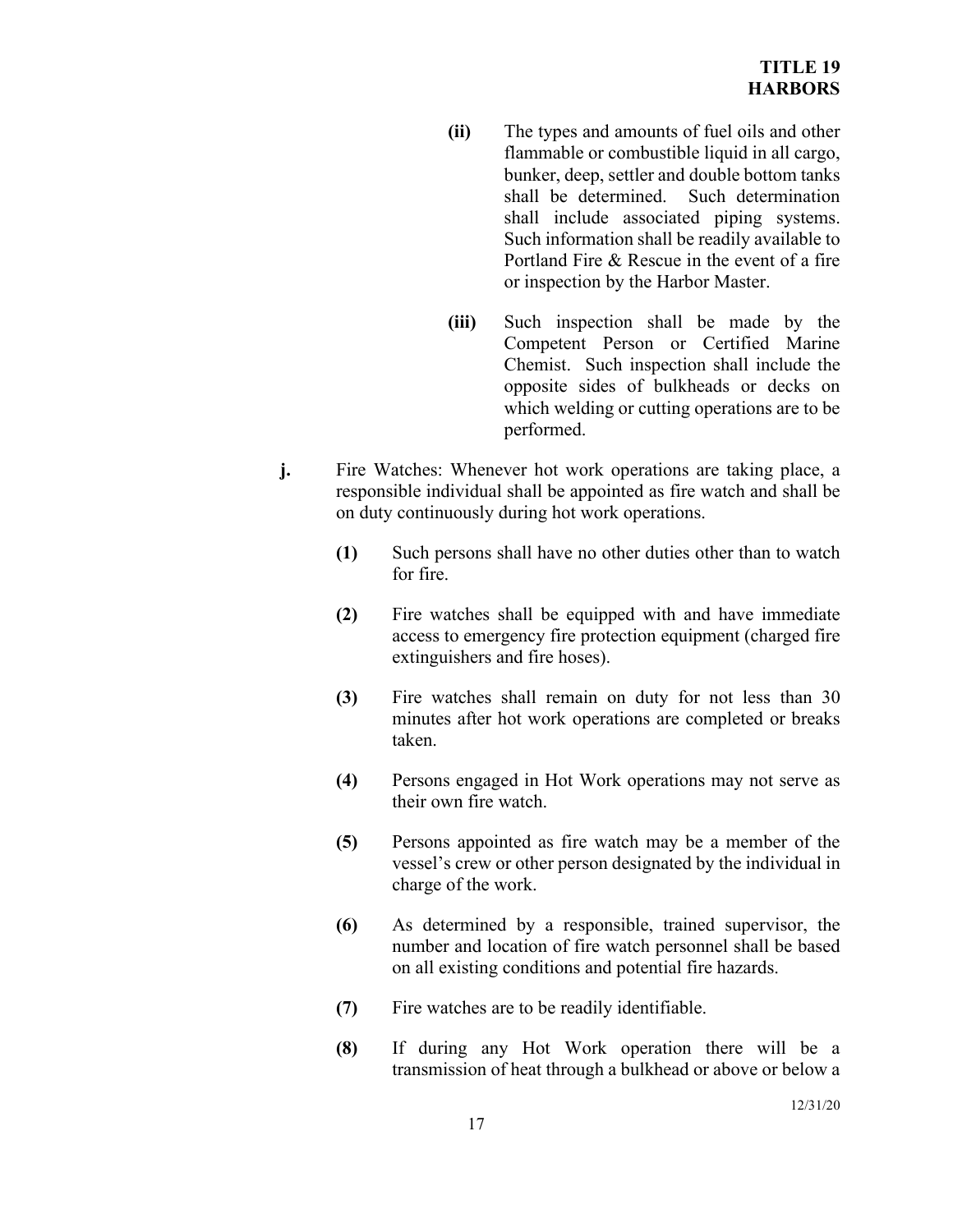**(ii)** The types and amounts of fuel oils and other flammable or combustible liquid in all cargo, bunker, deep, settler and double bottom tanks shall be determined. Such determination shall include associated piping systems. Such information shall be readily available to Portland Fire & Rescue in the event of a fire or inspection by the Harbor Master.

**(iii)** Such inspection shall be made by the Competent Person or Certified Marine Chemist. Such inspection shall include the opposite sides of bulkheads or decks on which welding or cutting operations are to be performed.

**j.** Fire Watches: Whenever hot work operations are taking place, a responsible individual shall be appointed as fire watch and shall be on duty continuously during hot work operations.

**(1)** Such persons shall have no other duties other than to watch for fire.

**(2)** Fire watches shall be equipped with and have immediate access to emergency fire protection equipment (charged fire extinguishers and fire hoses).

**(3)** Fire watches shall remain on duty for not less than 30 minutes after hot work operations are completed or breaks taken.

**(4)** Persons engaged in Hot Work operations may not serve as their own fire watch.

**(5)** Persons appointed as fire watch may be a member of the vessel's crew or other person designated by the individual in charge of the work.

**(6)** As determined by a responsible, trained supervisor, the number and location of fire watch personnel shall be based on all existing conditions and potential fire hazards.

**(7)** Fire watches are to be readily identifiable.

**(8)** If during any Hot Work operation there will be a transmission of heat through a bulkhead or above or below a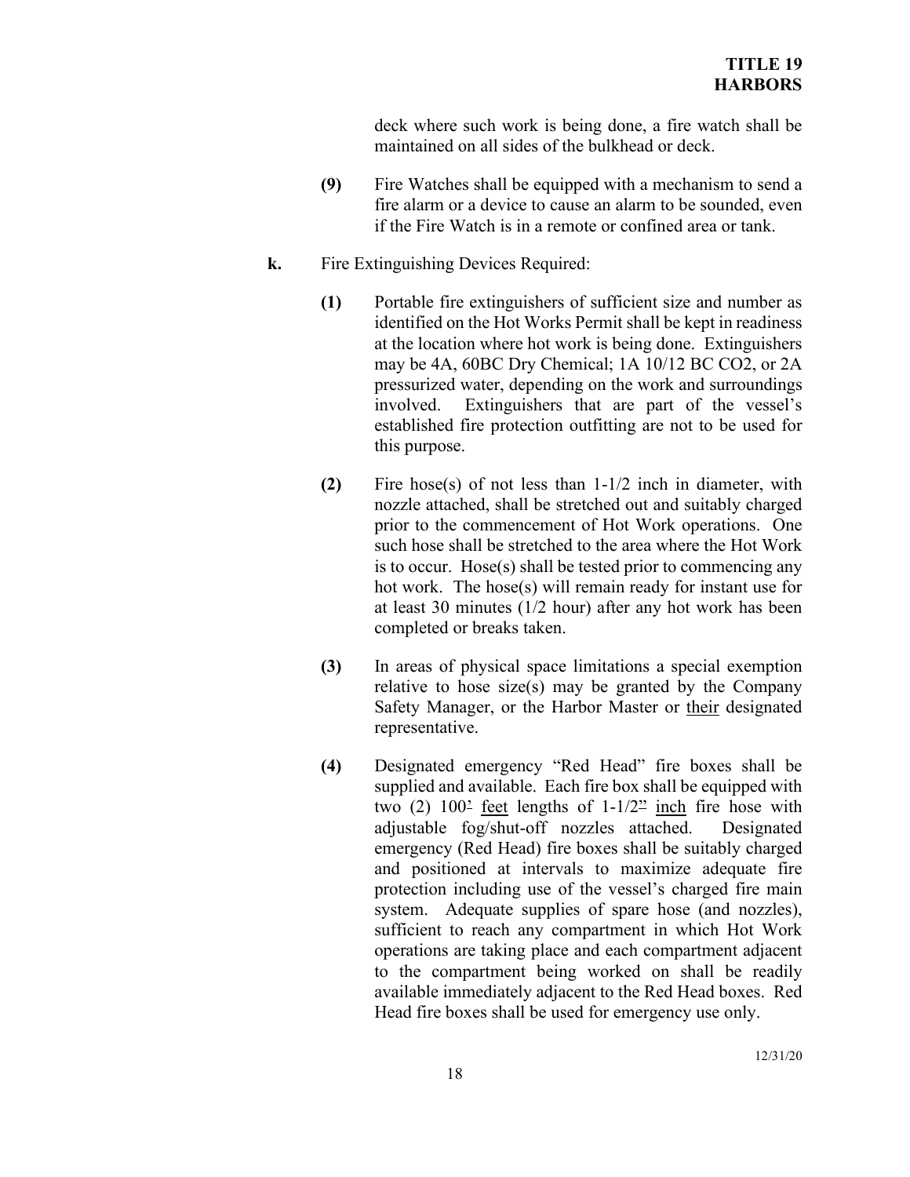deck where such work is being done, a fire watch shall be maintained on all sides of the bulkhead or deck.

**(9)** Fire Watches shall be equipped with a mechanism to send a fire alarm or a device to cause an alarm to be sounded, even if the Fire Watch is in a remote or confined area or tank.

**k.** Fire Extinguishing Devices Required:

**(1)** Portable fire extinguishers of sufficient size and number as identified on the Hot Works Permit shall be kept in readiness at the location where hot work is being done. Extinguishers may be 4A, 60BC Dry Chemical; 1A 10/12 BC CO2, or 2A pressurized water, depending on the work and surroundings involved. Extinguishers that are part of the vessel's established fire protection outfitting are not to be used for this purpose.

**(2)** Fire hose(s) of not less than 1-1/2 inch in diameter, with nozzle attached, shall be stretched out and suitably charged prior to the commencement of Hot Work operations. One such hose shall be stretched to the area where the Hot Work is to occur. Hose(s) shall be tested prior to commencing any hot work. The hose(s) will remain ready for instant use for at least 30 minutes (1/2 hour) after any hot work has been completed or breaks taken.

**(3)** In areas of physical space limitations a special exemption relative to hose size(s) may be granted by the Company Safety Manager, or the Harbor Master or their designated representative.

**(4)** Designated emergency "Red Head" fire boxes shall be supplied and available. Each fire box shall be equipped with two (2) 100' feet lengths of 1-1/2" inch fire hose with adjustable fog/shut-off nozzles attached. Designated emergency (Red Head) fire boxes shall be suitably charged and positioned at intervals to maximize adequate fire protection including use of the vessel's charged fire main system. Adequate supplies of spare hose (and nozzles), sufficient to reach any compartment in which Hot Work operations are taking place and each compartment adjacent to the compartment being worked on shall be readily available immediately adjacent to the Red Head boxes. Red Head fire boxes shall be used for emergency use only.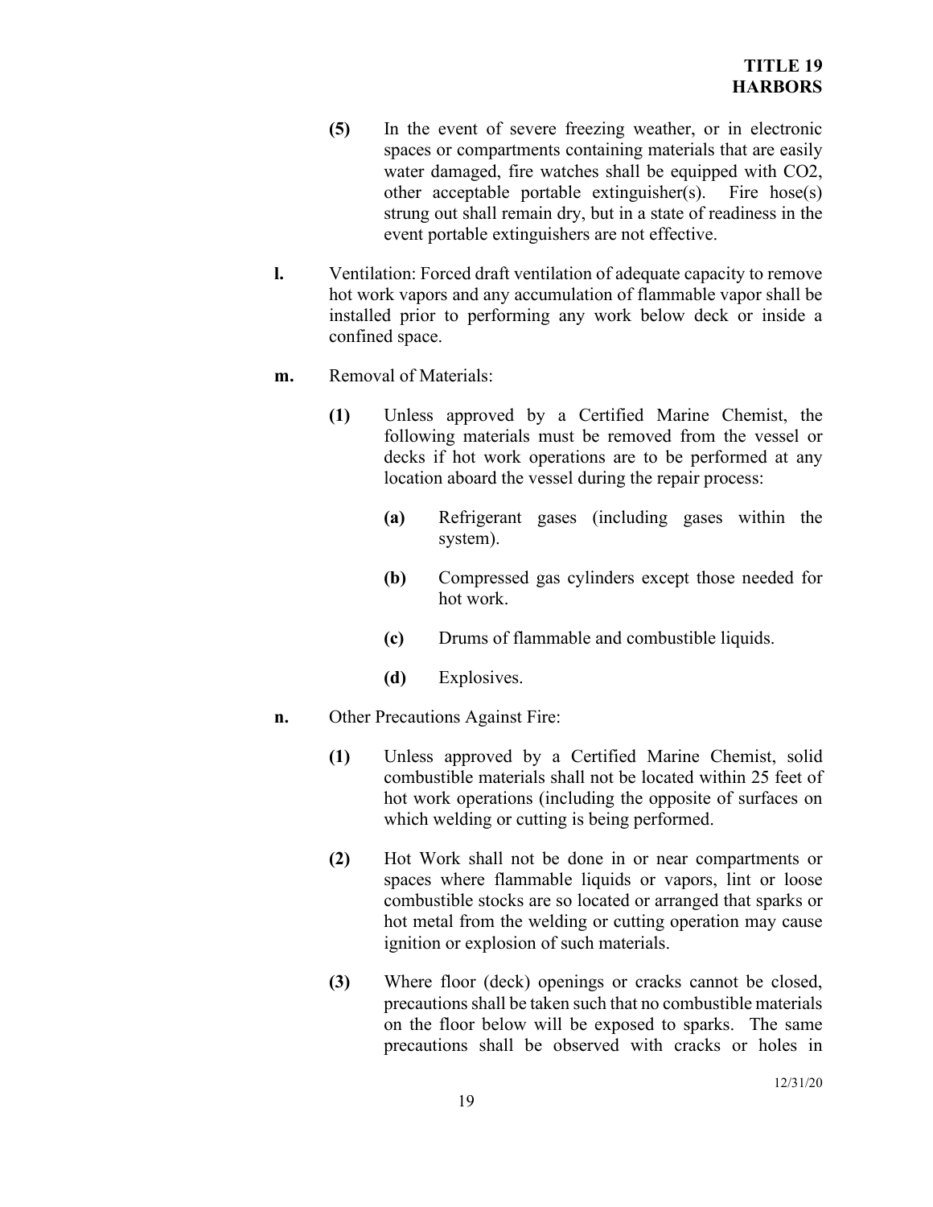**(5)** In the event of severe freezing weather, or in electronic spaces or compartments containing materials that are easily water damaged, fire watches shall be equipped with CO2, other acceptable portable extinguisher(s). Fire hose(s) strung out shall remain dry, but in a state of readiness in the event portable extinguishers are not effective.

**l.** Ventilation: Forced draft ventilation of adequate capacity to remove hot work vapors and any accumulation of flammable vapor shall be installed prior to performing any work below deck or inside a confined space.

**m.** Removal of Materials:

**(1)** Unless approved by a Certified Marine Chemist, the following materials must be removed from the vessel or decks if hot work operations are to be performed at any location aboard the vessel during the repair process:

**(a)** Refrigerant gases (including gases within the system).

**(b)** Compressed gas cylinders except those needed for hot work.

**(c)** Drums of flammable and combustible liquids.

**(d)** Explosives.

**n.** Other Precautions Against Fire:

**(1)** Unless approved by a Certified Marine Chemist, solid combustible materials shall not be located within 25 feet of hot work operations (including the opposite of surfaces on which welding or cutting is being performed.

**(2)** Hot Work shall not be done in or near compartments or spaces where flammable liquids or vapors, lint or loose combustible stocks are so located or arranged that sparks or hot metal from the welding or cutting operation may cause ignition or explosion of such materials.

**(3)** Where floor (deck) openings or cracks cannot be closed, precautions shall be taken such that no combustible materials on the floor below will be exposed to sparks. The same precautions shall be observed with cracks or holes in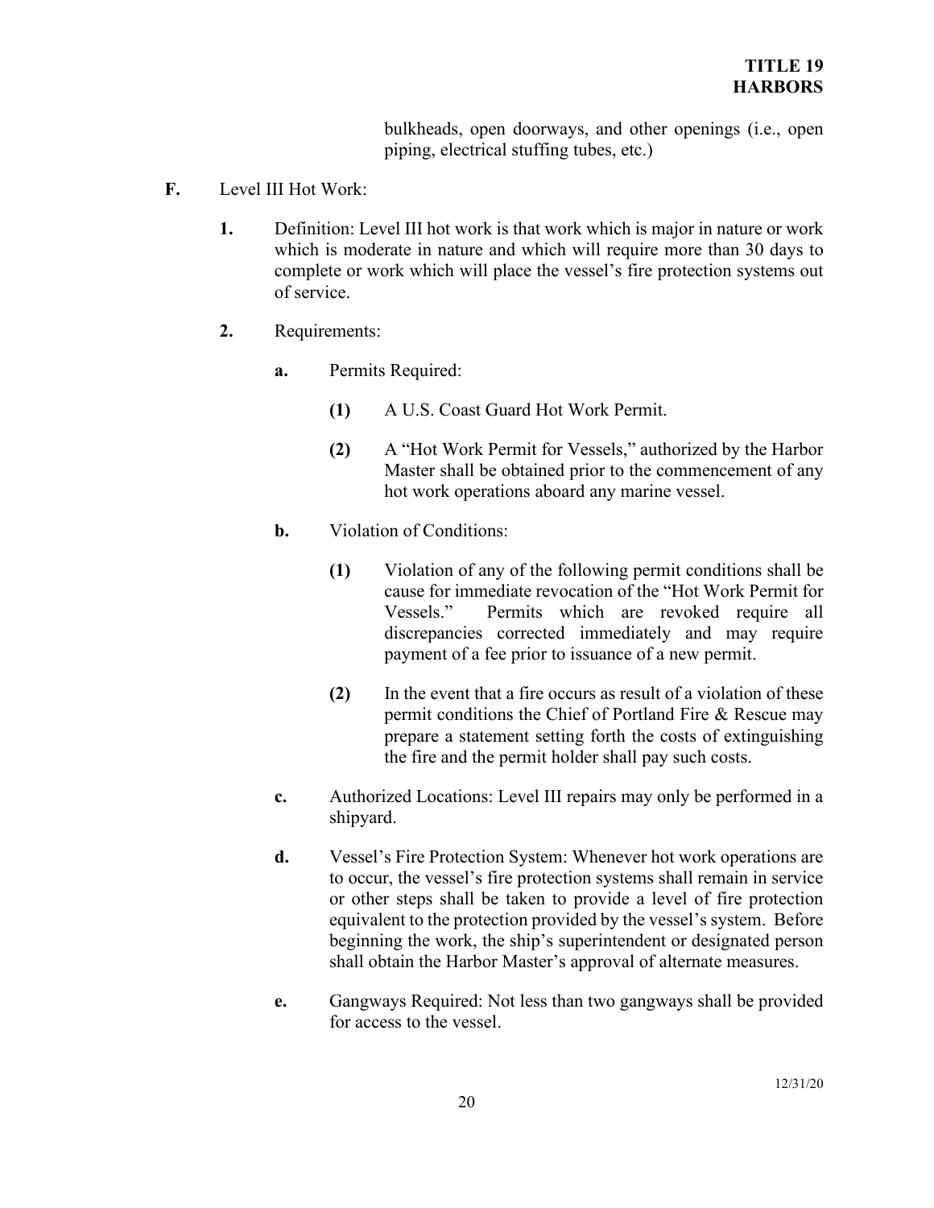bulkheads, open doorways, and other openings (i.e., open piping, electrical stuffing tubes, etc.)

**F.** Level III Hot Work:

**1.** Definition: Level III hot work is that work which is major in nature or work which is moderate in nature and which will require more than 30 days to complete or work which will place the vessel's fire protection systems out of service.

**2.** Requirements:

**a.** Permits Required:

**(1)** A U.S. Coast Guard Hot Work Permit.

**(2)** A "Hot Work Permit for Vessels," authorized by the Harbor Master shall be obtained prior to the commencement of any hot work operations aboard any marine vessel.

**b.** Violation of Conditions:

**(1)** Violation of any of the following permit conditions shall be cause for immediate revocation of the "Hot Work Permit for Vessels." Permits which are revoked require all discrepancies corrected immediately and may require payment of a fee prior to issuance of a new permit.

**(2)** In the event that a fire occurs as result of a violation of these permit conditions the Chief of Portland Fire & Rescue may prepare a statement setting forth the costs of extinguishing the fire and the permit holder shall pay such costs.

**c.** Authorized Locations: Level III repairs may only be performed in a shipyard.

**d.** Vessel's Fire Protection System: Whenever hot work operations are to occur, the vessel's fire protection systems shall remain in service or other steps shall be taken to provide a level of fire protection equivalent to the protection provided by the vessel's system. Before beginning the work, the ship's superintendent or designated person shall obtain the Harbor Master's approval of alternate measures.

**e.** Gangways Required: Not less than two gangways shall be provided for access to the vessel.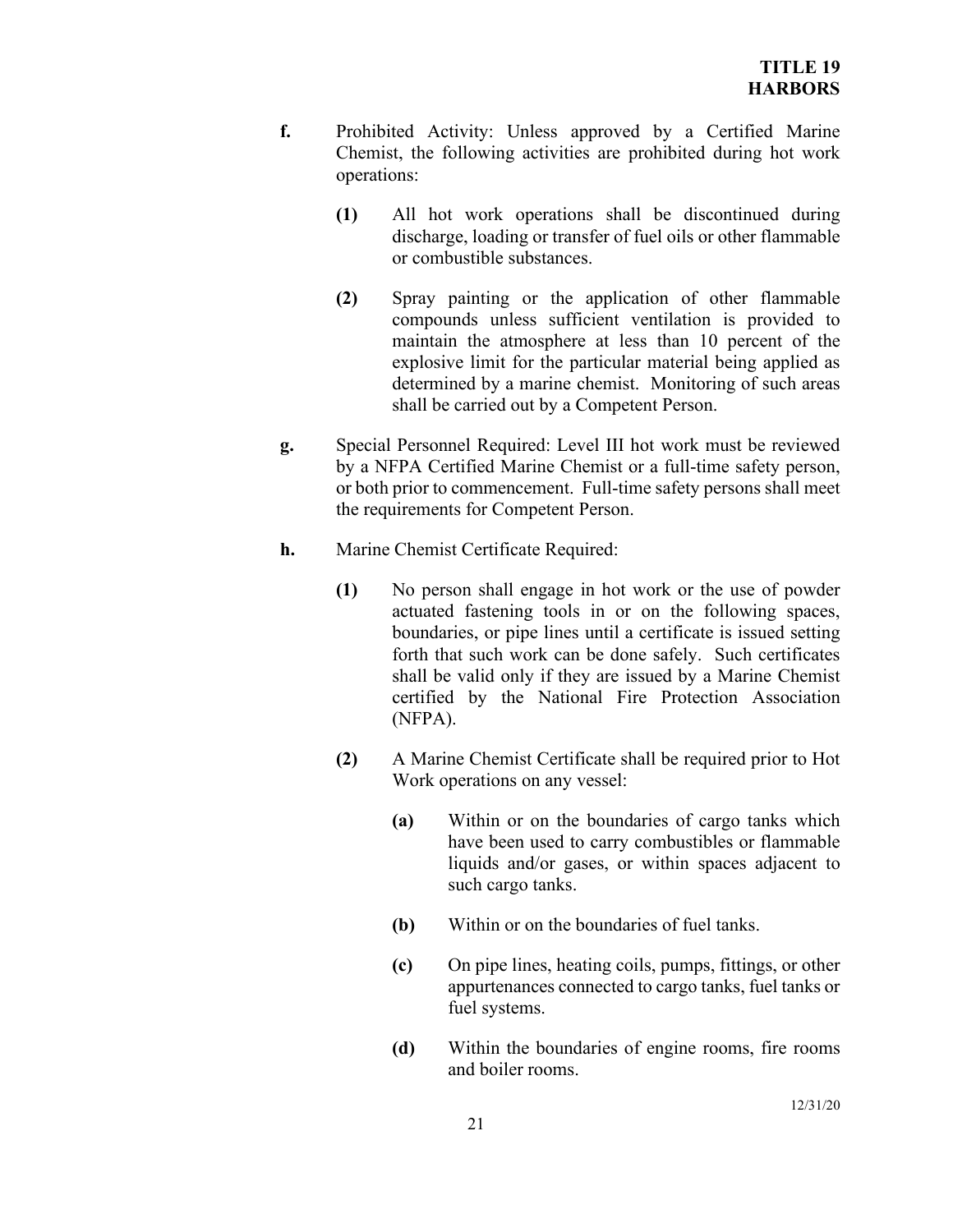**f.** Prohibited Activity: Unless approved by a Certified Marine Chemist, the following activities are prohibited during hot work operations:

> **(1)** All hot work operations shall be discontinued during discharge, loading or transfer of fuel oils or other flammable or combustible substances.
>
> **(2)** Spray painting or the application of other flammable compounds unless sufficient ventilation is provided to maintain the atmosphere at less than 10 percent of the explosive limit for the particular material being applied as determined by a marine chemist. Monitoring of such areas shall be carried out by a Competent Person.

**g.** Special Personnel Required: Level III hot work must be reviewed by a NFPA Certified Marine Chemist or a full-time safety person, or both prior to commencement. Full-time safety persons shall meet the requirements for Competent Person.

**h.** Marine Chemist Certificate Required:

> **(1)** No person shall engage in hot work or the use of powder actuated fastening tools in or on the following spaces, boundaries, or pipe lines until a certificate is issued setting forth that such work can be done safely. Such certificates shall be valid only if they are issued by a Marine Chemist certified by the National Fire Protection Association (NFPA).
>
> **(2)** A Marine Chemist Certificate shall be required prior to Hot Work operations on any vessel:
>
> > **(a)** Within or on the boundaries of cargo tanks which have been used to carry combustibles or flammable liquids and/or gases, or within spaces adjacent to such cargo tanks.
> >
> > **(b)** Within or on the boundaries of fuel tanks.
> >
> > **(c)** On pipe lines, heating coils, pumps, fittings, or other appurtenances connected to cargo tanks, fuel tanks or fuel systems.
> >
> > **(d)** Within the boundaries of engine rooms, fire rooms and boiler rooms.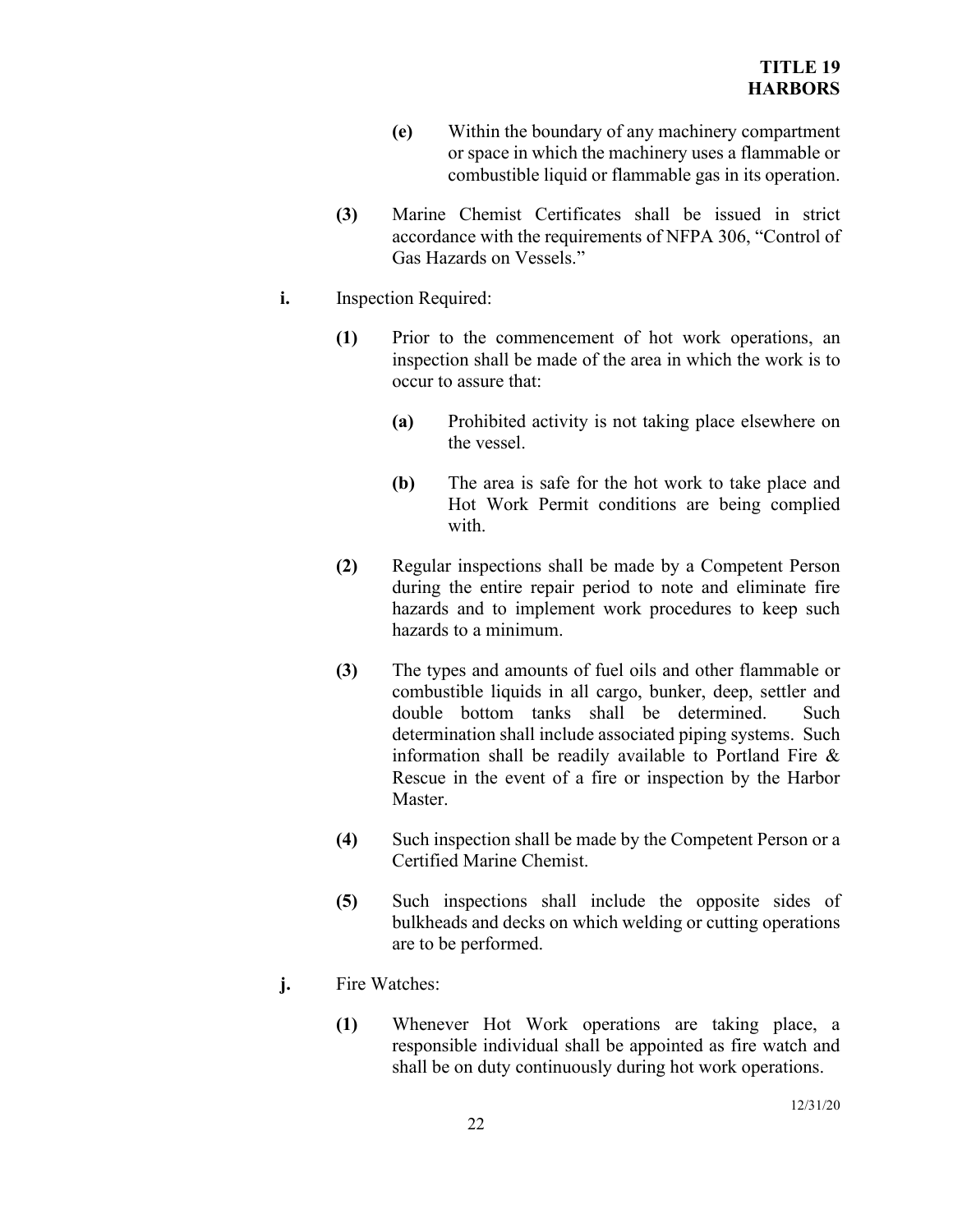**(e)** Within the boundary of any machinery compartment or space in which the machinery uses a flammable or combustible liquid or flammable gas in its operation.

**(3)** Marine Chemist Certificates shall be issued in strict accordance with the requirements of NFPA 306, "Control of Gas Hazards on Vessels."

**i.** Inspection Required:

**(1)** Prior to the commencement of hot work operations, an inspection shall be made of the area in which the work is to occur to assure that:

**(a)** Prohibited activity is not taking place elsewhere on the vessel.

**(b)** The area is safe for the hot work to take place and Hot Work Permit conditions are being complied with.

**(2)** Regular inspections shall be made by a Competent Person during the entire repair period to note and eliminate fire hazards and to implement work procedures to keep such hazards to a minimum.

**(3)** The types and amounts of fuel oils and other flammable or combustible liquids in all cargo, bunker, deep, settler and double bottom tanks shall be determined. Such determination shall include associated piping systems. Such information shall be readily available to Portland Fire & Rescue in the event of a fire or inspection by the Harbor Master.

**(4)** Such inspection shall be made by the Competent Person or a Certified Marine Chemist.

**(5)** Such inspections shall include the opposite sides of bulkheads and decks on which welding or cutting operations are to be performed.

**j.** Fire Watches:

**(1)** Whenever Hot Work operations are taking place, a responsible individual shall be appointed as fire watch and shall be on duty continuously during hot work operations.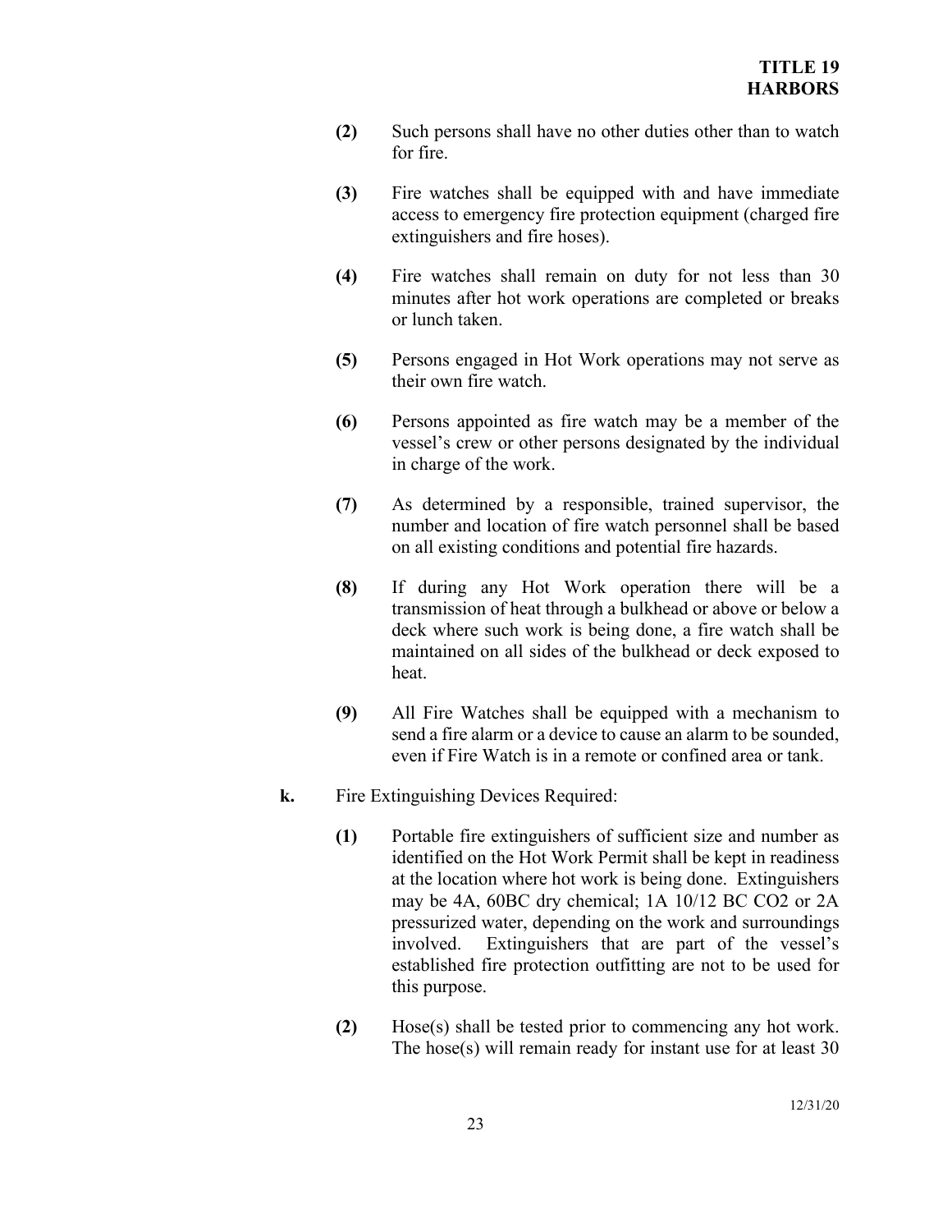**(2)** Such persons shall have no other duties other than to watch for fire.

**(3)** Fire watches shall be equipped with and have immediate access to emergency fire protection equipment (charged fire extinguishers and fire hoses).

**(4)** Fire watches shall remain on duty for not less than 30 minutes after hot work operations are completed or breaks or lunch taken.

**(5)** Persons engaged in Hot Work operations may not serve as their own fire watch.

**(6)** Persons appointed as fire watch may be a member of the vessel's crew or other persons designated by the individual in charge of the work.

**(7)** As determined by a responsible, trained supervisor, the number and location of fire watch personnel shall be based on all existing conditions and potential fire hazards.

**(8)** If during any Hot Work operation there will be a transmission of heat through a bulkhead or above or below a deck where such work is being done, a fire watch shall be maintained on all sides of the bulkhead or deck exposed to heat.

**(9)** All Fire Watches shall be equipped with a mechanism to send a fire alarm or a device to cause an alarm to be sounded, even if Fire Watch is in a remote or confined area or tank.

**k.** Fire Extinguishing Devices Required:

**(1)** Portable fire extinguishers of sufficient size and number as identified on the Hot Work Permit shall be kept in readiness at the location where hot work is being done. Extinguishers may be 4A, 60BC dry chemical; 1A 10/12 BC $CO_2$ or 2A pressurized water, depending on the work and surroundings involved. Extinguishers that are part of the vessel's established fire protection outfitting are not to be used for this purpose.

**(2)** Hose(s) shall be tested prior to commencing any hot work. The hose(s) will remain ready for instant use for at least 30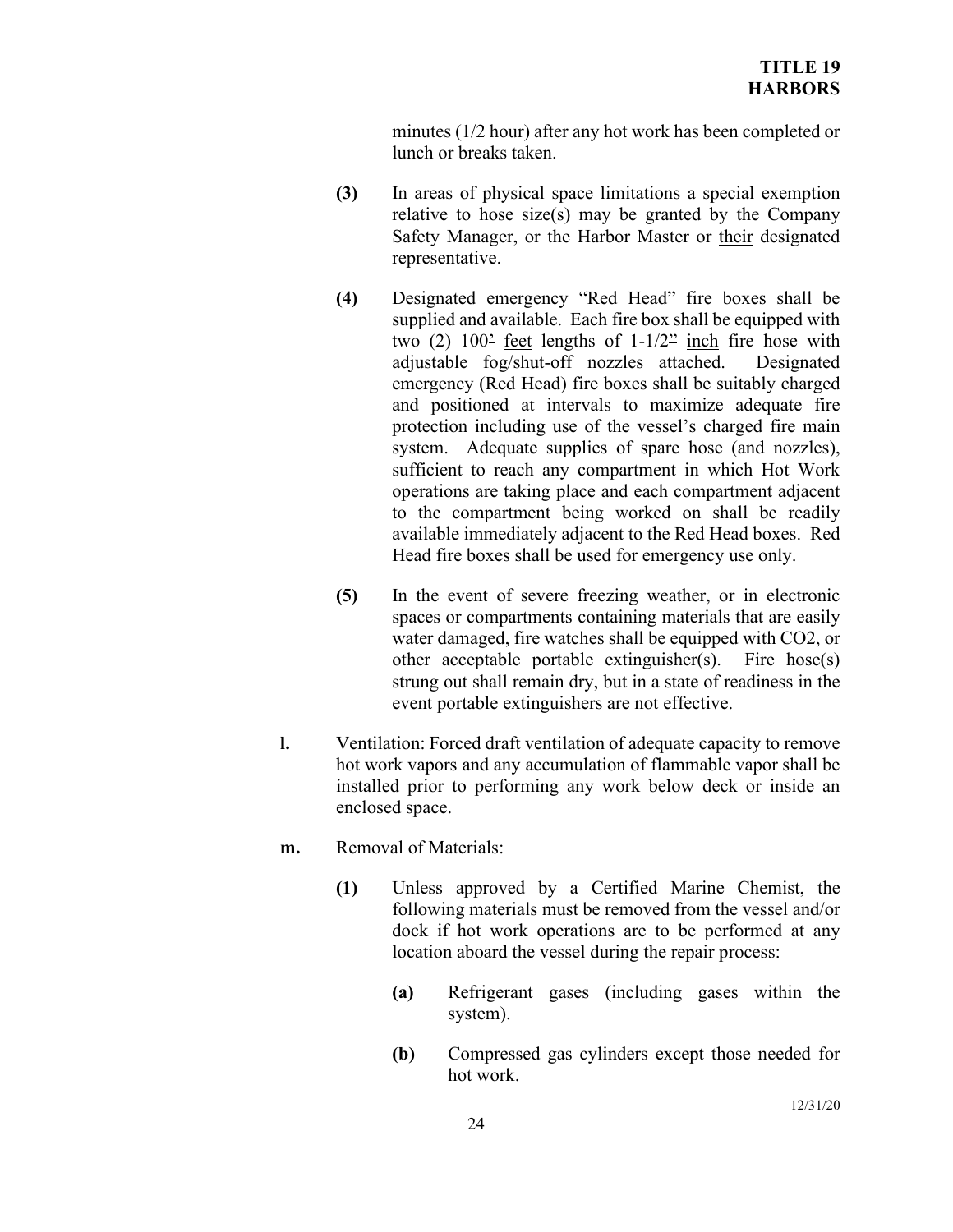minutes (1/2 hour) after any hot work has been completed or lunch or breaks taken.

**(3)** In areas of physical space limitations a special exemption relative to hose size(s) may be granted by the Company Safety Manager, or the Harbor Master or their designated representative.

**(4)** Designated emergency "Red Head" fire boxes shall be supplied and available. Each fire box shall be equipped with two (2) 100' feet lengths of 1-1/2" inch fire hose with adjustable fog/shut-off nozzles attached. Designated emergency (Red Head) fire boxes shall be suitably charged and positioned at intervals to maximize adequate fire protection including use of the vessel's charged fire main system. Adequate supplies of spare hose (and nozzles), sufficient to reach any compartment in which Hot Work operations are taking place and each compartment adjacent to the compartment being worked on shall be readily available immediately adjacent to the Red Head boxes. Red Head fire boxes shall be used for emergency use only.

**(5)** In the event of severe freezing weather, or in electronic spaces or compartments containing materials that are easily water damaged, fire watches shall be equipped with $CO_2$, or other acceptable portable extinguisher(s). Fire hose(s) strung out shall remain dry, but in a state of readiness in the event portable extinguishers are not effective.

**l.** Ventilation: Forced draft ventilation of adequate capacity to remove hot work vapors and any accumulation of flammable vapor shall be installed prior to performing any work below deck or inside an enclosed space.

**m.** Removal of Materials:

**(1)** Unless approved by a Certified Marine Chemist, the following materials must be removed from the vessel and/or dock if hot work operations are to be performed at any location aboard the vessel during the repair process:

**(a)** Refrigerant gases (including gases within the system).

**(b)** Compressed gas cylinders except those needed for hot work.

12/31/20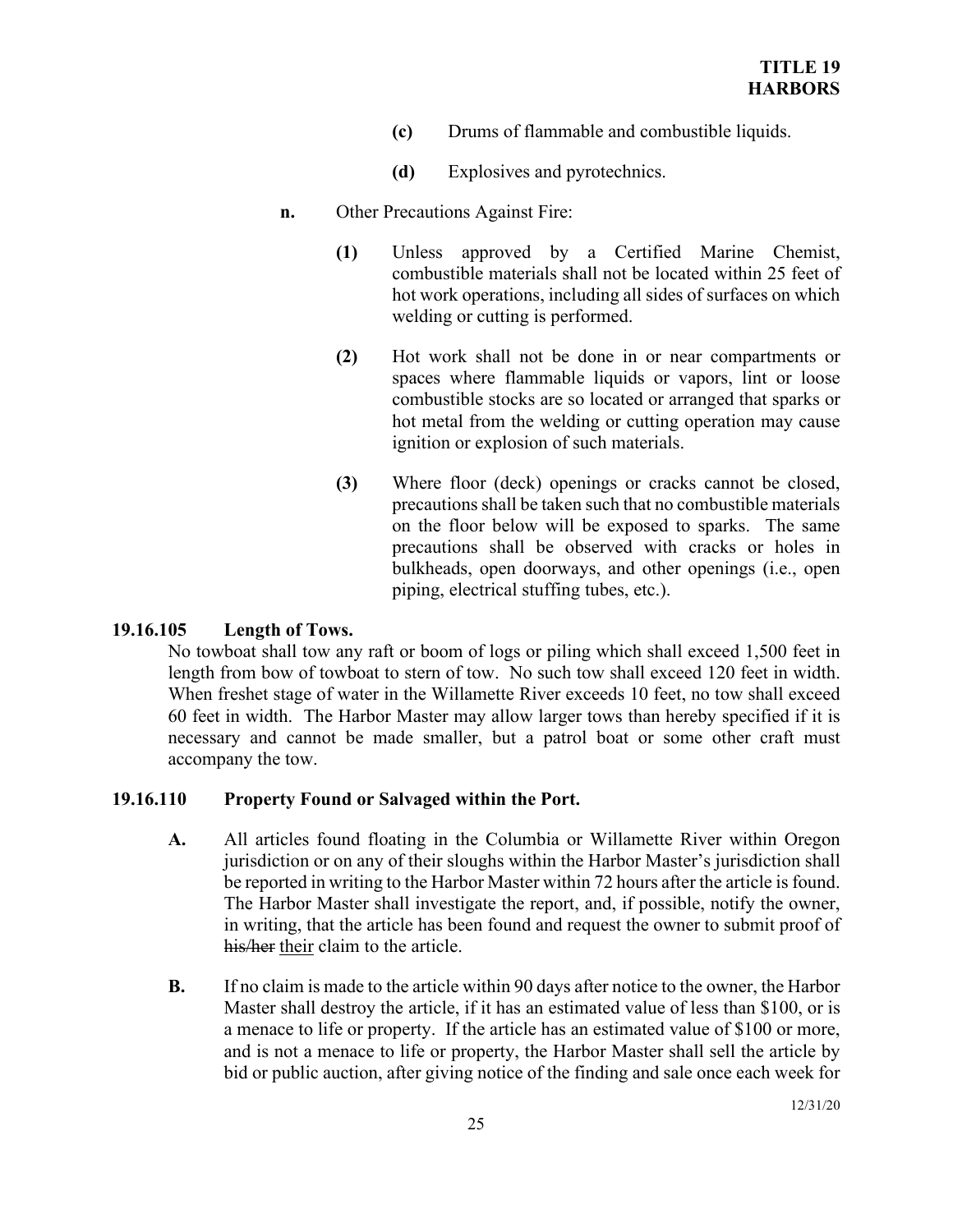**(c)** Drums of flammable and combustible liquids.

**(d)** Explosives and pyrotechnics.

**n.** Other Precautions Against Fire:

**(1)** Unless approved by a Certified Marine Chemist, combustible materials shall not be located within 25 feet of hot work operations, including all sides of surfaces on which welding or cutting is performed.

**(2)** Hot work shall not be done in or near compartments or spaces where flammable liquids or vapors, lint or loose combustible stocks are so located or arranged that sparks or hot metal from the welding or cutting operation may cause ignition or explosion of such materials.

**(3)** Where floor (deck) openings or cracks cannot be closed, precautions shall be taken such that no combustible materials on the floor below will be exposed to sparks. The same precautions shall be observed with cracks or holes in bulkheads, open doorways, and other openings (i.e., open piping, electrical stuffing tubes, etc.).

### 19.16.105 Length of Tows.

No towboat shall tow any raft or boom of logs or piling which shall exceed 1,500 feet in length from bow of towboat to stern of tow. No such tow shall exceed 120 feet in width. When freshet stage of water in the Willamette River exceeds 10 feet, no tow shall exceed 60 feet in width. The Harbor Master may allow larger tows than hereby specified if it is necessary and cannot be made smaller, but a patrol boat or some other craft must accompany the tow.

### 19.16.110 Property Found or Salvaged within the Port.

**A.** All articles found floating in the Columbia or Willamette River within Oregon jurisdiction or on any of their sloughs within the Harbor Master's jurisdiction shall be reported in writing to the Harbor Master within 72 hours after the article is found. The Harbor Master shall investigate the report, and, if possible, notify the owner, in writing, that the article has been found and request the owner to submit proof of ~~his/her~~ their claim to the article.

**B.** If no claim is made to the article within 90 days after notice to the owner, the Harbor Master shall destroy the article, if it has an estimated value of less than $100, or is a menace to life or property. If the article has an estimated value of $100 or more, and is not a menace to life or property, the Harbor Master shall sell the article by bid or public auction, after giving notice of the finding and sale once each week for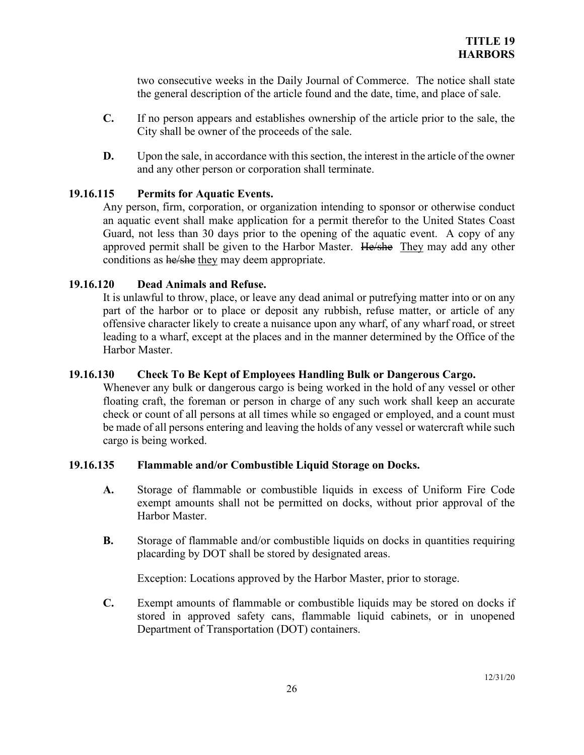two consecutive weeks in the Daily Journal of Commerce. The notice shall state the general description of the article found and the date, time, and place of sale.

**C.** If no person appears and establishes ownership of the article prior to the sale, the City shall be owner of the proceeds of the sale.

**D.** Upon the sale, in accordance with this section, the interest in the article of the owner and any other person or corporation shall terminate.

### 19.16.115 Permits for Aquatic Events.

Any person, firm, corporation, or organization intending to sponsor or otherwise conduct an aquatic event shall make application for a permit therefor to the United States Coast Guard, not less than 30 days prior to the opening of the aquatic event. A copy of any approved permit shall be given to the Harbor Master. ~~He/she~~ They may add any other conditions as ~~he/she~~ they may deem appropriate.

### 19.16.120 Dead Animals and Refuse.

It is unlawful to throw, place, or leave any dead animal or putrefying matter into or on any part of the harbor or to place or deposit any rubbish, refuse matter, or article of any offensive character likely to create a nuisance upon any wharf, of any wharf road, or street leading to a wharf, except at the places and in the manner determined by the Office of the Harbor Master.

### 19.16.130 Check To Be Kept of Employees Handling Bulk or Dangerous Cargo.

Whenever any bulk or dangerous cargo is being worked in the hold of any vessel or other floating craft, the foreman or person in charge of any such work shall keep an accurate check or count of all persons at all times while so engaged or employed, and a count must be made of all persons entering and leaving the holds of any vessel or watercraft while such cargo is being worked.

### 19.16.135 Flammable and/or Combustible Liquid Storage on Docks.

**A.** Storage of flammable or combustible liquids in excess of Uniform Fire Code exempt amounts shall not be permitted on docks, without prior approval of the Harbor Master.

**B.** Storage of flammable and/or combustible liquids on docks in quantities requiring placarding by DOT shall be stored by designated areas.

Exception: Locations approved by the Harbor Master, prior to storage.

**C.** Exempt amounts of flammable or combustible liquids may be stored on docks if stored in approved safety cans, flammable liquid cabinets, or in unopened Department of Transportation (DOT) containers.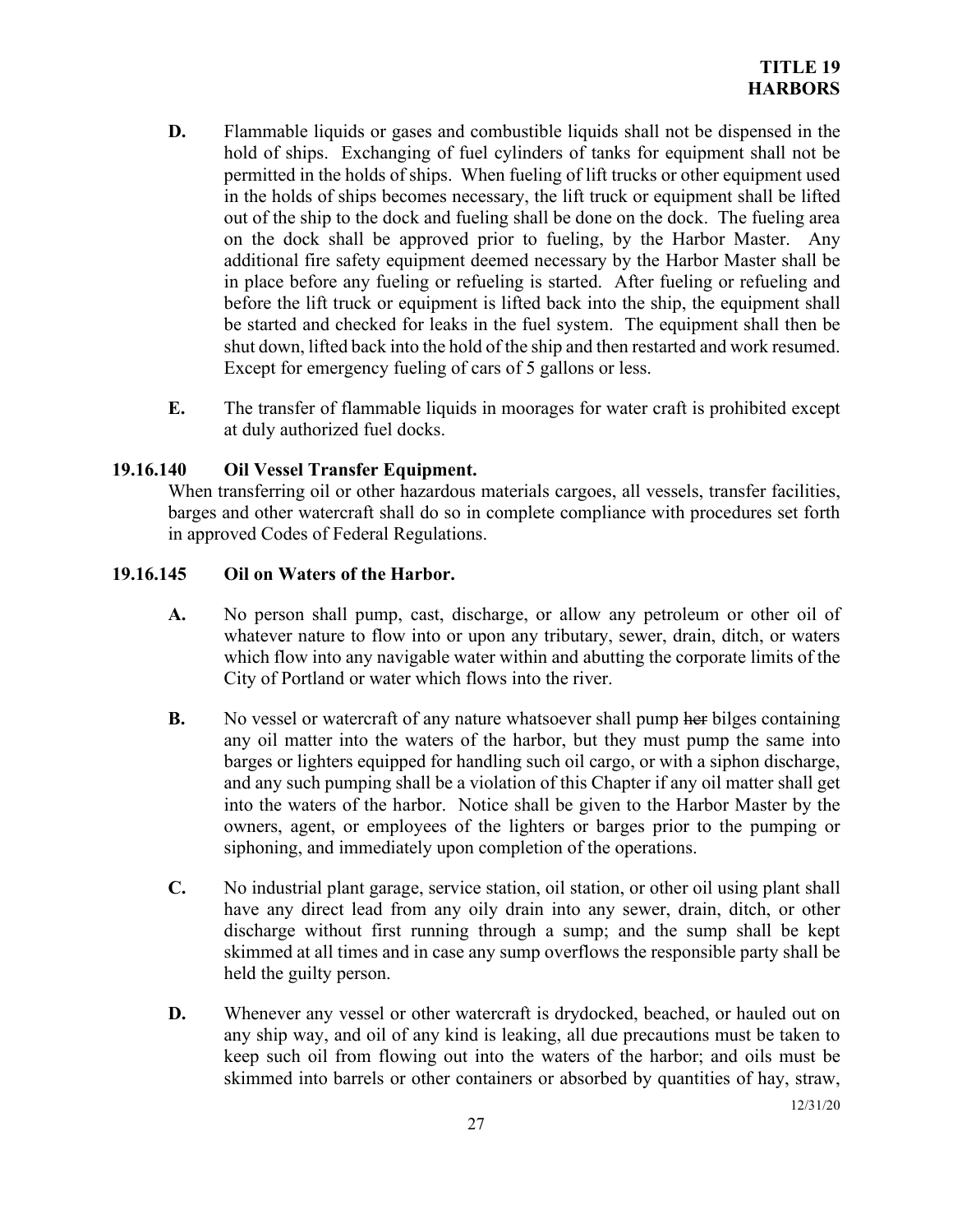**D.** Flammable liquids or gases and combustible liquids shall not be dispensed in the hold of ships. Exchanging of fuel cylinders of tanks for equipment shall not be permitted in the holds of ships. When fueling of lift trucks or other equipment used in the holds of ships becomes necessary, the lift truck or equipment shall be lifted out of the ship to the dock and fueling shall be done on the dock. The fueling area on the dock shall be approved prior to fueling, by the Harbor Master. Any additional fire safety equipment deemed necessary by the Harbor Master shall be in place before any fueling or refueling is started. After fueling or refueling and before the lift truck or equipment is lifted back into the ship, the equipment shall be started and checked for leaks in the fuel system. The equipment shall then be shut down, lifted back into the hold of the ship and then restarted and work resumed. Except for emergency fueling of cars of 5 gallons or less.

**E.** The transfer of flammable liquids in moorages for water craft is prohibited except at duly authorized fuel docks.

### 19.16.140 Oil Vessel Transfer Equipment.

When transferring oil or other hazardous materials cargoes, all vessels, transfer facilities, barges and other watercraft shall do so in complete compliance with procedures set forth in approved Codes of Federal Regulations.

### 19.16.145 Oil on Waters of the Harbor.

**A.** No person shall pump, cast, discharge, or allow any petroleum or other oil of whatever nature to flow into or upon any tributary, sewer, drain, ditch, or waters which flow into any navigable water within and abutting the corporate limits of the City of Portland or water which flows into the river.

**B.** No vessel or watercraft of any nature whatsoever shall pump ~~her~~ bilges containing any oil matter into the waters of the harbor, but they must pump the same into barges or lighters equipped for handling such oil cargo, or with a siphon discharge, and any such pumping shall be a violation of this Chapter if any oil matter shall get into the waters of the harbor. Notice shall be given to the Harbor Master by the owners, agent, or employees of the lighters or barges prior to the pumping or siphoning, and immediately upon completion of the operations.

**C.** No industrial plant garage, service station, oil station, or other oil using plant shall have any direct lead from any oily drain into any sewer, drain, ditch, or other discharge without first running through a sump; and the sump shall be kept skimmed at all times and in case any sump overflows the responsible party shall be held the guilty person.

**D.** Whenever any vessel or other watercraft is drydocked, beached, or hauled out on any ship way, and oil of any kind is leaking, all due precautions must be taken to keep such oil from flowing out into the waters of the harbor; and oils must be skimmed into barrels or other containers or absorbed by quantities of hay, straw,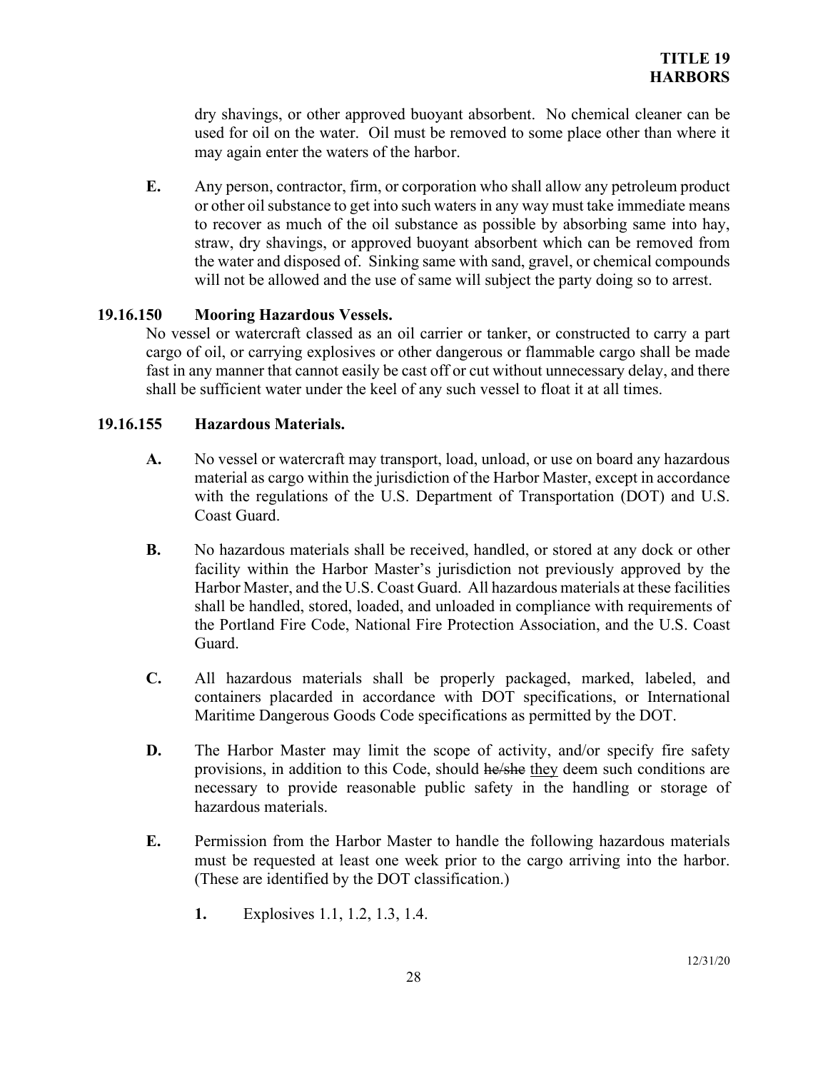dry shavings, or other approved buoyant absorbent. No chemical cleaner can be used for oil on the water. Oil must be removed to some place other than where it may again enter the waters of the harbor.

**E.** Any person, contractor, firm, or corporation who shall allow any petroleum product or other oil substance to get into such waters in any way must take immediate means to recover as much of the oil substance as possible by absorbing same into hay, straw, dry shavings, or approved buoyant absorbent which can be removed from the water and disposed of. Sinking same with sand, gravel, or chemical compounds will not be allowed and the use of same will subject the party doing so to arrest.

### 19.16.150 Mooring Hazardous Vessels.

No vessel or watercraft classed as an oil carrier or tanker, or constructed to carry a part cargo of oil, or carrying explosives or other dangerous or flammable cargo shall be made fast in any manner that cannot easily be cast off or cut without unnecessary delay, and there shall be sufficient water under the keel of any such vessel to float it at all times.

### 19.16.155 Hazardous Materials.

**A.** No vessel or watercraft may transport, load, unload, or use on board any hazardous material as cargo within the jurisdiction of the Harbor Master, except in accordance with the regulations of the U.S. Department of Transportation (DOT) and U.S. Coast Guard.

**B.** No hazardous materials shall be received, handled, or stored at any dock or other facility within the Harbor Master's jurisdiction not previously approved by the Harbor Master, and the U.S. Coast Guard. All hazardous materials at these facilities shall be handled, stored, loaded, and unloaded in compliance with requirements of the Portland Fire Code, National Fire Protection Association, and the U.S. Coast Guard.

**C.** All hazardous materials shall be properly packaged, marked, labeled, and containers placarded in accordance with DOT specifications, or International Maritime Dangerous Goods Code specifications as permitted by the DOT.

**D.** The Harbor Master may limit the scope of activity, and/or specify fire safety provisions, in addition to this Code, should ~~he/she~~ they deem such conditions are necessary to provide reasonable public safety in the handling or storage of hazardous materials.

**E.** Permission from the Harbor Master to handle the following hazardous materials must be requested at least one week prior to the cargo arriving into the harbor. (These are identified by the DOT classification.)

**1.** Explosives 1.1, 1.2, 1.3, 1.4.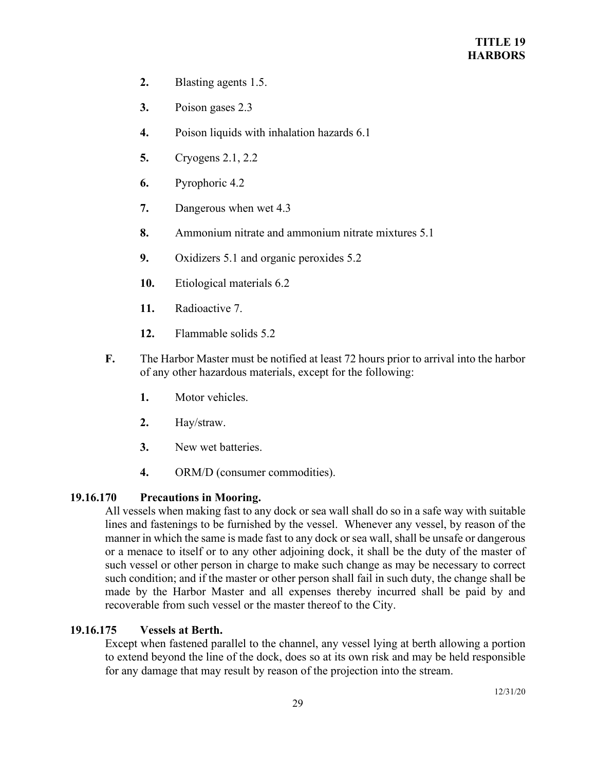2. Blasting agents 1.5.

3. Poison gases 2.3

4. Poison liquids with inhalation hazards 6.1

5. Cryogens 2.1, 2.2

6. Pyrophoric 4.2

7. Dangerous when wet 4.3

8. Ammonium nitrate and ammonium nitrate mixtures 5.1

9. Oxidizers 5.1 and organic peroxides 5.2

10. Etiological materials 6.2

11. Radioactive 7.

12. Flammable solids 5.2

**F.** The Harbor Master must be notified at least 72 hours prior to arrival into the harbor of any other hazardous materials, except for the following:

1. Motor vehicles.

2. Hay/straw.

3. New wet batteries.

4. ORM/D (consumer commodities).

### 19.16.170 Precautions in Mooring.

All vessels when making fast to any dock or sea wall shall do so in a safe way with suitable lines and fastenings to be furnished by the vessel. Whenever any vessel, by reason of the manner in which the same is made fast to any dock or sea wall, shall be unsafe or dangerous or a menace to itself or to any other adjoining dock, it shall be the duty of the master of such vessel or other person in charge to make such change as may be necessary to correct such condition; and if the master or other person shall fail in such duty, the change shall be made by the Harbor Master and all expenses thereby incurred shall be paid by and recoverable from such vessel or the master thereof to the City.

### 19.16.175 Vessels at Berth.

Except when fastened parallel to the channel, any vessel lying at berth allowing a portion to extend beyond the line of the dock, does so at its own risk and may be held responsible for any damage that may result by reason of the projection into the stream.

12/31/20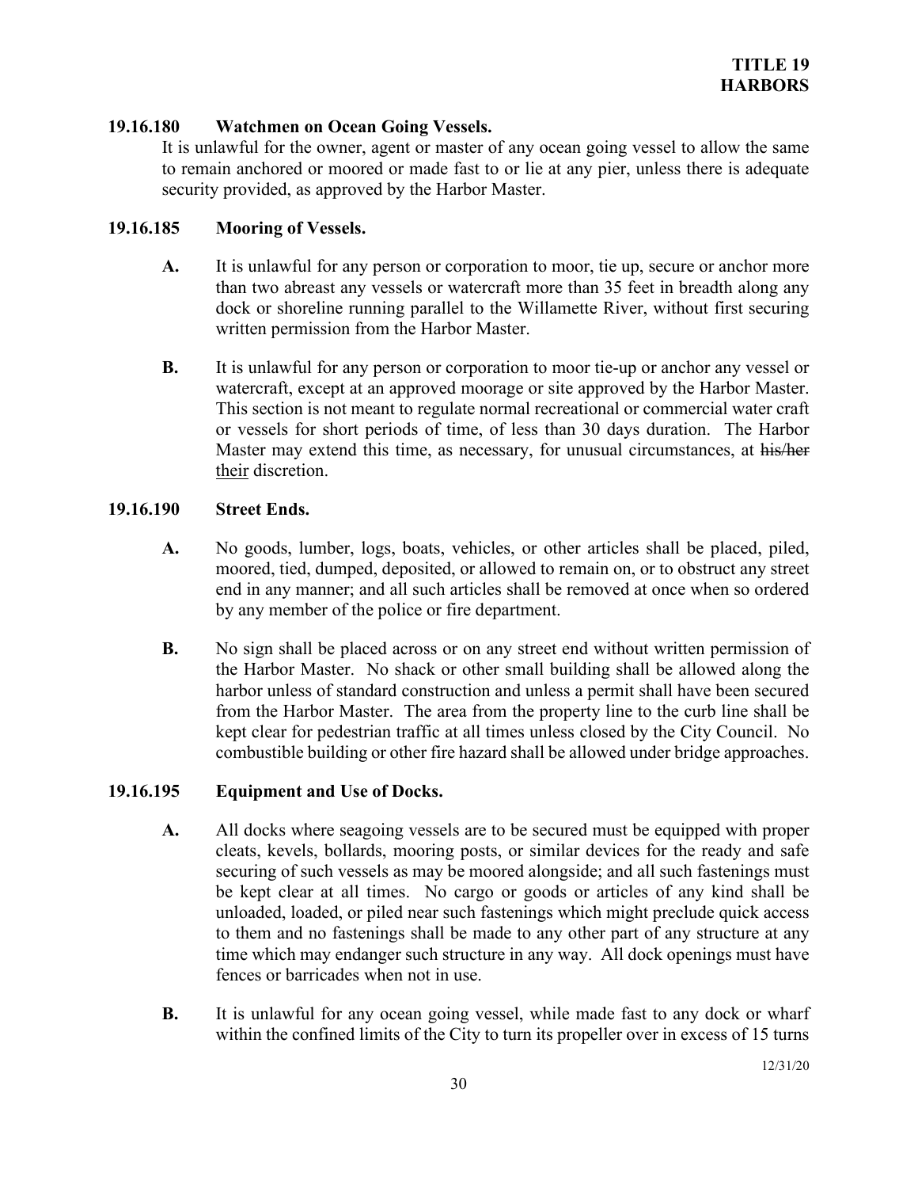### 19.16.180 Watchmen on Ocean Going Vessels.

It is unlawful for the owner, agent or master of any ocean going vessel to allow the same to remain anchored or moored or made fast to or lie at any pier, unless there is adequate security provided, as approved by the Harbor Master.

### 19.16.185 Mooring of Vessels.

**A.** It is unlawful for any person or corporation to moor, tie up, secure or anchor more than two abreast any vessels or watercraft more than 35 feet in breadth along any dock or shoreline running parallel to the Willamette River, without first securing written permission from the Harbor Master.

**B.** It is unlawful for any person or corporation to moor tie-up or anchor any vessel or watercraft, except at an approved moorage or site approved by the Harbor Master. This section is not meant to regulate normal recreational or commercial water craft or vessels for short periods of time, of less than 30 days duration. The Harbor Master may extend this time, as necessary, for unusual circumstances, at ~~his/her~~ their discretion.

### 19.16.190 Street Ends.

**A.** No goods, lumber, logs, boats, vehicles, or other articles shall be placed, piled, moored, tied, dumped, deposited, or allowed to remain on, or to obstruct any street end in any manner; and all such articles shall be removed at once when so ordered by any member of the police or fire department.

**B.** No sign shall be placed across or on any street end without written permission of the Harbor Master. No shack or other small building shall be allowed along the harbor unless of standard construction and unless a permit shall have been secured from the Harbor Master. The area from the property line to the curb line shall be kept clear for pedestrian traffic at all times unless closed by the City Council. No combustible building or other fire hazard shall be allowed under bridge approaches.

### 19.16.195 Equipment and Use of Docks.

**A.** All docks where seagoing vessels are to be secured must be equipped with proper cleats, kevels, bollards, mooring posts, or similar devices for the ready and safe securing of such vessels as may be moored alongside; and all such fastenings must be kept clear at all times. No cargo or goods or articles of any kind shall be unloaded, loaded, or piled near such fastenings which might preclude quick access to them and no fastenings shall be made to any other part of any structure at any time which may endanger such structure in any way. All dock openings must have fences or barricades when not in use.

**B.** It is unlawful for any ocean going vessel, while made fast to any dock or wharf within the confined limits of the City to turn its propeller over in excess of 15 turns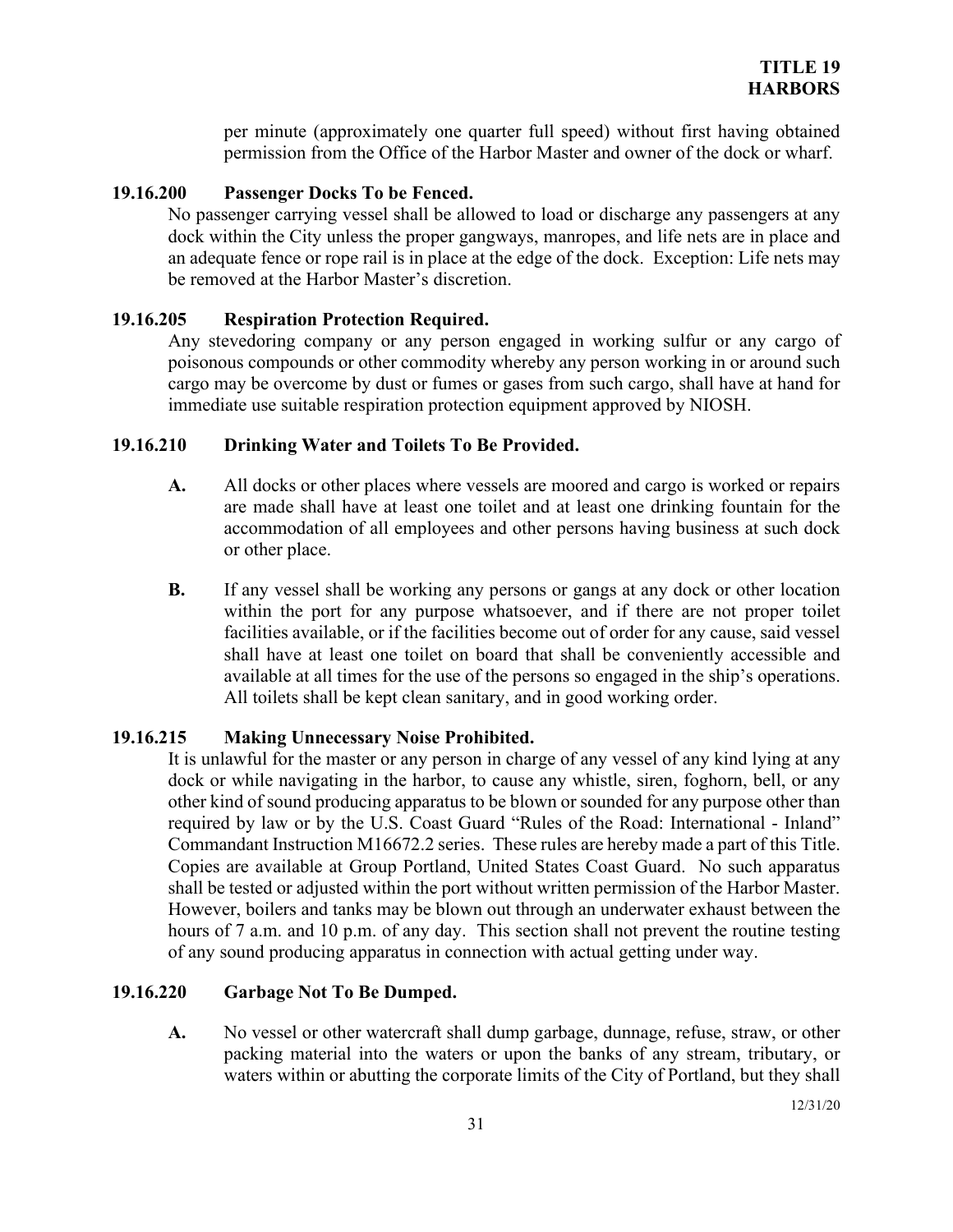per minute (approximately one quarter full speed) without first having obtained permission from the Office of the Harbor Master and owner of the dock or wharf.

### 19.16.200 Passenger Docks To be Fenced.

No passenger carrying vessel shall be allowed to load or discharge any passengers at any dock within the City unless the proper gangways, manropes, and life nets are in place and an adequate fence or rope rail is in place at the edge of the dock. Exception: Life nets may be removed at the Harbor Master's discretion.

### 19.16.205 Respiration Protection Required.

Any stevedoring company or any person engaged in working sulfur or any cargo of poisonous compounds or other commodity whereby any person working in or around such cargo may be overcome by dust or fumes or gases from such cargo, shall have at hand for immediate use suitable respiration protection equipment approved by NIOSH.

### 19.16.210 Drinking Water and Toilets To Be Provided.

**A.** All docks or other places where vessels are moored and cargo is worked or repairs are made shall have at least one toilet and at least one drinking fountain for the accommodation of all employees and other persons having business at such dock or other place.

**B.** If any vessel shall be working any persons or gangs at any dock or other location within the port for any purpose whatsoever, and if there are not proper toilet facilities available, or if the facilities become out of order for any cause, said vessel shall have at least one toilet on board that shall be conveniently accessible and available at all times for the use of the persons so engaged in the ship's operations. All toilets shall be kept clean sanitary, and in good working order.

### 19.16.215 Making Unnecessary Noise Prohibited.

It is unlawful for the master or any person in charge of any vessel of any kind lying at any dock or while navigating in the harbor, to cause any whistle, siren, foghorn, bell, or any other kind of sound producing apparatus to be blown or sounded for any purpose other than required by law or by the U.S. Coast Guard "Rules of the Road: International - Inland" Commandant Instruction M16672.2 series. These rules are hereby made a part of this Title. Copies are available at Group Portland, United States Coast Guard. No such apparatus shall be tested or adjusted within the port without written permission of the Harbor Master. However, boilers and tanks may be blown out through an underwater exhaust between the hours of 7 a.m. and 10 p.m. of any day. This section shall not prevent the routine testing of any sound producing apparatus in connection with actual getting under way.

### 19.16.220 Garbage Not To Be Dumped.

**A.** No vessel or other watercraft shall dump garbage, dunnage, refuse, straw, or other packing material into the waters or upon the banks of any stream, tributary, or waters within or abutting the corporate limits of the City of Portland, but they shall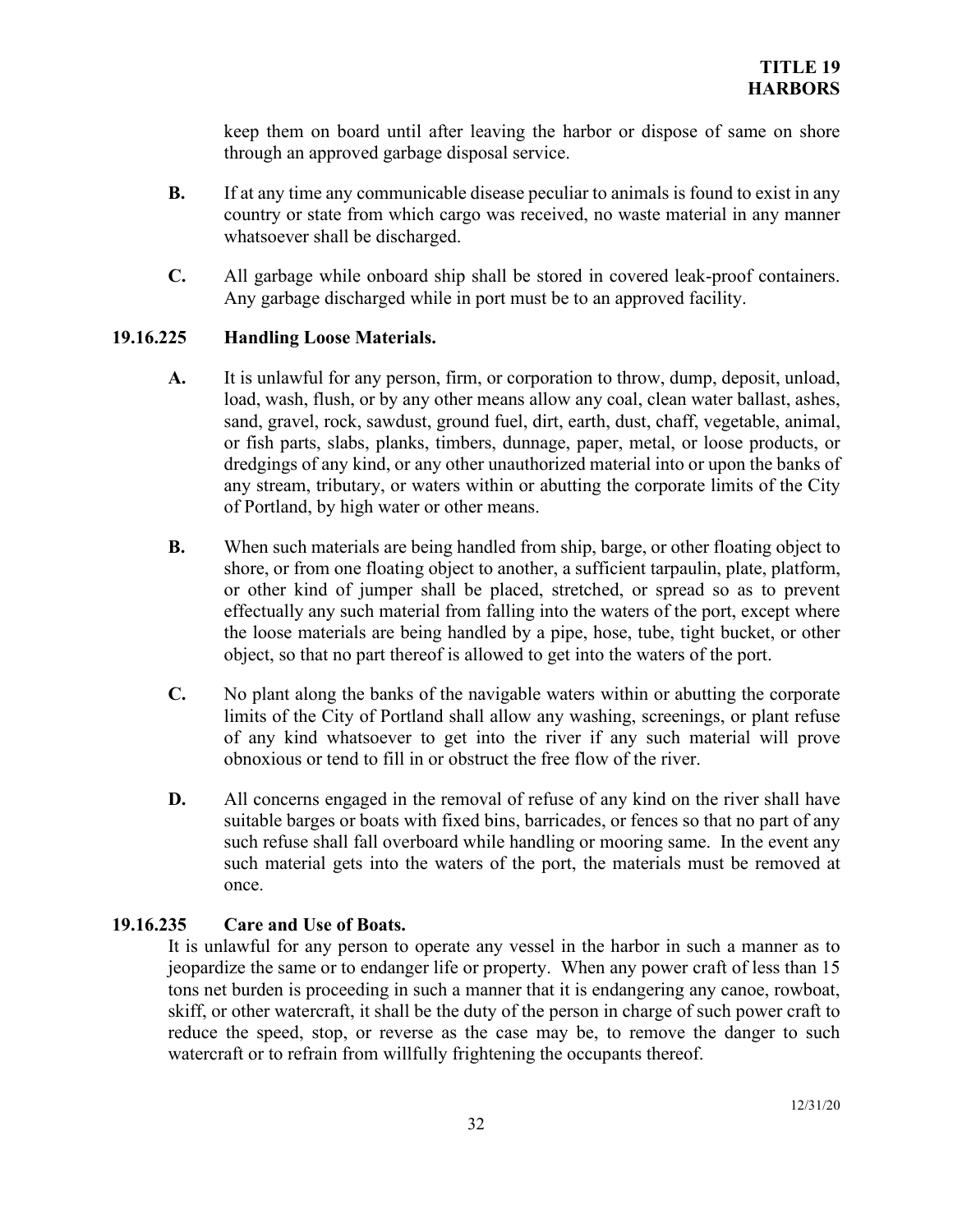keep them on board until after leaving the harbor or dispose of same on shore through an approved garbage disposal service.

**B.** If at any time any communicable disease peculiar to animals is found to exist in any country or state from which cargo was received, no waste material in any manner whatsoever shall be discharged.

**C.** All garbage while onboard ship shall be stored in covered leak-proof containers. Any garbage discharged while in port must be to an approved facility.

### 19.16.225 Handling Loose Materials.

**A.** It is unlawful for any person, firm, or corporation to throw, dump, deposit, unload, load, wash, flush, or by any other means allow any coal, clean water ballast, ashes, sand, gravel, rock, sawdust, ground fuel, dirt, earth, dust, chaff, vegetable, animal, or fish parts, slabs, planks, timbers, dunnage, paper, metal, or loose products, or dredgings of any kind, or any other unauthorized material into or upon the banks of any stream, tributary, or waters within or abutting the corporate limits of the City of Portland, by high water or other means.

**B.** When such materials are being handled from ship, barge, or other floating object to shore, or from one floating object to another, a sufficient tarpaulin, plate, platform, or other kind of jumper shall be placed, stretched, or spread so as to prevent effectually any such material from falling into the waters of the port, except where the loose materials are being handled by a pipe, hose, tube, tight bucket, or other object, so that no part thereof is allowed to get into the waters of the port.

**C.** No plant along the banks of the navigable waters within or abutting the corporate limits of the City of Portland shall allow any washing, screenings, or plant refuse of any kind whatsoever to get into the river if any such material will prove obnoxious or tend to fill in or obstruct the free flow of the river.

**D.** All concerns engaged in the removal of refuse of any kind on the river shall have suitable barges or boats with fixed bins, barricades, or fences so that no part of any such refuse shall fall overboard while handling or mooring same. In the event any such material gets into the waters of the port, the materials must be removed at once.

### 19.16.235 Care and Use of Boats.

It is unlawful for any person to operate any vessel in the harbor in such a manner as to jeopardize the same or to endanger life or property. When any power craft of less than 15 tons net burden is proceeding in such a manner that it is endangering any canoe, rowboat, skiff, or other watercraft, it shall be the duty of the person in charge of such power craft to reduce the speed, stop, or reverse as the case may be, to remove the danger to such watercraft or to refrain from willfully frightening the occupants thereof.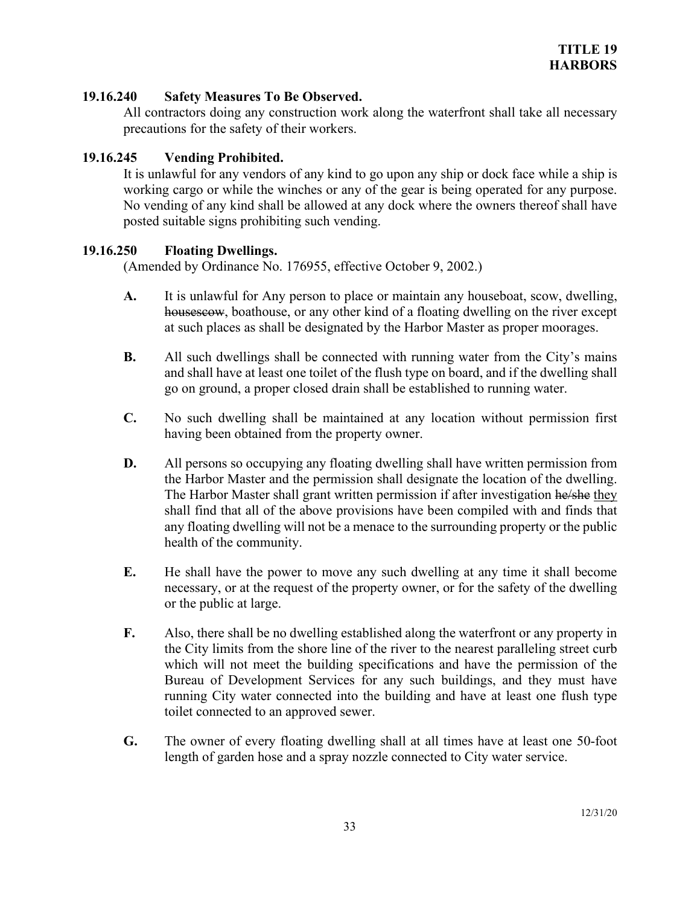### 19.16.240 Safety Measures To Be Observed.

All contractors doing any construction work along the waterfront shall take all necessary precautions for the safety of their workers.

### 19.16.245 Vending Prohibited.

It is unlawful for any vendors of any kind to go upon any ship or dock face while a ship is working cargo or while the winches or any of the gear is being operated for any purpose. No vending of any kind shall be allowed at any dock where the owners thereof shall have posted suitable signs prohibiting such vending.

### 19.16.250 Floating Dwellings.

(Amended by Ordinance No. 176955, effective October 9, 2002.)

**A.** It is unlawful for Any person to place or maintain any houseboat, scow, dwelling, ~~housescow~~, boathouse, or any other kind of a floating dwelling on the river except at such places as shall be designated by the Harbor Master as proper moorages.

**B.** All such dwellings shall be connected with running water from the City's mains and shall have at least one toilet of the flush type on board, and if the dwelling shall go on ground, a proper closed drain shall be established to running water.

**C.** No such dwelling shall be maintained at any location without permission first having been obtained from the property owner.

**D.** All persons so occupying any floating dwelling shall have written permission from the Harbor Master and the permission shall designate the location of the dwelling. The Harbor Master shall grant written permission if after investigation ~~he/she~~ <u>they</u> shall find that all of the above provisions have been compiled with and finds that any floating dwelling will not be a menace to the surrounding property or the public health of the community.

**E.** He shall have the power to move any such dwelling at any time it shall become necessary, or at the request of the property owner, or for the safety of the dwelling or the public at large.

**F.** Also, there shall be no dwelling established along the waterfront or any property in the City limits from the shore line of the river to the nearest paralleling street curb which will not meet the building specifications and have the permission of the Bureau of Development Services for any such buildings, and they must have running City water connected into the building and have at least one flush type toilet connected to an approved sewer.

**G.** The owner of every floating dwelling shall at all times have at least one 50-foot length of garden hose and a spray nozzle connected to City water service.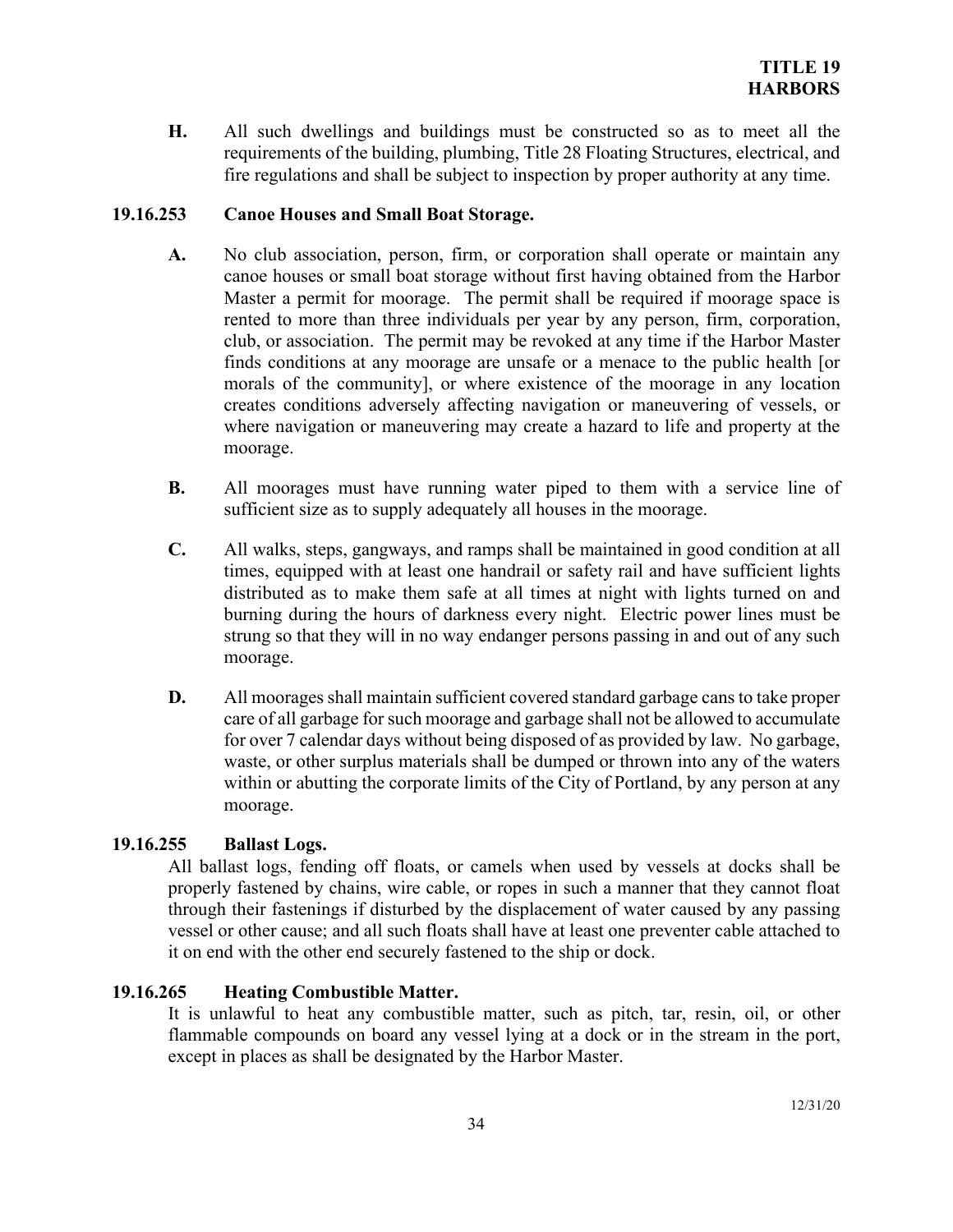**H.** All such dwellings and buildings must be constructed so as to meet all the requirements of the building, plumbing, Title 28 Floating Structures, electrical, and fire regulations and shall be subject to inspection by proper authority at any time.

### 19.16.253 Canoe Houses and Small Boat Storage.

**A.** No club association, person, firm, or corporation shall operate or maintain any canoe houses or small boat storage without first having obtained from the Harbor Master a permit for moorage. The permit shall be required if moorage space is rented to more than three individuals per year by any person, firm, corporation, club, or association. The permit may be revoked at any time if the Harbor Master finds conditions at any moorage are unsafe or a menace to the public health [or morals of the community], or where existence of the moorage in any location creates conditions adversely affecting navigation or maneuvering of vessels, or where navigation or maneuvering may create a hazard to life and property at the moorage.

**B.** All moorages must have running water piped to them with a service line of sufficient size as to supply adequately all houses in the moorage.

**C.** All walks, steps, gangways, and ramps shall be maintained in good condition at all times, equipped with at least one handrail or safety rail and have sufficient lights distributed as to make them safe at all times at night with lights turned on and burning during the hours of darkness every night. Electric power lines must be strung so that they will in no way endanger persons passing in and out of any such moorage.

**D.** All moorages shall maintain sufficient covered standard garbage cans to take proper care of all garbage for such moorage and garbage shall not be allowed to accumulate for over 7 calendar days without being disposed of as provided by law. No garbage, waste, or other surplus materials shall be dumped or thrown into any of the waters within or abutting the corporate limits of the City of Portland, by any person at any moorage.

### 19.16.255 Ballast Logs.

All ballast logs, fending off floats, or camels when used by vessels at docks shall be properly fastened by chains, wire cable, or ropes in such a manner that they cannot float through their fastenings if disturbed by the displacement of water caused by any passing vessel or other cause; and all such floats shall have at least one preventer cable attached to it on end with the other end securely fastened to the ship or dock.

### 19.16.265 Heating Combustible Matter.

It is unlawful to heat any combustible matter, such as pitch, tar, resin, oil, or other flammable compounds on board any vessel lying at a dock or in the stream in the port, except in places as shall be designated by the Harbor Master.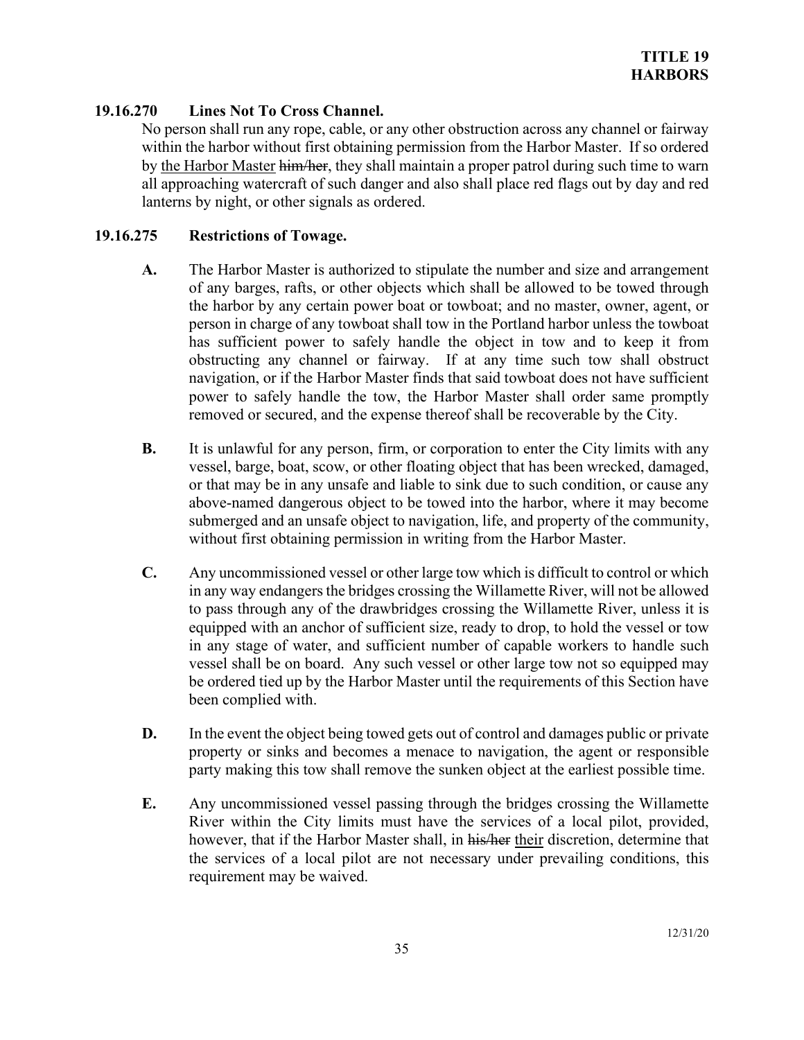### 19.16.270 Lines Not To Cross Channel.

No person shall run any rope, cable, or any other obstruction across any channel or fairway within the harbor without first obtaining permission from the Harbor Master. If so ordered by <u>the Harbor Master</u> ~~him/her~~, they shall maintain a proper patrol during such time to warn all approaching watercraft of such danger and also shall place red flags out by day and red lanterns by night, or other signals as ordered.

### 19.16.275 Restrictions of Towage.

**A.** The Harbor Master is authorized to stipulate the number and size and arrangement of any barges, rafts, or other objects which shall be allowed to be towed through the harbor by any certain power boat or towboat; and no master, owner, agent, or person in charge of any towboat shall tow in the Portland harbor unless the towboat has sufficient power to safely handle the object in tow and to keep it from obstructing any channel or fairway. If at any time such tow shall obstruct navigation, or if the Harbor Master finds that said towboat does not have sufficient power to safely handle the tow, the Harbor Master shall order same promptly removed or secured, and the expense thereof shall be recoverable by the City.

**B.** It is unlawful for any person, firm, or corporation to enter the City limits with any vessel, barge, boat, scow, or other floating object that has been wrecked, damaged, or that may be in any unsafe and liable to sink due to such condition, or cause any above-named dangerous object to be towed into the harbor, where it may become submerged and an unsafe object to navigation, life, and property of the community, without first obtaining permission in writing from the Harbor Master.

**C.** Any uncommissioned vessel or other large tow which is difficult to control or which in any way endangers the bridges crossing the Willamette River, will not be allowed to pass through any of the drawbridges crossing the Willamette River, unless it is equipped with an anchor of sufficient size, ready to drop, to hold the vessel or tow in any stage of water, and sufficient number of capable workers to handle such vessel shall be on board. Any such vessel or other large tow not so equipped may be ordered tied up by the Harbor Master until the requirements of this Section have been complied with.

**D.** In the event the object being towed gets out of control and damages public or private property or sinks and becomes a menace to navigation, the agent or responsible party making this tow shall remove the sunken object at the earliest possible time.

**E.** Any uncommissioned vessel passing through the bridges crossing the Willamette River within the City limits must have the services of a local pilot, provided, however, that if the Harbor Master shall, in ~~his/her~~ <u>their</u> discretion, determine that the services of a local pilot are not necessary under prevailing conditions, this requirement may be waived.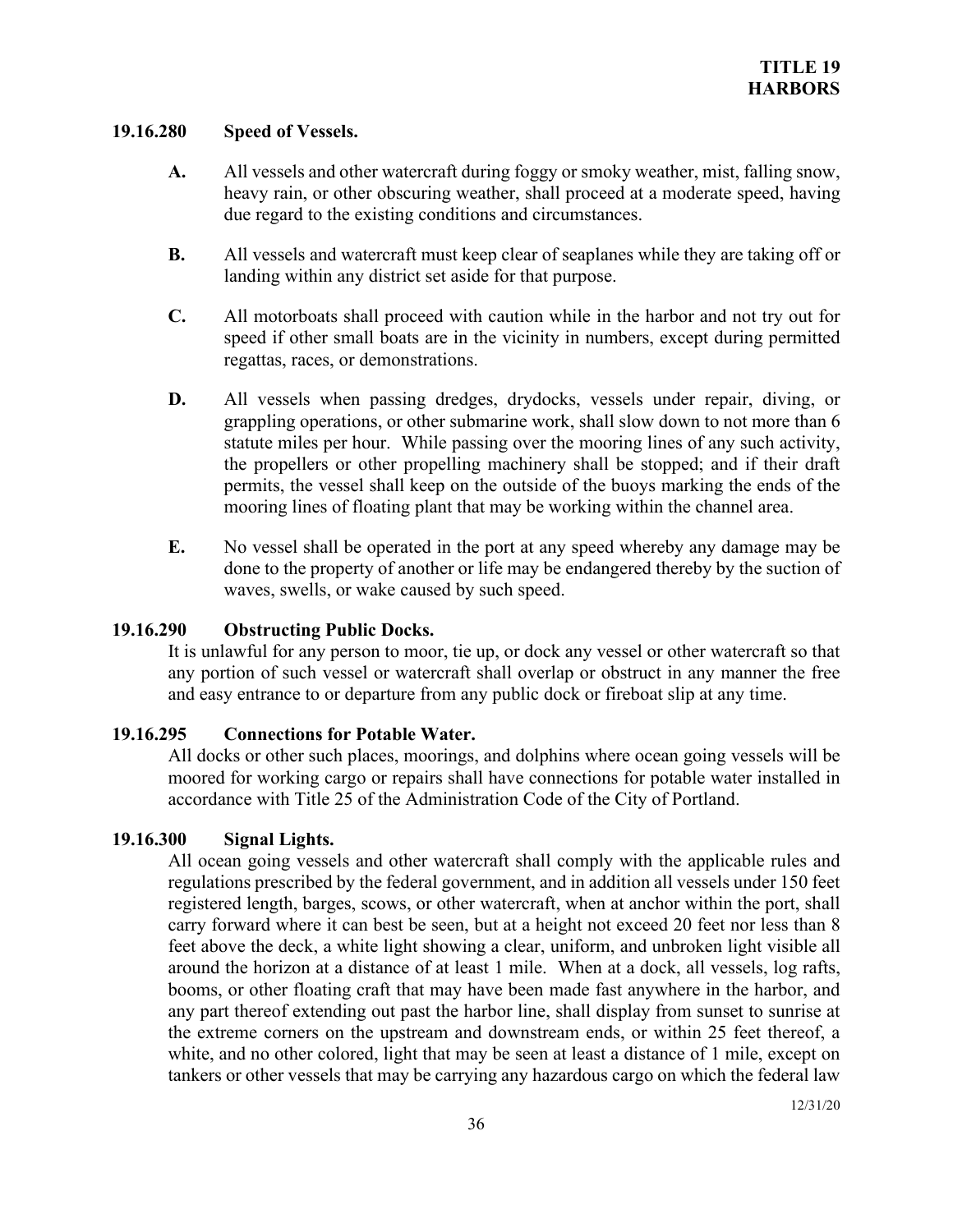### 19.16.280 Speed of Vessels.

**A.** All vessels and other watercraft during foggy or smoky weather, mist, falling snow, heavy rain, or other obscuring weather, shall proceed at a moderate speed, having due regard to the existing conditions and circumstances.

**B.** All vessels and watercraft must keep clear of seaplanes while they are taking off or landing within any district set aside for that purpose.

**C.** All motorboats shall proceed with caution while in the harbor and not try out for speed if other small boats are in the vicinity in numbers, except during permitted regattas, races, or demonstrations.

**D.** All vessels when passing dredges, drydocks, vessels under repair, diving, or grappling operations, or other submarine work, shall slow down to not more than 6 statute miles per hour. While passing over the mooring lines of any such activity, the propellers or other propelling machinery shall be stopped; and if their draft permits, the vessel shall keep on the outside of the buoys marking the ends of the mooring lines of floating plant that may be working within the channel area.

**E.** No vessel shall be operated in the port at any speed whereby any damage may be done to the property of another or life may be endangered thereby by the suction of waves, swells, or wake caused by such speed.

### 19.16.290 Obstructing Public Docks.

It is unlawful for any person to moor, tie up, or dock any vessel or other watercraft so that any portion of such vessel or watercraft shall overlap or obstruct in any manner the free and easy entrance to or departure from any public dock or fireboat slip at any time.

### 19.16.295 Connections for Potable Water.

All docks or other such places, moorings, and dolphins where ocean going vessels will be moored for working cargo or repairs shall have connections for potable water installed in accordance with Title 25 of the Administration Code of the City of Portland.

### 19.16.300 Signal Lights.

All ocean going vessels and other watercraft shall comply with the applicable rules and regulations prescribed by the federal government, and in addition all vessels under 150 feet registered length, barges, scows, or other watercraft, when at anchor within the port, shall carry forward where it can best be seen, but at a height not exceed 20 feet nor less than 8 feet above the deck, a white light showing a clear, uniform, and unbroken light visible all around the horizon at a distance of at least 1 mile. When at a dock, all vessels, log rafts, booms, or other floating craft that may have been made fast anywhere in the harbor, and any part thereof extending out past the harbor line, shall display from sunset to sunrise at the extreme corners on the upstream and downstream ends, or within 25 feet thereof, a white, and no other colored, light that may be seen at least a distance of 1 mile, except on tankers or other vessels that may be carrying any hazardous cargo on which the federal law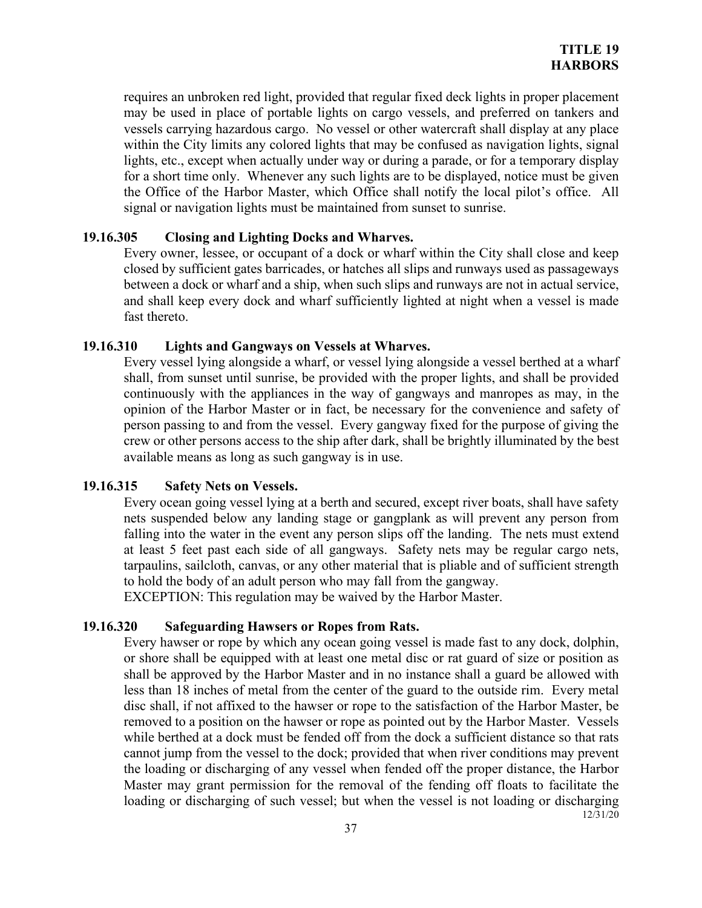requires an unbroken red light, provided that regular fixed deck lights in proper placement may be used in place of portable lights on cargo vessels, and preferred on tankers and vessels carrying hazardous cargo. No vessel or other watercraft shall display at any place within the City limits any colored lights that may be confused as navigation lights, signal lights, etc., except when actually under way or during a parade, or for a temporary display for a short time only. Whenever any such lights are to be displayed, notice must be given the Office of the Harbor Master, which Office shall notify the local pilot's office. All signal or navigation lights must be maintained from sunset to sunrise.

### 19.16.305 Closing and Lighting Docks and Wharves.

Every owner, lessee, or occupant of a dock or wharf within the City shall close and keep closed by sufficient gates barricades, or hatches all slips and runways used as passageways between a dock or wharf and a ship, when such slips and runways are not in actual service, and shall keep every dock and wharf sufficiently lighted at night when a vessel is made fast thereto.

### 19.16.310 Lights and Gangways on Vessels at Wharves.

Every vessel lying alongside a wharf, or vessel lying alongside a vessel berthed at a wharf shall, from sunset until sunrise, be provided with the proper lights, and shall be provided continuously with the appliances in the way of gangways and manropes as may, in the opinion of the Harbor Master or in fact, be necessary for the convenience and safety of person passing to and from the vessel. Every gangway fixed for the purpose of giving the crew or other persons access to the ship after dark, shall be brightly illuminated by the best available means as long as such gangway is in use.

### 19.16.315 Safety Nets on Vessels.

Every ocean going vessel lying at a berth and secured, except river boats, shall have safety nets suspended below any landing stage or gangplank as will prevent any person from falling into the water in the event any person slips off the landing. The nets must extend at least 5 feet past each side of all gangways. Safety nets may be regular cargo nets, tarpaulins, sailcloth, canvas, or any other material that is pliable and of sufficient strength to hold the body of an adult person who may fall from the gangway.
EXCEPTION: This regulation may be waived by the Harbor Master.

### 19.16.320 Safeguarding Hawsers or Ropes from Rats.

Every hawser or rope by which any ocean going vessel is made fast to any dock, dolphin, or shore shall be equipped with at least one metal disc or rat guard of size or position as shall be approved by the Harbor Master and in no instance shall a guard be allowed with less than 18 inches of metal from the center of the guard to the outside rim. Every metal disc shall, if not affixed to the hawser or rope to the satisfaction of the Harbor Master, be removed to a position on the hawser or rope as pointed out by the Harbor Master. Vessels while berthed at a dock must be fended off from the dock a sufficient distance so that rats cannot jump from the vessel to the dock; provided that when river conditions may prevent the loading or discharging of any vessel when fended off the proper distance, the Harbor Master may grant permission for the removal of the fending off floats to facilitate the loading or discharging of such vessel; but when the vessel is not loading or discharging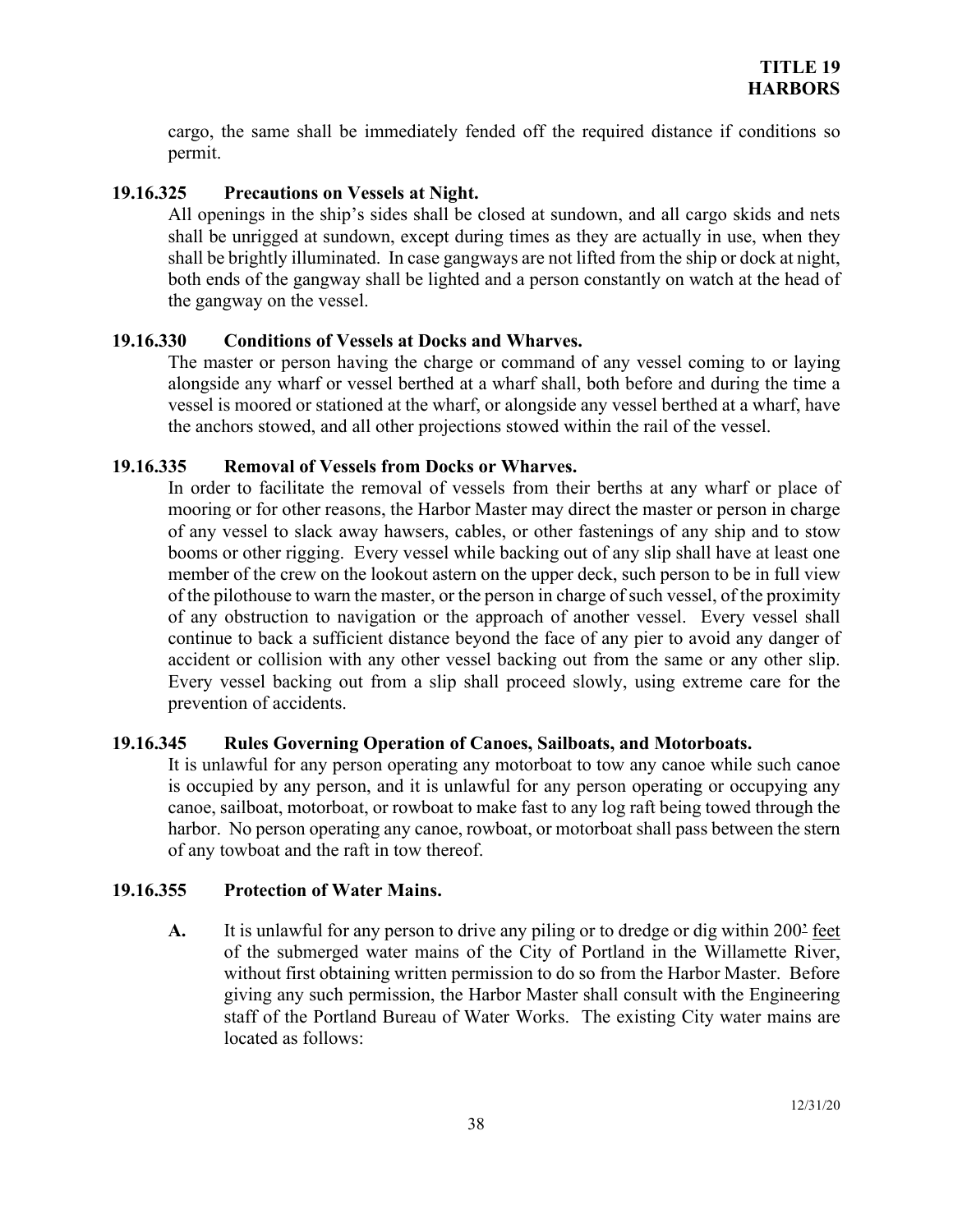cargo, the same shall be immediately fended off the required distance if conditions so permit.

**19.16.325 Precautions on Vessels at Night.**

All openings in the ship's sides shall be closed at sundown, and all cargo skids and nets shall be unrigged at sundown, except during times as they are actually in use, when they shall be brightly illuminated. In case gangways are not lifted from the ship or dock at night, both ends of the gangway shall be lighted and a person constantly on watch at the head of the gangway on the vessel.

**19.16.330 Conditions of Vessels at Docks and Wharves.**

The master or person having the charge or command of any vessel coming to or laying alongside any wharf or vessel berthed at a wharf shall, both before and during the time a vessel is moored or stationed at the wharf, or alongside any vessel berthed at a wharf, have the anchors stowed, and all other projections stowed within the rail of the vessel.

**19.16.335 Removal of Vessels from Docks or Wharves.**

In order to facilitate the removal of vessels from their berths at any wharf or place of mooring or for other reasons, the Harbor Master may direct the master or person in charge of any vessel to slack away hawsers, cables, or other fastenings of any ship and to stow booms or other rigging. Every vessel while backing out of any slip shall have at least one member of the crew on the lookout astern on the upper deck, such person to be in full view of the pilothouse to warn the master, or the person in charge of such vessel, of the proximity of any obstruction to navigation or the approach of another vessel. Every vessel shall continue to back a sufficient distance beyond the face of any pier to avoid any danger of accident or collision with any other vessel backing out from the same or any other slip. Every vessel backing out from a slip shall proceed slowly, using extreme care for the prevention of accidents.

**19.16.345 Rules Governing Operation of Canoes, Sailboats, and Motorboats.**

It is unlawful for any person operating any motorboat to tow any canoe while such canoe is occupied by any person, and it is unlawful for any person operating or occupying any canoe, sailboat, motorboat, or rowboat to make fast to any log raft being towed through the harbor. No person operating any canoe, rowboat, or motorboat shall pass between the stern of any towboat and the raft in tow thereof.

**19.16.355 Protection of Water Mains.**

**A.** It is unlawful for any person to drive any piling or to dredge or dig within 200[2] feet of the submerged water mains of the City of Portland in the Willamette River, without first obtaining written permission to do so from the Harbor Master. Before giving any such permission, the Harbor Master shall consult with the Engineering staff of the Portland Bureau of Water Works. The existing City water mains are located as follows: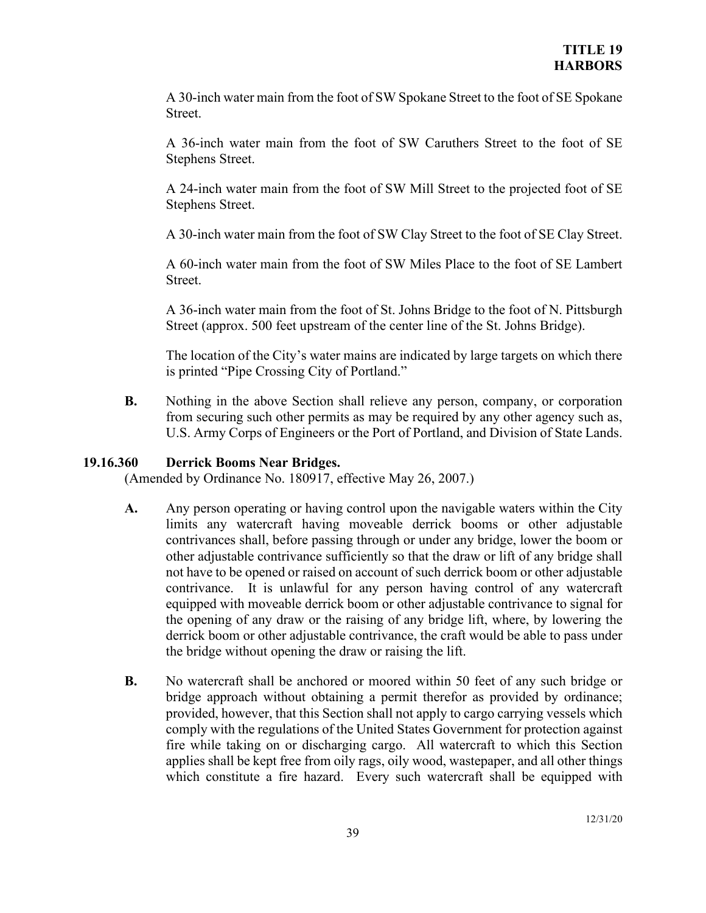A 30-inch water main from the foot of SW Spokane Street to the foot of SE Spokane Street.

A 36-inch water main from the foot of SW Caruthers Street to the foot of SE Stephens Street.

A 24-inch water main from the foot of SW Mill Street to the projected foot of SE Stephens Street.

A 30-inch water main from the foot of SW Clay Street to the foot of SE Clay Street.

A 60-inch water main from the foot of SW Miles Place to the foot of SE Lambert Street.

A 36-inch water main from the foot of St. Johns Bridge to the foot of N. Pittsburgh Street (approx. 500 feet upstream of the center line of the St. Johns Bridge).

The location of the City's water mains are indicated by large targets on which there is printed "Pipe Crossing City of Portland."

**B.** Nothing in the above Section shall relieve any person, company, or corporation from securing such other permits as may be required by any other agency such as, U.S. Army Corps of Engineers or the Port of Portland, and Division of State Lands.

### 19.16.360 Derrick Booms Near Bridges.

(Amended by Ordinance No. 180917, effective May 26, 2007.)

**A.** Any person operating or having control upon the navigable waters within the City limits any watercraft having moveable derrick booms or other adjustable contrivances shall, before passing through or under any bridge, lower the boom or other adjustable contrivance sufficiently so that the draw or lift of any bridge shall not have to be opened or raised on account of such derrick boom or other adjustable contrivance. It is unlawful for any person having control of any watercraft equipped with moveable derrick boom or other adjustable contrivance to signal for the opening of any draw or the raising of any bridge lift, where, by lowering the derrick boom or other adjustable contrivance, the craft would be able to pass under the bridge without opening the draw or raising the lift.

**B.** No watercraft shall be anchored or moored within 50 feet of any such bridge or bridge approach without obtaining a permit therefor as provided by ordinance; provided, however, that this Section shall not apply to cargo carrying vessels which comply with the regulations of the United States Government for protection against fire while taking on or discharging cargo. All watercraft to which this Section applies shall be kept free from oily rags, oily wood, wastepaper, and all other things which constitute a fire hazard. Every such watercraft shall be equipped with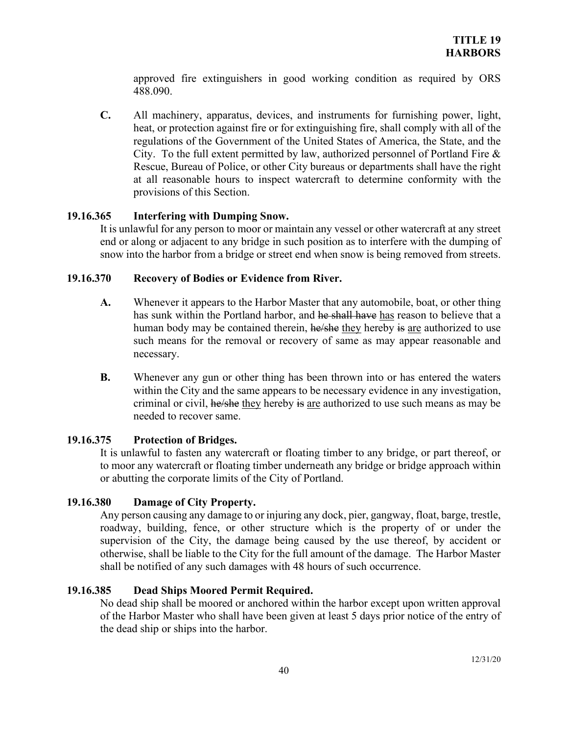approved fire extinguishers in good working condition as required by ORS 488.090.

**C.** All machinery, apparatus, devices, and instruments for furnishing power, light, heat, or protection against fire or for extinguishing fire, shall comply with all of the regulations of the Government of the United States of America, the State, and the City. To the full extent permitted by law, authorized personnel of Portland Fire & Rescue, Bureau of Police, or other City bureaus or departments shall have the right at all reasonable hours to inspect watercraft to determine conformity with the provisions of this Section.

### 19.16.365 Interfering with Dumping Snow.

It is unlawful for any person to moor or maintain any vessel or other watercraft at any street end or along or adjacent to any bridge in such position as to interfere with the dumping of snow into the harbor from a bridge or street end when snow is being removed from streets.

### 19.16.370 Recovery of Bodies or Evidence from River.

**A.** Whenever it appears to the Harbor Master that any automobile, boat, or other thing has sunk within the Portland harbor, and ~~he shall have~~ <u>has</u> reason to believe that a human body may be contained therein, ~~he/she~~ <u>they</u> hereby ~~is~~ <u>are</u> authorized to use such means for the removal or recovery of same as may appear reasonable and necessary.

**B.** Whenever any gun or other thing has been thrown into or has entered the waters within the City and the same appears to be necessary evidence in any investigation, criminal or civil, ~~he/she~~ <u>they</u> hereby ~~is~~ <u>are</u> authorized to use such means as may be needed to recover same.

### 19.16.375 Protection of Bridges.

It is unlawful to fasten any watercraft or floating timber to any bridge, or part thereof, or to moor any watercraft or floating timber underneath any bridge or bridge approach within or abutting the corporate limits of the City of Portland.

### 19.16.380 Damage of City Property.

Any person causing any damage to or injuring any dock, pier, gangway, float, barge, trestle, roadway, building, fence, or other structure which is the property of or under the supervision of the City, the damage being caused by the use thereof, by accident or otherwise, shall be liable to the City for the full amount of the damage. The Harbor Master shall be notified of any such damages with 48 hours of such occurrence.

### 19.16.385 Dead Ships Moored Permit Required.

No dead ship shall be moored or anchored within the harbor except upon written approval of the Harbor Master who shall have been given at least 5 days prior notice of the entry of the dead ship or ships into the harbor.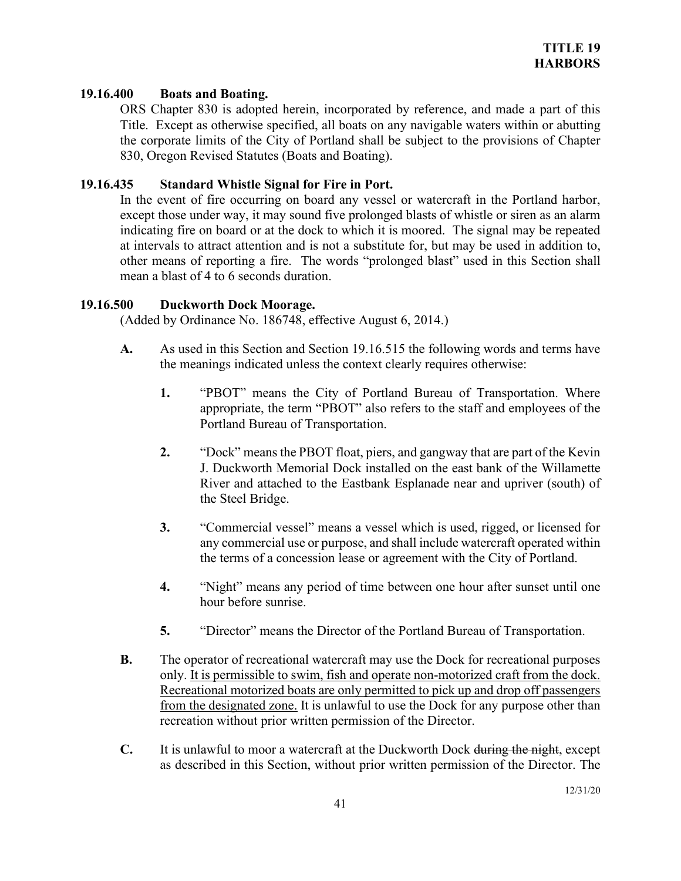### 19.16.400 Boats and Boating.

ORS Chapter 830 is adopted herein, incorporated by reference, and made a part of this Title. Except as otherwise specified, all boats on any navigable waters within or abutting the corporate limits of the City of Portland shall be subject to the provisions of Chapter 830, Oregon Revised Statutes (Boats and Boating).

### 19.16.435 Standard Whistle Signal for Fire in Port.

In the event of fire occurring on board any vessel or watercraft in the Portland harbor, except those under way, it may sound five prolonged blasts of whistle or siren as an alarm indicating fire on board or at the dock to which it is moored. The signal may be repeated at intervals to attract attention and is not a substitute for, but may be used in addition to, other means of reporting a fire. The words "prolonged blast" used in this Section shall mean a blast of 4 to 6 seconds duration.

### 19.16.500 Duckworth Dock Moorage.

(Added by Ordinance No. 186748, effective August 6, 2014.)

**A.** As used in this Section and Section 19.16.515 the following words and terms have the meanings indicated unless the context clearly requires otherwise:

**1.** "PBOT" means the City of Portland Bureau of Transportation. Where appropriate, the term "PBOT" also refers to the staff and employees of the Portland Bureau of Transportation.

**2.** "Dock" means the PBOT float, piers, and gangway that are part of the Kevin J. Duckworth Memorial Dock installed on the east bank of the Willamette River and attached to the Eastbank Esplanade near and upriver (south) of the Steel Bridge.

**3.** "Commercial vessel" means a vessel which is used, rigged, or licensed for any commercial use or purpose, and shall include watercraft operated within the terms of a concession lease or agreement with the City of Portland.

**4.** "Night" means any period of time between one hour after sunset until one hour before sunrise.

**5.** "Director" means the Director of the Portland Bureau of Transportation.

**B.** The operator of recreational watercraft may use the Dock for recreational purposes only. <u>It is permissible to swim, fish and operate non-motorized craft from the dock. Recreational motorized boats are only permitted to pick up and drop off passengers from the designated zone.</u> It is unlawful to use the Dock for any purpose other than recreation without prior written permission of the Director.

**C.** It is unlawful to moor a watercraft at the Duckworth Dock ~~during the night~~, except as described in this Section, without prior written permission of the Director. The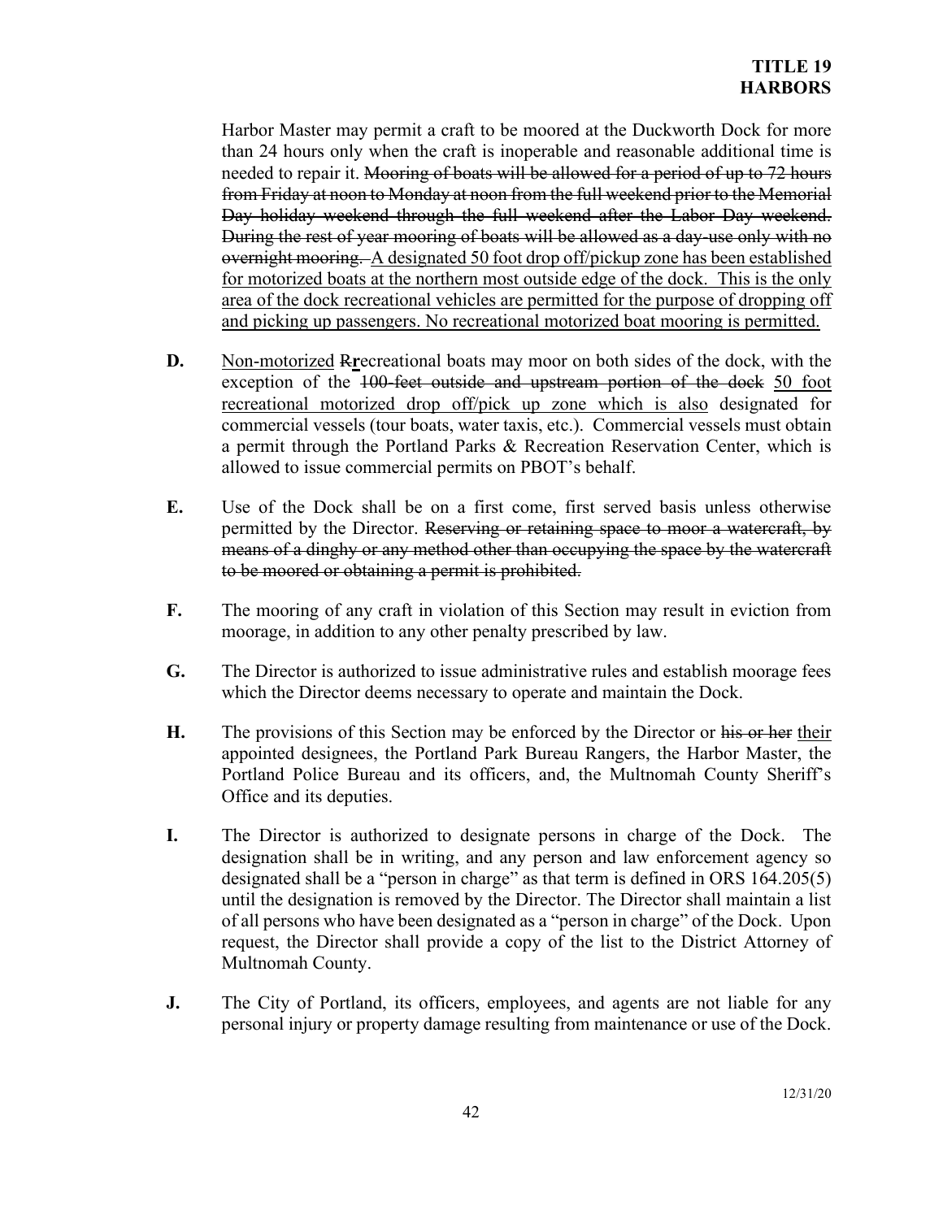Harbor Master may permit a craft to be moored at the Duckworth Dock for more than 24 hours only when the craft is inoperable and reasonable additional time is needed to repair it. ~~Mooring of boats will be allowed for a period of up to 72 hours from Friday at noon to Monday at noon from the full weekend prior to the Memorial Day holiday weekend through the full weekend after the Labor Day weekend. During the rest of year mooring of boats will be allowed as a day-use only with no overnight mooring.~~ <u>A designated 50 foot drop off/pickup zone has been established for motorized boats at the northern most outside edge of the dock. This is the only area of the dock recreational vehicles are permitted for the purpose of dropping off and picking up passengers. No recreational motorized boat mooring is permitted.</u>

**D.** <u>Non-motorized</u> ~~R~~**r**ecreational boats may moor on both sides of the dock, with the exception of the ~~100-feet outside and upstream portion of the dock~~ <u>50 foot recreational motorized drop off/pick up zone which is also</u> designated for commercial vessels (tour boats, water taxis, etc.). Commercial vessels must obtain a permit through the Portland Parks & Recreation Reservation Center, which is allowed to issue commercial permits on PBOT's behalf.

**E.** Use of the Dock shall be on a first come, first served basis unless otherwise permitted by the Director. ~~Reserving or retaining space to moor a watercraft, by means of a dinghy or any method other than occupying the space by the watercraft to be moored or obtaining a permit is prohibited.~~

**F.** The mooring of any craft in violation of this Section may result in eviction from moorage, in addition to any other penalty prescribed by law.

**G.** The Director is authorized to issue administrative rules and establish moorage fees which the Director deems necessary to operate and maintain the Dock.

**H.** The provisions of this Section may be enforced by the Director or ~~his or her~~ <u>their</u> appointed designees, the Portland Park Bureau Rangers, the Harbor Master, the Portland Police Bureau and its officers, and, the Multnomah County Sheriff's Office and its deputies.

**I.** The Director is authorized to designate persons in charge of the Dock. The designation shall be in writing, and any person and law enforcement agency so designated shall be a "person in charge" as that term is defined in ORS 164.205(5) until the designation is removed by the Director. The Director shall maintain a list of all persons who have been designated as a "person in charge" of the Dock. Upon request, the Director shall provide a copy of the list to the District Attorney of Multnomah County.

**J.** The City of Portland, its officers, employees, and agents are not liable for any personal injury or property damage resulting from maintenance or use of the Dock.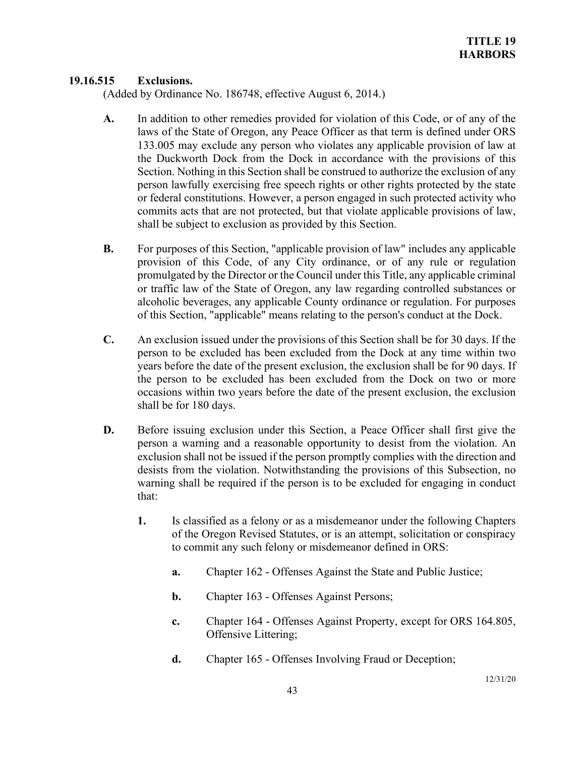### 19.16.515 Exclusions.

(Added by Ordinance No. 186748, effective August 6, 2014.)

**A.** In addition to other remedies provided for violation of this Code, or of any of the laws of the State of Oregon, any Peace Officer as that term is defined under ORS 133.005 may exclude any person who violates any applicable provision of law at the Duckworth Dock from the Dock in accordance with the provisions of this Section. Nothing in this Section shall be construed to authorize the exclusion of any person lawfully exercising free speech rights or other rights protected by the state or federal constitutions. However, a person engaged in such protected activity who commits acts that are not protected, but that violate applicable provisions of law, shall be subject to exclusion as provided by this Section.

**B.** For purposes of this Section, "applicable provision of law" includes any applicable provision of this Code, of any City ordinance, or of any rule or regulation promulgated by the Director or the Council under this Title, any applicable criminal or traffic law of the State of Oregon, any law regarding controlled substances or alcoholic beverages, any applicable County ordinance or regulation. For purposes of this Section, "applicable" means relating to the person's conduct at the Dock.

**C.** An exclusion issued under the provisions of this Section shall be for 30 days. If the person to be excluded has been excluded from the Dock at any time within two years before the date of the present exclusion, the exclusion shall be for 90 days. If the person to be excluded has been excluded from the Dock on two or more occasions within two years before the date of the present exclusion, the exclusion shall be for 180 days.

**D.** Before issuing exclusion under this Section, a Peace Officer shall first give the person a warning and a reasonable opportunity to desist from the violation. An exclusion shall not be issued if the person promptly complies with the direction and desists from the violation. Notwithstanding the provisions of this Subsection, no warning shall be required if the person is to be excluded for engaging in conduct that:

**1.** Is classified as a felony or as a misdemeanor under the following Chapters of the Oregon Revised Statutes, or is an attempt, solicitation or conspiracy to commit any such felony or misdemeanor defined in ORS:

**a.** Chapter 162 - Offenses Against the State and Public Justice;

**b.** Chapter 163 - Offenses Against Persons;

**c.** Chapter 164 - Offenses Against Property, except for ORS 164.805, Offensive Littering;

**d.** Chapter 165 - Offenses Involving Fraud or Deception;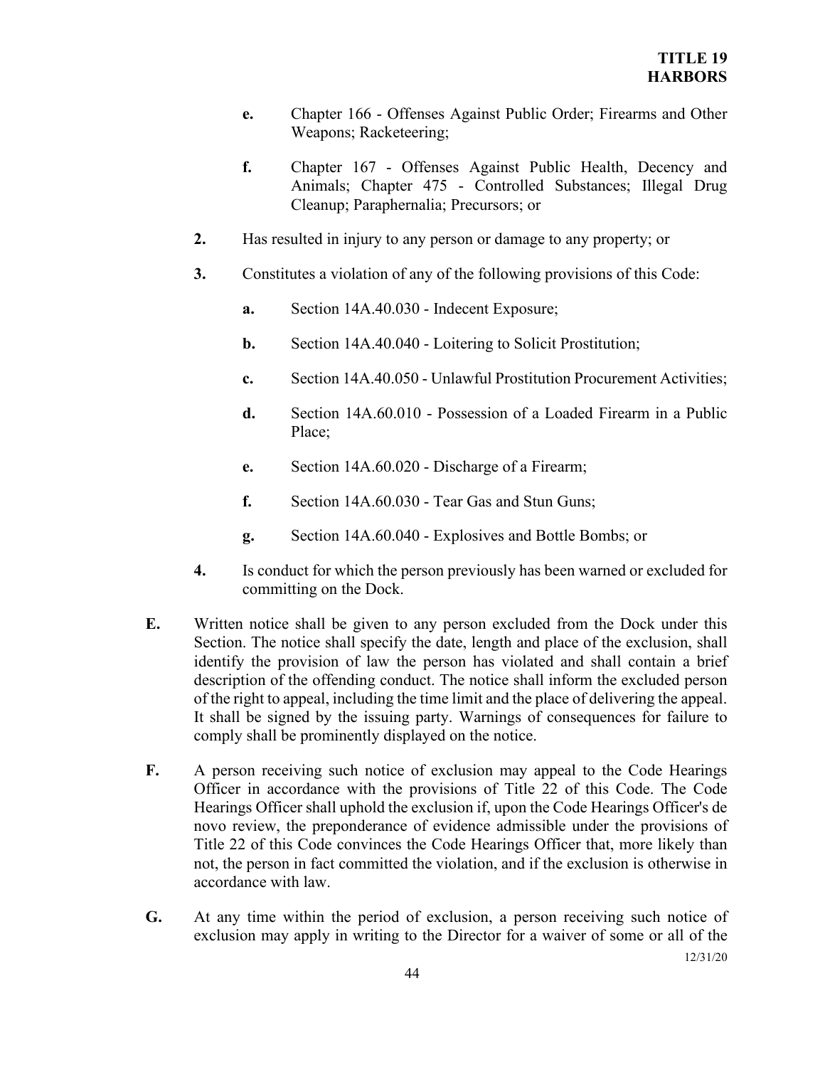- **e.** Chapter 166 - Offenses Against Public Order; Firearms and Other Weapons; Racketeering;

- **f.** Chapter 167 - Offenses Against Public Health, Decency and Animals; Chapter 475 - Controlled Substances; Illegal Drug Cleanup; Paraphernalia; Precursors; or

**2.** Has resulted in injury to any person or damage to any property; or

**3.** Constitutes a violation of any of the following provisions of this Code:

- **a.** Section 14A.40.030 - Indecent Exposure;

- **b.** Section 14A.40.040 - Loitering to Solicit Prostitution;

- **c.** Section 14A.40.050 - Unlawful Prostitution Procurement Activities;

- **d.** Section 14A.60.010 - Possession of a Loaded Firearm in a Public Place;

- **e.** Section 14A.60.020 - Discharge of a Firearm;

- **f.** Section 14A.60.030 - Tear Gas and Stun Guns;

- **g.** Section 14A.60.040 - Explosives and Bottle Bombs; or

**4.** Is conduct for which the person previously has been warned or excluded for committing on the Dock.

**E.** Written notice shall be given to any person excluded from the Dock under this Section. The notice shall specify the date, length and place of the exclusion, shall identify the provision of law the person has violated and shall contain a brief description of the offending conduct. The notice shall inform the excluded person of the right to appeal, including the time limit and the place of delivering the appeal. It shall be signed by the issuing party. Warnings of consequences for failure to comply shall be prominently displayed on the notice.

**F.** A person receiving such notice of exclusion may appeal to the Code Hearings Officer in accordance with the provisions of Title 22 of this Code. The Code Hearings Officer shall uphold the exclusion if, upon the Code Hearings Officer's de novo review, the preponderance of evidence admissible under the provisions of Title 22 of this Code convinces the Code Hearings Officer that, more likely than not, the person in fact committed the violation, and if the exclusion is otherwise in accordance with law.

**G.** At any time within the period of exclusion, a person receiving such notice of exclusion may apply in writing to the Director for a waiver of some or all of the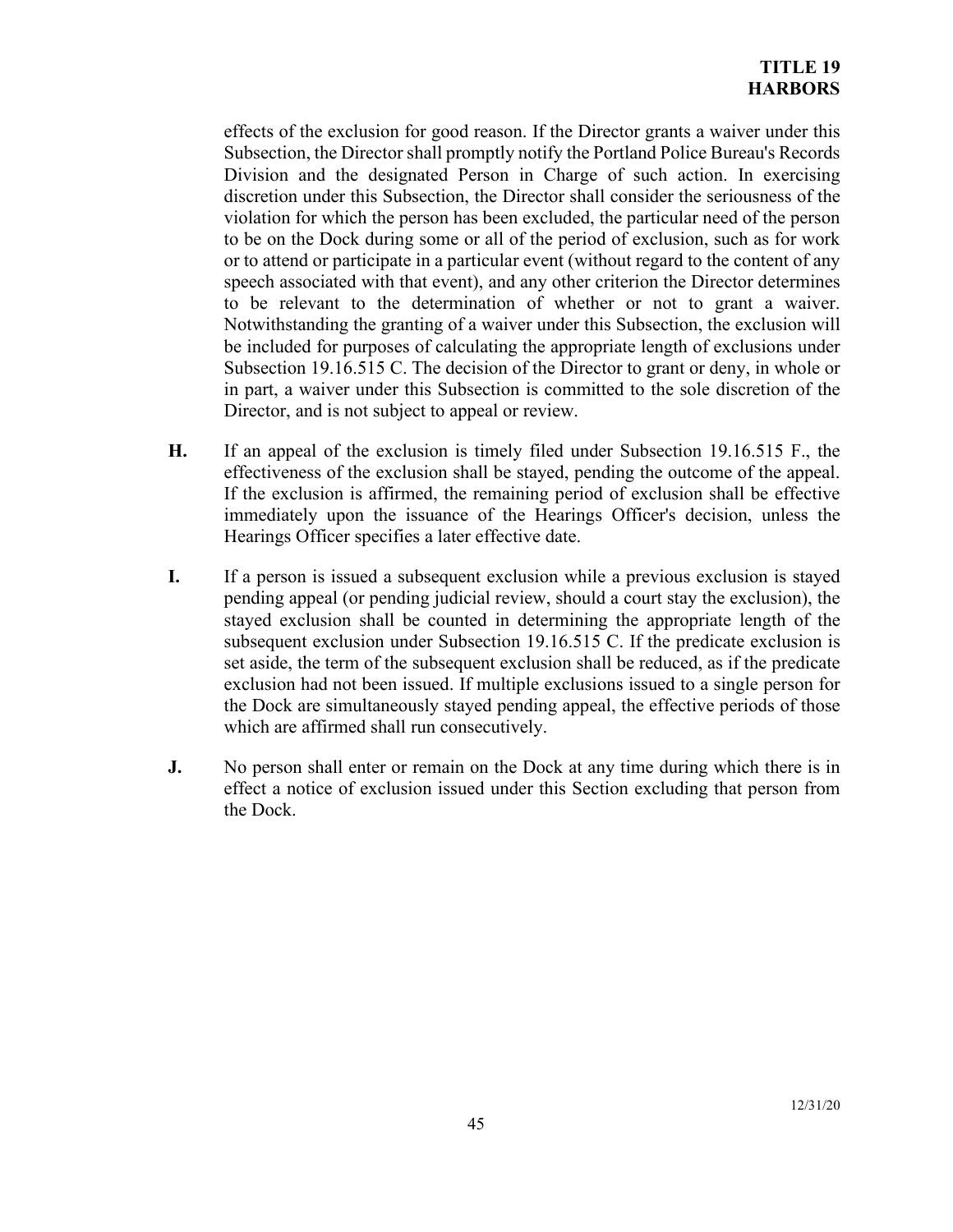effects of the exclusion for good reason. If the Director grants a waiver under this Subsection, the Director shall promptly notify the Portland Police Bureau's Records Division and the designated Person in Charge of such action. In exercising discretion under this Subsection, the Director shall consider the seriousness of the violation for which the person has been excluded, the particular need of the person to be on the Dock during some or all of the period of exclusion, such as for work or to attend or participate in a particular event (without regard to the content of any speech associated with that event), and any other criterion the Director determines to be relevant to the determination of whether or not to grant a waiver. Notwithstanding the granting of a waiver under this Subsection, the exclusion will be included for purposes of calculating the appropriate length of exclusions under Subsection 19.16.515 C. The decision of the Director to grant or deny, in whole or in part, a waiver under this Subsection is committed to the sole discretion of the Director, and is not subject to appeal or review.

**H.** If an appeal of the exclusion is timely filed under Subsection 19.16.515 F., the effectiveness of the exclusion shall be stayed, pending the outcome of the appeal. If the exclusion is affirmed, the remaining period of exclusion shall be effective immediately upon the issuance of the Hearings Officer's decision, unless the Hearings Officer specifies a later effective date.

**I.** If a person is issued a subsequent exclusion while a previous exclusion is stayed pending appeal (or pending judicial review, should a court stay the exclusion), the stayed exclusion shall be counted in determining the appropriate length of the subsequent exclusion under Subsection 19.16.515 C. If the predicate exclusion is set aside, the term of the subsequent exclusion shall be reduced, as if the predicate exclusion had not been issued. If multiple exclusions issued to a single person for the Dock are simultaneously stayed pending appeal, the effective periods of those which are affirmed shall run consecutively.

**J.** No person shall enter or remain on the Dock at any time during which there is in effect a notice of exclusion issued under this Section excluding that person from the Dock.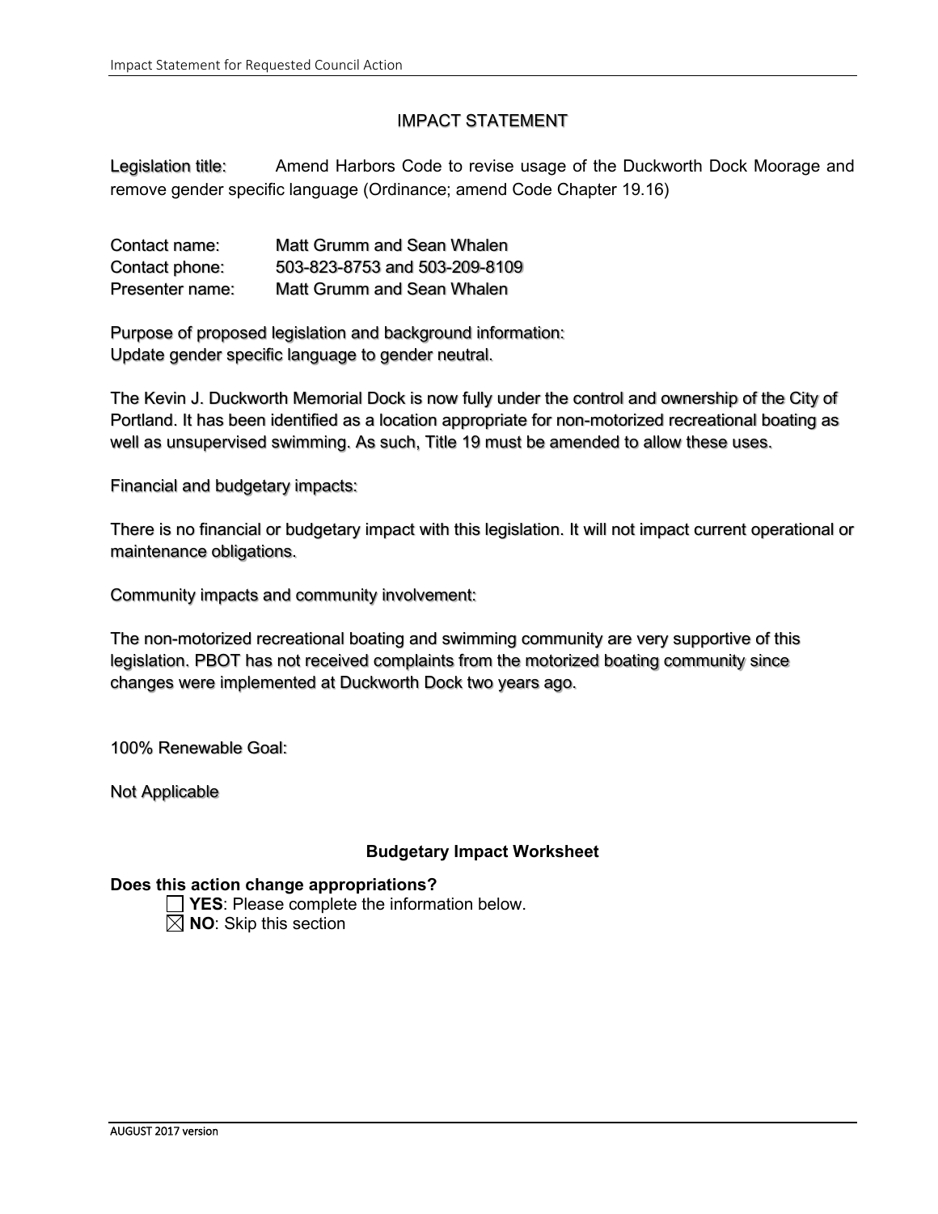## IMPACT STATEMENT

Legislation title: Amend Harbors Code to revise usage of the Duckworth Dock Moorage and remove gender specific language (Ordinance; amend Code Chapter 19.16)

Contact name: Matt Grumm and Sean Whalen
Contact phone: 503-823-8753 and 503-209-8109
Presenter name: Matt Grumm and Sean Whalen

Purpose of proposed legislation and background information:
Update gender specific language to gender neutral.

The Kevin J. Duckworth Memorial Dock is now fully under the control and ownership of the City of Portland. It has been identified as a location appropriate for non-motorized recreational boating as well as unsupervised swimming. As such, Title 19 must be amended to allow these uses.

Financial and budgetary impacts:

There is no financial or budgetary impact with this legislation. It will not impact current operational or maintenance obligations.

Community impacts and community involvement:

The non-motorized recreational boating and swimming community are very supportive of this legislation. PBOT has not received complaints from the motorized boating community since changes were implemented at Duckworth Dock two years ago.

100% Renewable Goal:

Not Applicable

### Budgetary Impact Worksheet

**Does this action change appropriations?**

- ☐ **YES**: Please complete the information below.
- ☒ **NO**: Skip this section